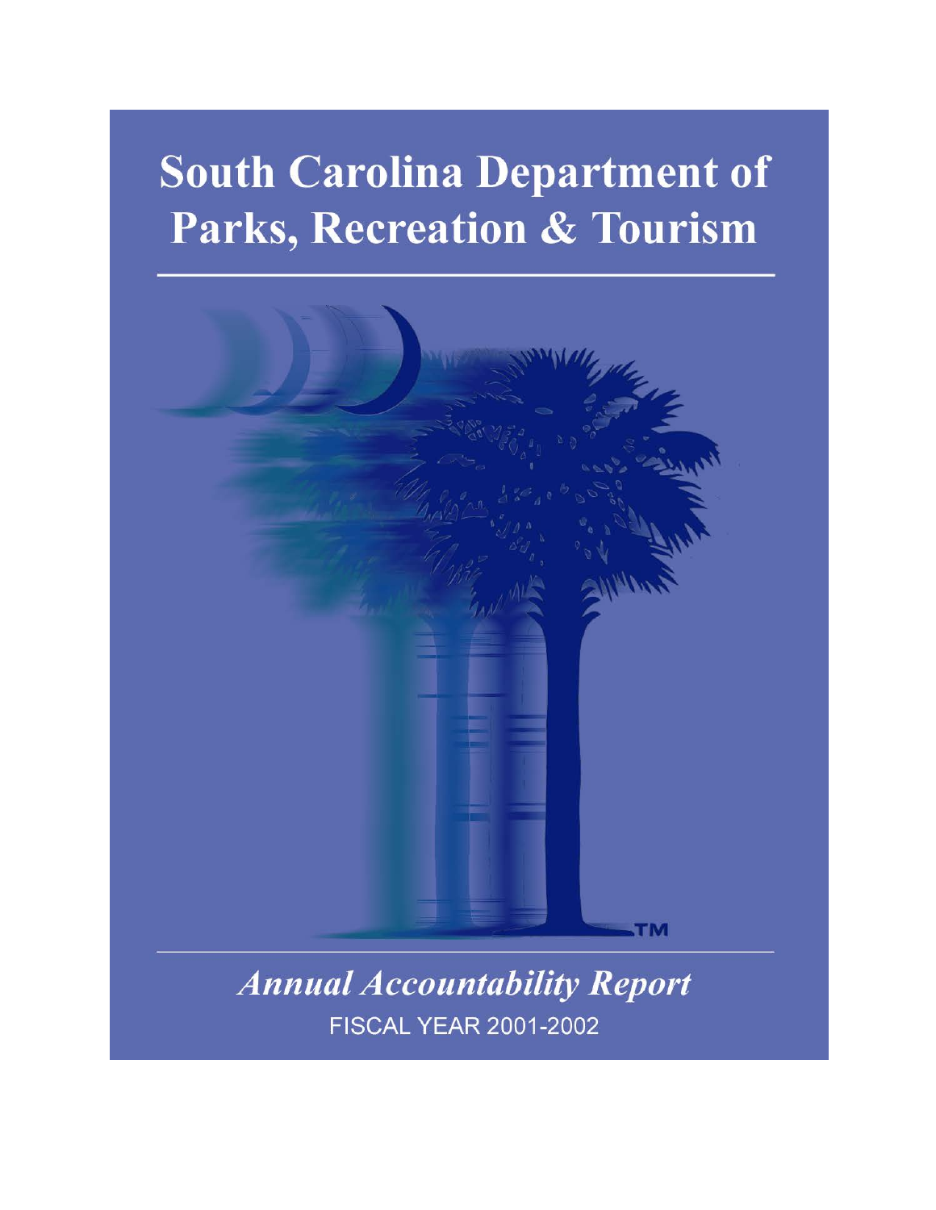# South Carolina Department of Parks, Recreation & Tourism

TM

## *Annual Accountability Report*

FISCAL YEAR 2001-2002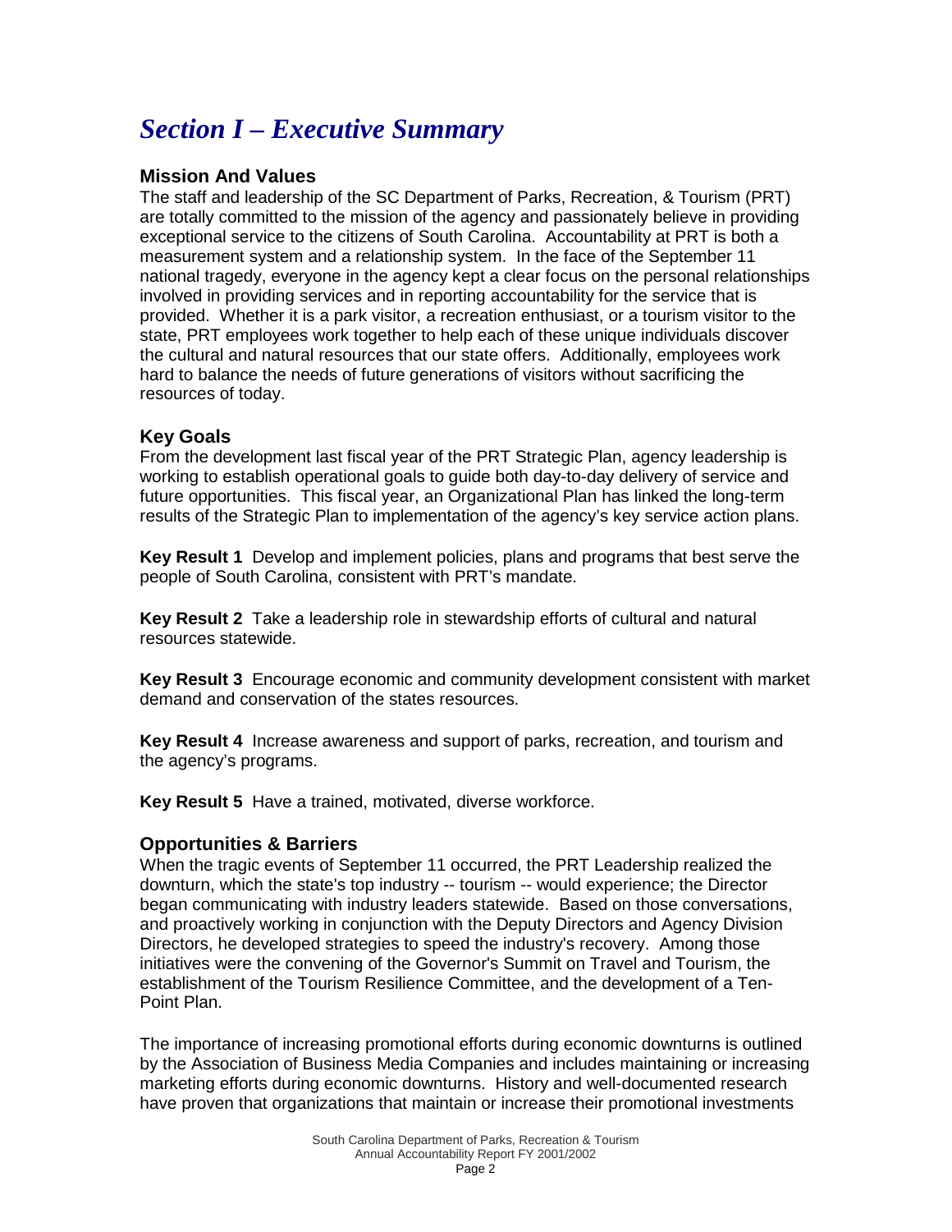# *Section I – Executive Summary*

## Mission And Values

The staff and leadership of the SC Department of Parks, Recreation, & Tourism (PRT) are totally committed to the mission of the agency and passionately believe in providing exceptional service to the citizens of South Carolina. Accountability at PRT is both a measurement system and a relationship system. In the face of the September 11 national tragedy, everyone in the agency kept a clear focus on the personal relationships involved in providing services and in reporting accountability for the service that is provided. Whether it is a park visitor, a recreation enthusiast, or a tourism visitor to the state, PRT employees work together to help each of these unique individuals discover the cultural and natural resources that our state offers. Additionally, employees work hard to balance the needs of future generations of visitors without sacrificing the resources of today.

## Key Goals

From the development last fiscal year of the PRT Strategic Plan, agency leadership is working to establish operational goals to guide both day-to-day delivery of service and future opportunities. This fiscal year, an Organizational Plan has linked the long-term results of the Strategic Plan to implementation of the agency's key service action plans.

**Key Result 1** Develop and implement policies, plans and programs that best serve the people of South Carolina, consistent with PRT's mandate.

**Key Result 2** Take a leadership role in stewardship efforts of cultural and natural resources statewide.

**Key Result 3** Encourage economic and community development consistent with market demand and conservation of the states resources.

**Key Result 4** Increase awareness and support of parks, recreation, and tourism and the agency's programs.

**Key Result 5** Have a trained, motivated, diverse workforce.

## Opportunities & Barriers

When the tragic events of September 11 occurred, the PRT Leadership realized the downturn, which the state's top industry -- tourism -- would experience; the Director began communicating with industry leaders statewide. Based on those conversations, and proactively working in conjunction with the Deputy Directors and Agency Division Directors, he developed strategies to speed the industry's recovery. Among those initiatives were the convening of the Governor's Summit on Travel and Tourism, the establishment of the Tourism Resilience Committee, and the development of a Ten-Point Plan.

The importance of increasing promotional efforts during economic downturns is outlined by the Association of Business Media Companies and includes maintaining or increasing marketing efforts during economic downturns. History and well-documented research have proven that organizations that maintain or increase their promotional investments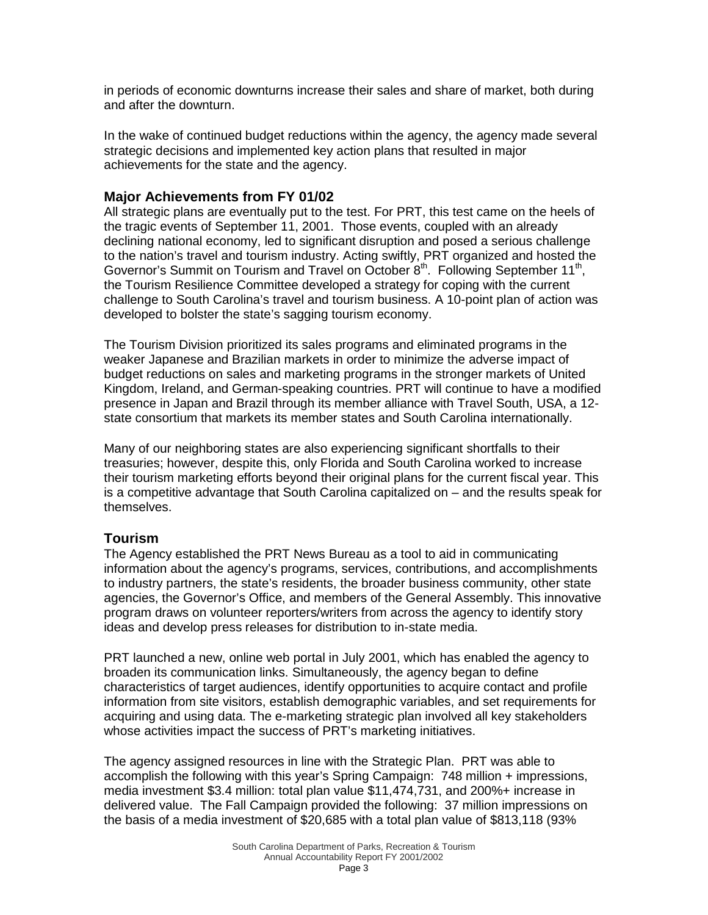in periods of economic downturns increase their sales and share of market, both during and after the downturn.

In the wake of continued budget reductions within the agency, the agency made several strategic decisions and implemented key action plans that resulted in major achievements for the state and the agency.

## Major Achievements from FY 01/02

All strategic plans are eventually put to the test. For PRT, this test came on the heels of the tragic events of September 11, 2001. Those events, coupled with an already declining national economy, led to significant disruption and posed a serious challenge to the nation's travel and tourism industry. Acting swiftly, PRT organized and hosted the Governor's Summit on Tourism and Travel on October 8th. Following September 11th, the Tourism Resilience Committee developed a strategy for coping with the current challenge to South Carolina's travel and tourism business. A 10-point plan of action was developed to bolster the state's sagging tourism economy.

The Tourism Division prioritized its sales programs and eliminated programs in the weaker Japanese and Brazilian markets in order to minimize the adverse impact of budget reductions on sales and marketing programs in the stronger markets of United Kingdom, Ireland, and German-speaking countries. PRT will continue to have a modified presence in Japan and Brazil through its member alliance with Travel South, USA, a 12-state consortium that markets its member states and South Carolina internationally.

Many of our neighboring states are also experiencing significant shortfalls to their treasuries; however, despite this, only Florida and South Carolina worked to increase their tourism marketing efforts beyond their original plans for the current fiscal year. This is a competitive advantage that South Carolina capitalized on – and the results speak for themselves.

## Tourism

The Agency established the PRT News Bureau as a tool to aid in communicating information about the agency's programs, services, contributions, and accomplishments to industry partners, the state's residents, the broader business community, other state agencies, the Governor's Office, and members of the General Assembly. This innovative program draws on volunteer reporters/writers from across the agency to identify story ideas and develop press releases for distribution to in-state media.

PRT launched a new, online web portal in July 2001, which has enabled the agency to broaden its communication links. Simultaneously, the agency began to define characteristics of target audiences, identify opportunities to acquire contact and profile information from site visitors, establish demographic variables, and set requirements for acquiring and using data. The e-marketing strategic plan involved all key stakeholders whose activities impact the success of PRT's marketing initiatives.

The agency assigned resources in line with the Strategic Plan. PRT was able to accomplish the following with this year's Spring Campaign: 748 million + impressions, media investment \$3.4 million: total plan value \$11,474,731, and 200%+ increase in delivered value. The Fall Campaign provided the following: 37 million impressions on the basis of a media investment of \$20,685 with a total plan value of \$813,118 (93%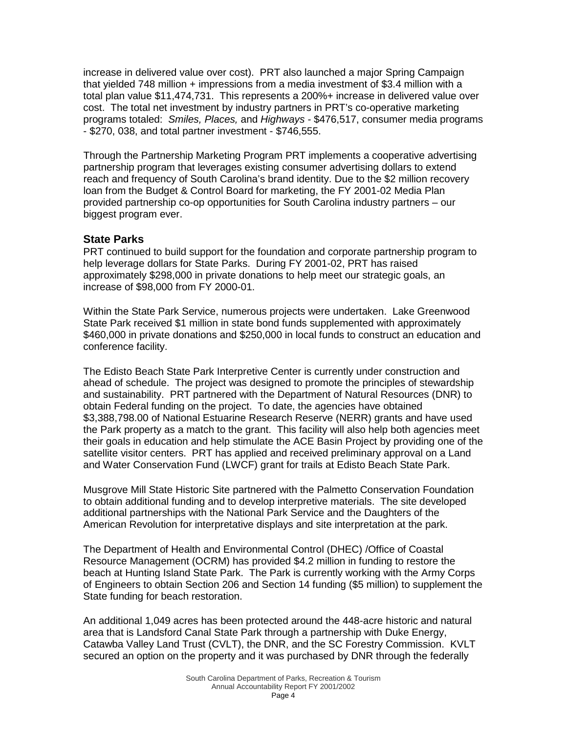increase in delivered value over cost). PRT also launched a major Spring Campaign that yielded 748 million + impressions from a media investment of $3.4 million with a total plan value $11,474,731. This represents a 200%+ increase in delivered value over cost. The total net investment by industry partners in PRT's co-operative marketing programs totaled: *Smiles, Places,* and *Highways* - $476,517, consumer media programs - $270, 038, and total partner investment - $746,555.

Through the Partnership Marketing Program PRT implements a cooperative advertising partnership program that leverages existing consumer advertising dollars to extend reach and frequency of South Carolina's brand identity. Due to the $2 million recovery loan from the Budget & Control Board for marketing, the FY 2001-02 Media Plan provided partnership co-op opportunities for South Carolina industry partners – our biggest program ever.

## State Parks

PRT continued to build support for the foundation and corporate partnership program to help leverage dollars for State Parks. During FY 2001-02, PRT has raised approximately $298,000 in private donations to help meet our strategic goals, an increase of $98,000 from FY 2000-01.

Within the State Park Service, numerous projects were undertaken. Lake Greenwood State Park received $1 million in state bond funds supplemented with approximately $460,000 in private donations and $250,000 in local funds to construct an education and conference facility.

The Edisto Beach State Park Interpretive Center is currently under construction and ahead of schedule. The project was designed to promote the principles of stewardship and sustainability. PRT partnered with the Department of Natural Resources (DNR) to obtain Federal funding on the project. To date, the agencies have obtained $3,388,798.00 of National Estuarine Research Reserve (NERR) grants and have used the Park property as a match to the grant. This facility will also help both agencies meet their goals in education and help stimulate the ACE Basin Project by providing one of the satellite visitor centers. PRT has applied and received preliminary approval on a Land and Water Conservation Fund (LWCF) grant for trails at Edisto Beach State Park.

Musgrove Mill State Historic Site partnered with the Palmetto Conservation Foundation to obtain additional funding and to develop interpretive materials. The site developed additional partnerships with the National Park Service and the Daughters of the American Revolution for interpretative displays and site interpretation at the park.

The Department of Health and Environmental Control (DHEC) /Office of Coastal Resource Management (OCRM) has provided $4.2 million in funding to restore the beach at Hunting Island State Park. The Park is currently working with the Army Corps of Engineers to obtain Section 206 and Section 14 funding ($5 million) to supplement the State funding for beach restoration.

An additional 1,049 acres has been protected around the 448-acre historic and natural area that is Landsford Canal State Park through a partnership with Duke Energy, Catawba Valley Land Trust (CVLT), the DNR, and the SC Forestry Commission. KVLT secured an option on the property and it was purchased by DNR through the federally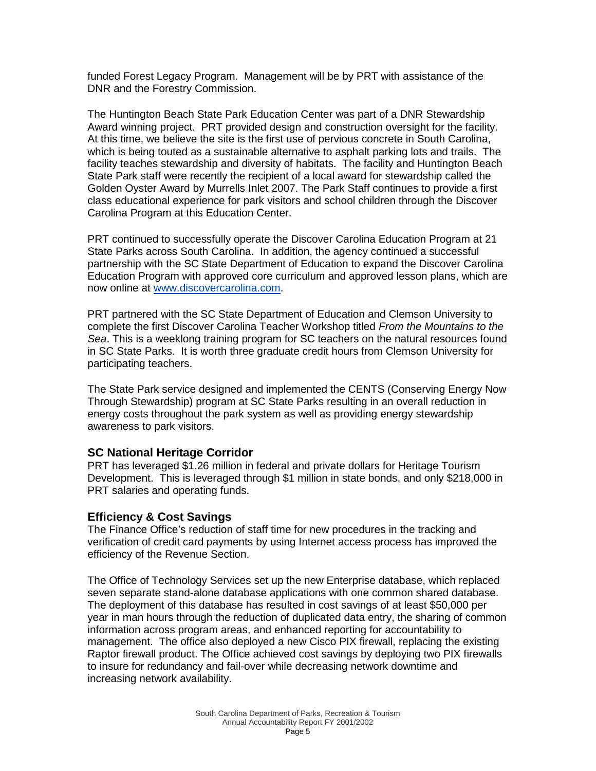funded Forest Legacy Program. Management will be by PRT with assistance of the DNR and the Forestry Commission.

The Huntington Beach State Park Education Center was part of a DNR Stewardship Award winning project. PRT provided design and construction oversight for the facility. At this time, we believe the site is the first use of pervious concrete in South Carolina, which is being touted as a sustainable alternative to asphalt parking lots and trails. The facility teaches stewardship and diversity of habitats. The facility and Huntington Beach State Park staff were recently the recipient of a local award for stewardship called the Golden Oyster Award by Murrells Inlet 2007. The Park Staff continues to provide a first class educational experience for park visitors and school children through the Discover Carolina Program at this Education Center.

PRT continued to successfully operate the Discover Carolina Education Program at 21 State Parks across South Carolina. In addition, the agency continued a successful partnership with the SC State Department of Education to expand the Discover Carolina Education Program with approved core curriculum and approved lesson plans, which are now online at [www.discovercarolina.com](http://www.discovercarolina.com).

PRT partnered with the SC State Department of Education and Clemson University to complete the first Discover Carolina Teacher Workshop titled *From the Mountains to the Sea*. This is a weeklong training program for SC teachers on the natural resources found in SC State Parks. It is worth three graduate credit hours from Clemson University for participating teachers.

The State Park service designed and implemented the CENTS (Conserving Energy Now Through Stewardship) program at SC State Parks resulting in an overall reduction in energy costs throughout the park system as well as providing energy stewardship awareness to park visitors.

### SC National Heritage Corridor

PRT has leveraged $1.26 million in federal and private dollars for Heritage Tourism Development. This is leveraged through $1 million in state bonds, and only $218,000 in PRT salaries and operating funds.

### Efficiency & Cost Savings

The Finance Office's reduction of staff time for new procedures in the tracking and verification of credit card payments by using Internet access process has improved the efficiency of the Revenue Section.

The Office of Technology Services set up the new Enterprise database, which replaced seven separate stand-alone database applications with one common shared database. The deployment of this database has resulted in cost savings of at least $50,000 per year in man hours through the reduction of duplicated data entry, the sharing of common information across program areas, and enhanced reporting for accountability to management. The office also deployed a new Cisco PIX firewall, replacing the existing Raptor firewall product. The Office achieved cost savings by deploying two PIX firewalls to insure for redundancy and fail-over while decreasing network downtime and increasing network availability.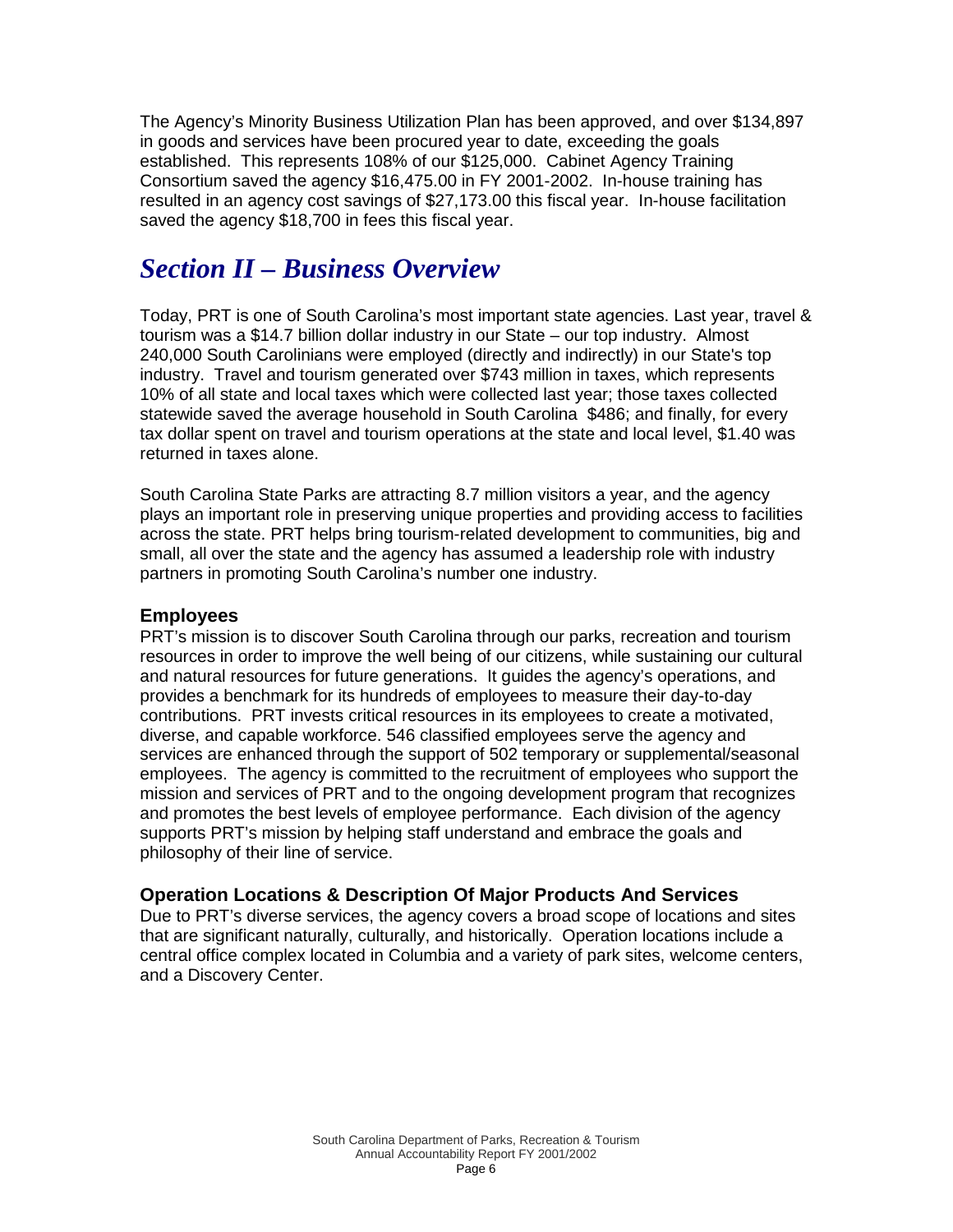The Agency's Minority Business Utilization Plan has been approved, and over $134,897 in goods and services have been procured year to date, exceeding the goals established. This represents 108% of our $125,000. Cabinet Agency Training Consortium saved the agency $16,475.00 in FY 2001-2002. In-house training has resulted in an agency cost savings of $27,173.00 this fiscal year. In-house facilitation saved the agency $18,700 in fees this fiscal year.

# *Section II – Business Overview*

Today, PRT is one of South Carolina's most important state agencies. Last year, travel & tourism was a $14.7 billion dollar industry in our State – our top industry. Almost 240,000 South Carolinians were employed (directly and indirectly) in our State's top industry. Travel and tourism generated over $743 million in taxes, which represents 10% of all state and local taxes which were collected last year; those taxes collected statewide saved the average household in South Carolina $486; and finally, for every tax dollar spent on travel and tourism operations at the state and local level, $1.40 was returned in taxes alone.

South Carolina State Parks are attracting 8.7 million visitors a year, and the agency plays an important role in preserving unique properties and providing access to facilities across the state. PRT helps bring tourism-related development to communities, big and small, all over the state and the agency has assumed a leadership role with industry partners in promoting South Carolina's number one industry.

### Employees

PRT's mission is to discover South Carolina through our parks, recreation and tourism resources in order to improve the well being of our citizens, while sustaining our cultural and natural resources for future generations. It guides the agency's operations, and provides a benchmark for its hundreds of employees to measure their day-to-day contributions. PRT invests critical resources in its employees to create a motivated, diverse, and capable workforce. 546 classified employees serve the agency and services are enhanced through the support of 502 temporary or supplemental/seasonal employees. The agency is committed to the recruitment of employees who support the mission and services of PRT and to the ongoing development program that recognizes and promotes the best levels of employee performance. Each division of the agency supports PRT's mission by helping staff understand and embrace the goals and philosophy of their line of service.

### Operation Locations & Description Of Major Products And Services

Due to PRT's diverse services, the agency covers a broad scope of locations and sites that are significant naturally, culturally, and historically. Operation locations include a central office complex located in Columbia and a variety of park sites, welcome centers, and a Discovery Center.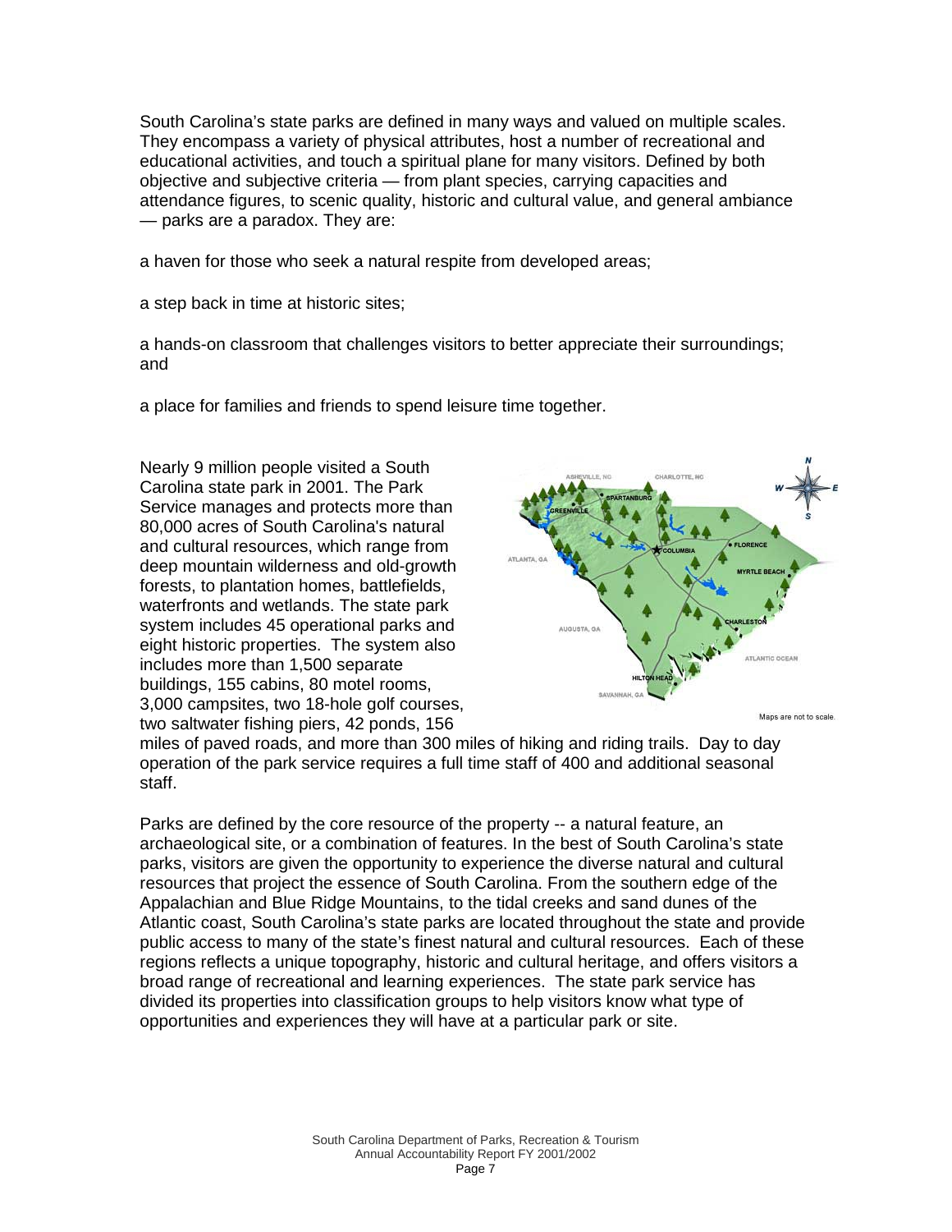South Carolina's state parks are defined in many ways and valued on multiple scales. They encompass a variety of physical attributes, host a number of recreational and educational activities, and touch a spiritual plane for many visitors. Defined by both objective and subjective criteria — from plant species, carrying capacities and attendance figures, to scenic quality, historic and cultural value, and general ambiance — parks are a paradox. They are:

a haven for those who seek a natural respite from developed areas;

a step back in time at historic sites;

a hands-on classroom that challenges visitors to better appreciate their surroundings; and

a place for families and friends to spend leisure time together.

Nearly 9 million people visited a South Carolina state park in 2001. The Park Service manages and protects more than 80,000 acres of South Carolina's natural and cultural resources, which range from deep mountain wilderness and old-growth forests, to plantation homes, battlefields, waterfronts and wetlands. The state park system includes 45 operational parks and eight historic properties. The system also includes more than 1,500 separate buildings, 155 cabins, 80 motel rooms, 3,000 campsites, two 18-hole golf courses, two saltwater fishing piers, 42 ponds, 156 miles of paved roads, and more than 300 miles of hiking and riding trails. Day to day operation of the park service requires a full time staff of 400 and additional seasonal staff.

Maps are not to scale.

Parks are defined by the core resource of the property -- a natural feature, an archaeological site, or a combination of features. In the best of South Carolina's state parks, visitors are given the opportunity to experience the diverse natural and cultural resources that project the essence of South Carolina. From the southern edge of the Appalachian and Blue Ridge Mountains, to the tidal creeks and sand dunes of the Atlantic coast, South Carolina's state parks are located throughout the state and provide public access to many of the state's finest natural and cultural resources. Each of these regions reflects a unique topography, historic and cultural heritage, and offers visitors a broad range of recreational and learning experiences. The state park service has divided its properties into classification groups to help visitors know what type of opportunities and experiences they will have at a particular park or site.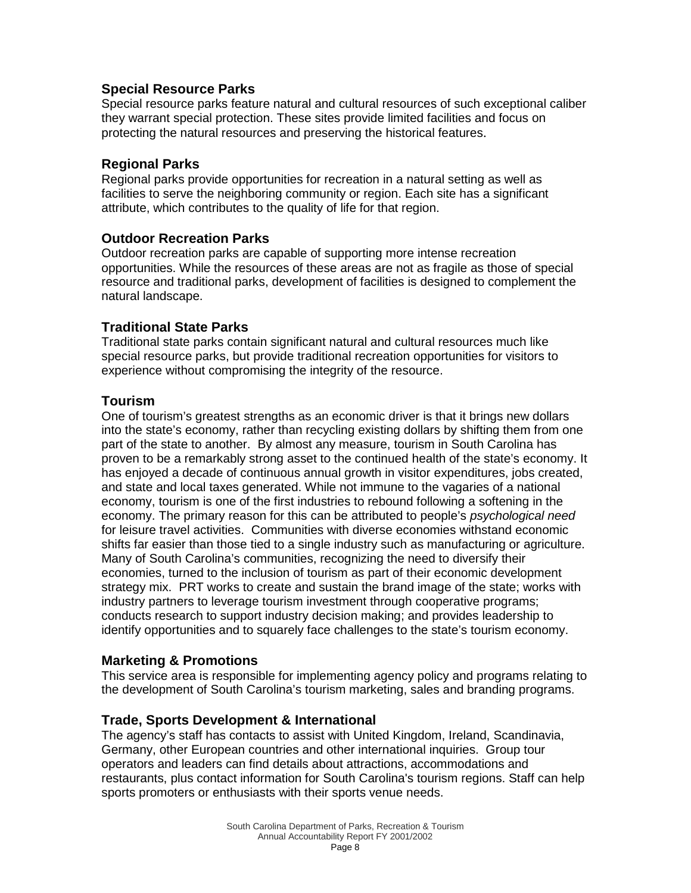### Special Resource Parks

Special resource parks feature natural and cultural resources of such exceptional caliber they warrant special protection. These sites provide limited facilities and focus on protecting the natural resources and preserving the historical features.

### Regional Parks

Regional parks provide opportunities for recreation in a natural setting as well as facilities to serve the neighboring community or region. Each site has a significant attribute, which contributes to the quality of life for that region.

### Outdoor Recreation Parks

Outdoor recreation parks are capable of supporting more intense recreation opportunities. While the resources of these areas are not as fragile as those of special resource and traditional parks, development of facilities is designed to complement the natural landscape.

### Traditional State Parks

Traditional state parks contain significant natural and cultural resources much like special resource parks, but provide traditional recreation opportunities for visitors to experience without compromising the integrity of the resource.

### Tourism

One of tourism's greatest strengths as an economic driver is that it brings new dollars into the state's economy, rather than recycling existing dollars by shifting them from one part of the state to another. By almost any measure, tourism in South Carolina has proven to be a remarkably strong asset to the continued health of the state's economy. It has enjoyed a decade of continuous annual growth in visitor expenditures, jobs created, and state and local taxes generated. While not immune to the vagaries of a national economy, tourism is one of the first industries to rebound following a softening in the economy. The primary reason for this can be attributed to people's *psychological need* for leisure travel activities. Communities with diverse economies withstand economic shifts far easier than those tied to a single industry such as manufacturing or agriculture. Many of South Carolina's communities, recognizing the need to diversify their economies, turned to the inclusion of tourism as part of their economic development strategy mix. PRT works to create and sustain the brand image of the state; works with industry partners to leverage tourism investment through cooperative programs; conducts research to support industry decision making; and provides leadership to identify opportunities and to squarely face challenges to the state's tourism economy.

### Marketing & Promotions

This service area is responsible for implementing agency policy and programs relating to the development of South Carolina's tourism marketing, sales and branding programs.

### Trade, Sports Development & International

The agency's staff has contacts to assist with United Kingdom, Ireland, Scandinavia, Germany, other European countries and other international inquiries. Group tour operators and leaders can find details about attractions, accommodations and restaurants, plus contact information for South Carolina's tourism regions. Staff can help sports promoters or enthusiasts with their sports venue needs.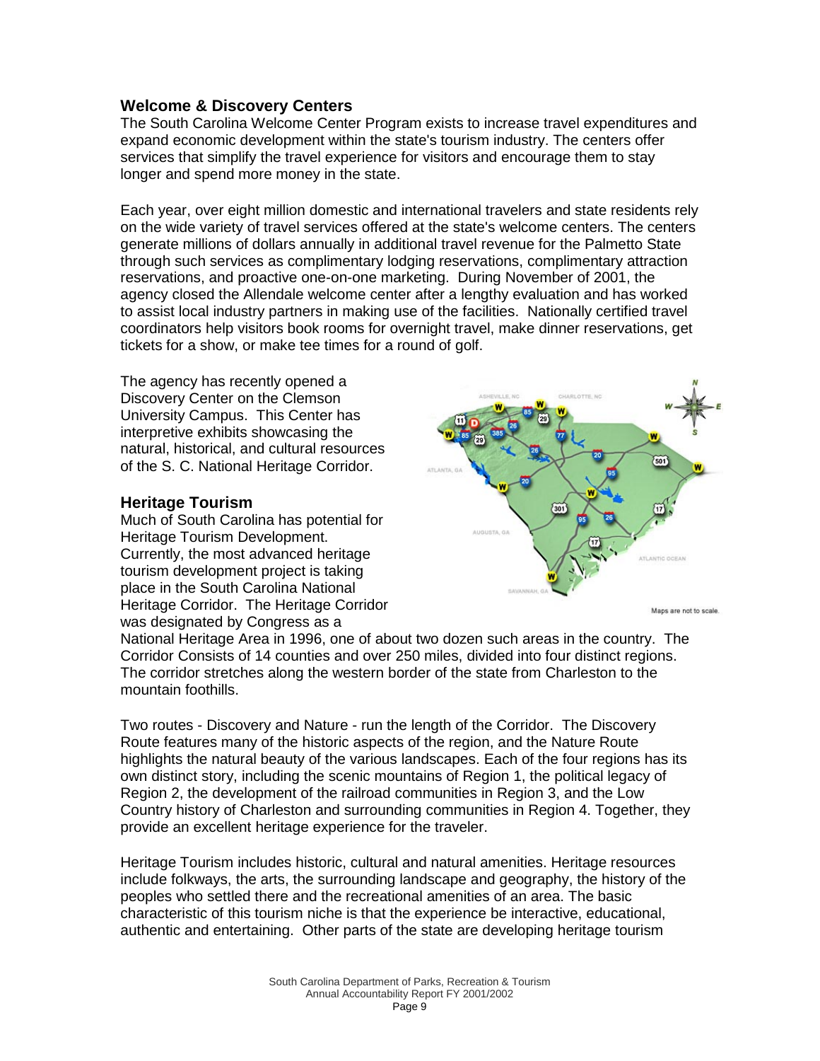## Welcome & Discovery Centers

The South Carolina Welcome Center Program exists to increase travel expenditures and expand economic development within the state's tourism industry. The centers offer services that simplify the travel experience for visitors and encourage them to stay longer and spend more money in the state.

Each year, over eight million domestic and international travelers and state residents rely on the wide variety of travel services offered at the state's welcome centers. The centers generate millions of dollars annually in additional travel revenue for the Palmetto State through such services as complimentary lodging reservations, complimentary attraction reservations, and proactive one-on-one marketing. During November of 2001, the agency closed the Allendale welcome center after a lengthy evaluation and has worked to assist local industry partners in making use of the facilities. Nationally certified travel coordinators help visitors book rooms for overnight travel, make dinner reservations, get tickets for a show, or make tee times for a round of golf.

The agency has recently opened a Discovery Center on the Clemson University Campus. This Center has interpretive exhibits showcasing the natural, historical, and cultural resources of the S. C. National Heritage Corridor.

Maps are not to scale.

## Heritage Tourism

Much of South Carolina has potential for Heritage Tourism Development. Currently, the most advanced heritage tourism development project is taking place in the South Carolina National Heritage Corridor. The Heritage Corridor was designated by Congress as a National Heritage Area in 1996, one of about two dozen such areas in the country. The Corridor Consists of 14 counties and over 250 miles, divided into four distinct regions. The corridor stretches along the western border of the state from Charleston to the mountain foothills.

Two routes - Discovery and Nature - run the length of the Corridor. The Discovery Route features many of the historic aspects of the region, and the Nature Route highlights the natural beauty of the various landscapes. Each of the four regions has its own distinct story, including the scenic mountains of Region 1, the political legacy of Region 2, the development of the railroad communities in Region 3, and the Low Country history of Charleston and surrounding communities in Region 4. Together, they provide an excellent heritage experience for the traveler.

Heritage Tourism includes historic, cultural and natural amenities. Heritage resources include folkways, the arts, the surrounding landscape and geography, the history of the peoples who settled there and the recreational amenities of an area. The basic characteristic of this tourism niche is that the experience be interactive, educational, authentic and entertaining. Other parts of the state are developing heritage tourism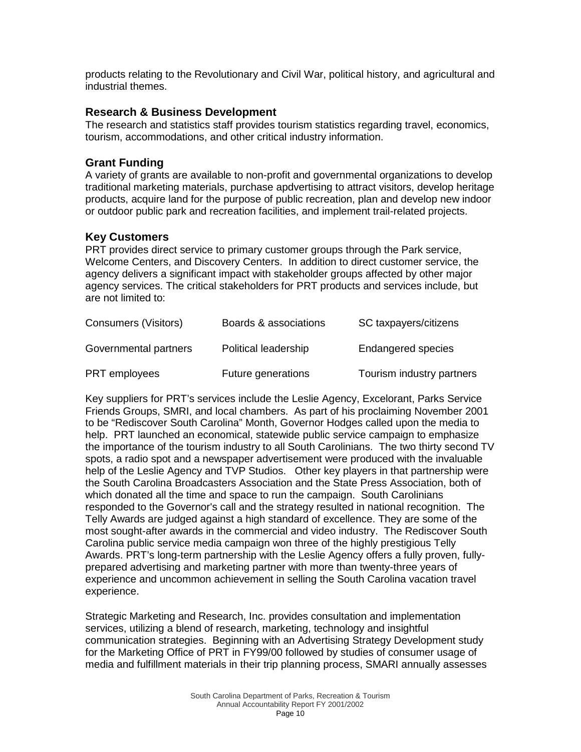products relating to the Revolutionary and Civil War, political history, and agricultural and industrial themes.

### Research & Business Development

The research and statistics staff provides tourism statistics regarding travel, economics, tourism, accommodations, and other critical industry information.

### Grant Funding

A variety of grants are available to non-profit and governmental organizations to develop traditional marketing materials, purchase apdvertising to attract visitors, develop heritage products, acquire land for the purpose of public recreation, plan and develop new indoor or outdoor public park and recreation facilities, and implement trail-related projects.

### Key Customers

PRT provides direct service to primary customer groups through the Park service, Welcome Centers, and Discovery Centers. In addition to direct customer service, the agency delivers a significant impact with stakeholder groups affected by other major agency services. The critical stakeholders for PRT products and services include, but are not limited to:

| | | |
|---|---|---|
| Consumers (Visitors) | Boards & associations | SC taxpayers/citizens |
| Governmental partners | Political leadership | Endangered species |
| PRT employees | Future generations | Tourism industry partners |

Key suppliers for PRT's services include the Leslie Agency, Excelorant, Parks Service Friends Groups, SMRI, and local chambers. As part of his proclaiming November 2001 to be "Rediscover South Carolina" Month, Governor Hodges called upon the media to help. PRT launched an economical, statewide public service campaign to emphasize the importance of the tourism industry to all South Carolinians. The two thirty second TV spots, a radio spot and a newspaper advertisement were produced with the invaluable help of the Leslie Agency and TVP Studios. Other key players in that partnership were the South Carolina Broadcasters Association and the State Press Association, both of which donated all the time and space to run the campaign. South Carolinians responded to the Governor's call and the strategy resulted in national recognition. The Telly Awards are judged against a high standard of excellence. They are some of the most sought-after awards in the commercial and video industry. The Rediscover South Carolina public service media campaign won three of the highly prestigious Telly Awards. PRT's long-term partnership with the Leslie Agency offers a fully proven, fully-prepared advertising and marketing partner with more than twenty-three years of experience and uncommon achievement in selling the South Carolina vacation travel experience.

Strategic Marketing and Research, Inc. provides consultation and implementation services, utilizing a blend of research, marketing, technology and insightful communication strategies. Beginning with an Advertising Strategy Development study for the Marketing Office of PRT in FY99/00 followed by studies of consumer usage of media and fulfillment materials in their trip planning process, SMARI annually assesses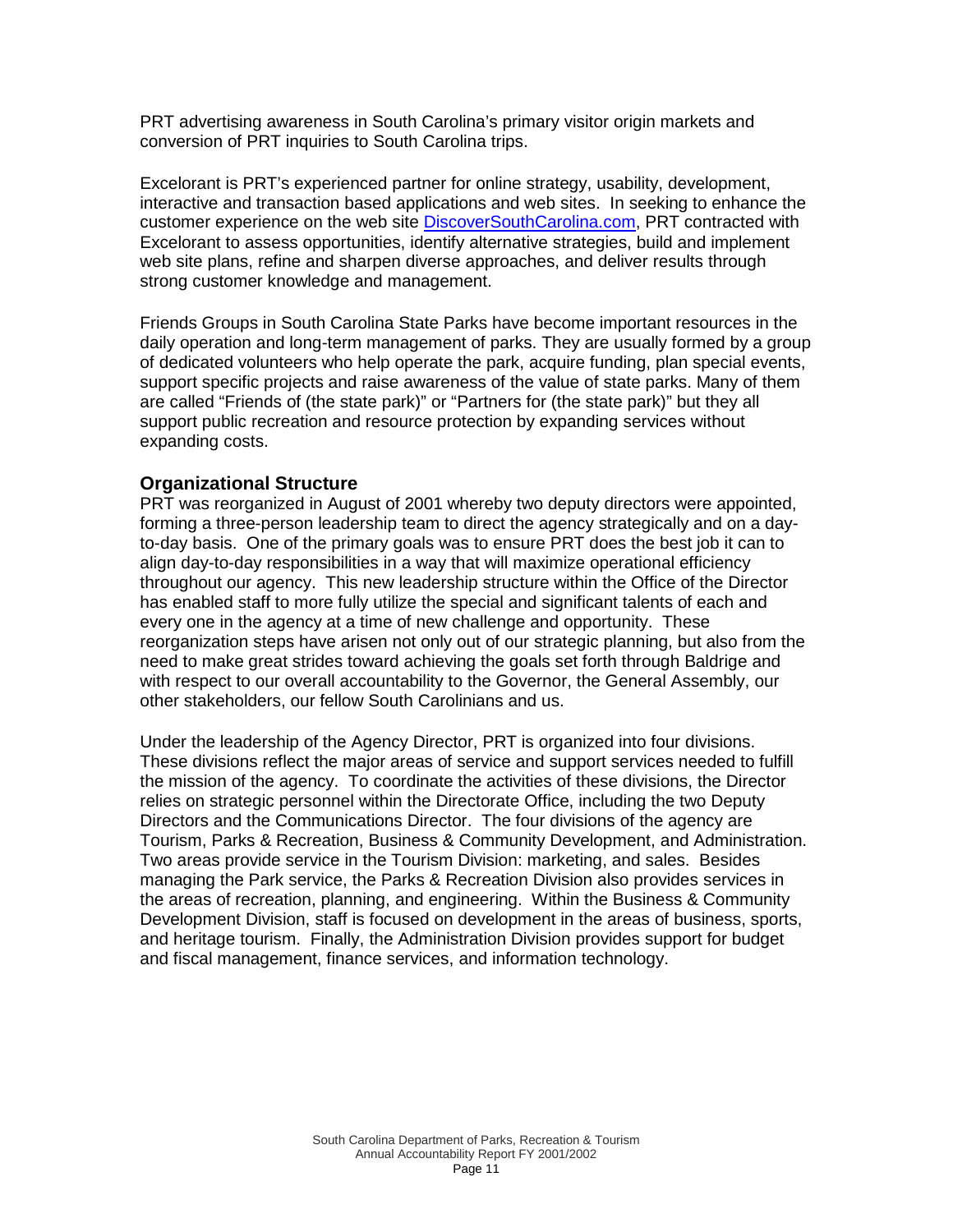PRT advertising awareness in South Carolina's primary visitor origin markets and conversion of PRT inquiries to South Carolina trips.

Excelorant is PRT's experienced partner for online strategy, usability, development, interactive and transaction based applications and web sites. In seeking to enhance the customer experience on the web site DiscoverSouthCarolina.com, PRT contracted with Excelorant to assess opportunities, identify alternative strategies, build and implement web site plans, refine and sharpen diverse approaches, and deliver results through strong customer knowledge and management.

Friends Groups in South Carolina State Parks have become important resources in the daily operation and long-term management of parks. They are usually formed by a group of dedicated volunteers who help operate the park, acquire funding, plan special events, support specific projects and raise awareness of the value of state parks. Many of them are called "Friends of (the state park)" or "Partners for (the state park)" but they all support public recreation and resource protection by expanding services without expanding costs.

## Organizational Structure

PRT was reorganized in August of 2001 whereby two deputy directors were appointed, forming a three-person leadership team to direct the agency strategically and on a day-to-day basis. One of the primary goals was to ensure PRT does the best job it can to align day-to-day responsibilities in a way that will maximize operational efficiency throughout our agency. This new leadership structure within the Office of the Director has enabled staff to more fully utilize the special and significant talents of each and every one in the agency at a time of new challenge and opportunity. These reorganization steps have arisen not only out of our strategic planning, but also from the need to make great strides toward achieving the goals set forth through Baldrige and with respect to our overall accountability to the Governor, the General Assembly, our other stakeholders, our fellow South Carolinians and us.

Under the leadership of the Agency Director, PRT is organized into four divisions. These divisions reflect the major areas of service and support services needed to fulfill the mission of the agency. To coordinate the activities of these divisions, the Director relies on strategic personnel within the Directorate Office, including the two Deputy Directors and the Communications Director. The four divisions of the agency are Tourism, Parks & Recreation, Business & Community Development, and Administration. Two areas provide service in the Tourism Division: marketing, and sales. Besides managing the Park service, the Parks & Recreation Division also provides services in the areas of recreation, planning, and engineering. Within the Business & Community Development Division, staff is focused on development in the areas of business, sports, and heritage tourism. Finally, the Administration Division provides support for budget and fiscal management, finance services, and information technology.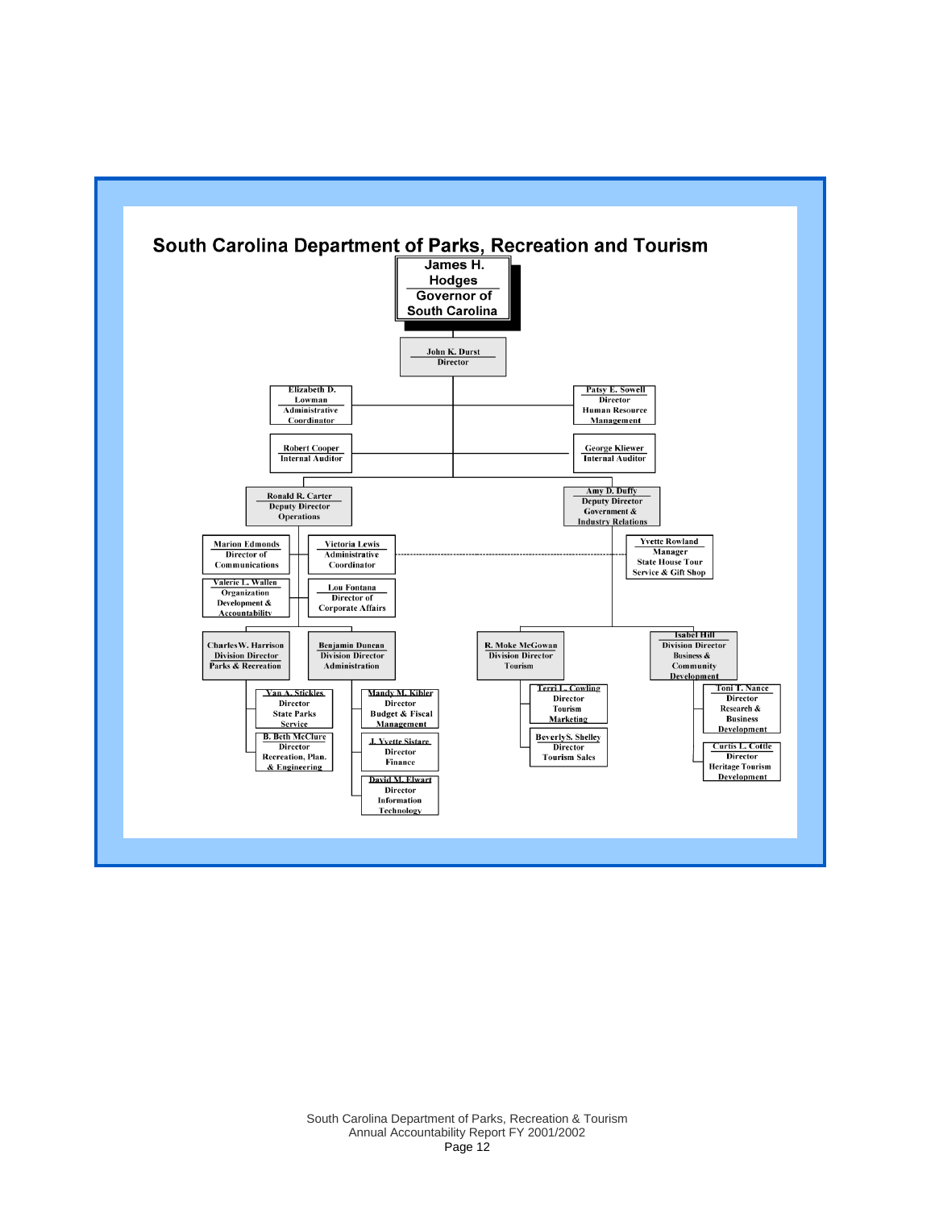# South Carolina Department of Parks, Recreation and Tourism

- **James H. Hodges** — Governor of South Carolina
  - **John K. Durst** — Director
    - Elizabeth D. Lowman — Administrative Coordinator
    - Patsy E. Sowell — Director Human Resource Management
    - Robert Cooper — Internal Auditor
    - George Kliewer — Internal Auditor
    - **Ronald R. Carter** — Deputy Director Operations
      - Marion Edmonds — Director of Communications
      - Victoria Lewis — Administrative Coordinator
      - Valerie L. Wallen — Organization Development & Accountability
      - Lou Fontana — Director of Corporate Affairs
      - **Charles W. Harrison** — Division Director Parks & Recreation
        - Van A. Stickles — Director State Parks Service
        - B. Beth McClure — Director Recreation, Plan. & Engineering
      - **Benjamin Duncan** — Division Director Administration
        - Mandy M. Kibler — Director Budget & Fiscal Management
        - J. Yvette Sistare — Director Finance
        - David M. Elwart — Director Information Technology
    - **Amy D. Duffy** — Deputy Director Government & Industry Relations
      - Yvette Rowland — Manager State House Tour Service & Gift Shop
      - **R. Moke McGowan** — Division Director Tourism
        - Terri L. Cowling — Director Tourism Marketing
        - Beverly S. Shelley — Director Tourism Sales
      - **Isabel Hill** — Division Director Business & Community Development
        - Toni T. Nance — Director Research & Business Development
        - Curtis L. Cottle — Director Heritage Tourism Development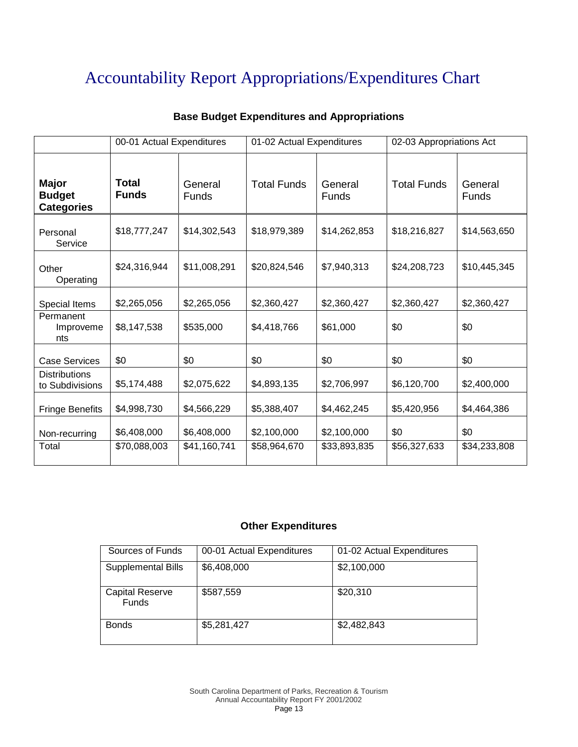# Accountability Report Appropriations/Expenditures Chart

### Base Budget Expenditures and Appropriations

| | 00-01 Actual Expenditures | | 01-02 Actual Expenditures | | 02-03 Appropriations Act | |
|---|---|---|---|---|---|---|
| **Major Budget Categories** | **Total Funds** | General Funds | Total Funds | General Funds | Total Funds | General Funds |
| Personal Service | $18,777,247 | $14,302,543 | $18,979,389 | $14,262,853 | $18,216,827 | $14,563,650 |
| Other Operating | $24,316,944 | $11,008,291 | $20,824,546 | $7,940,313 | $24,208,723 | $10,445,345 |
| Special Items | $2,265,056 | $2,265,056 | $2,360,427 | $2,360,427 | $2,360,427 | $2,360,427 |
| Permanent Improvements | $8,147,538 | $535,000 | $4,418,766 | $61,000 | $0 | $0 |
| Case Services | $0 | $0 | $0 | $0 | $0 | $0 |
| Distributions to Subdivisions | $5,174,488 | $2,075,622 | $4,893,135 | $2,706,997 | $6,120,700 | $2,400,000 |
| Fringe Benefits | $4,998,730 | $4,566,229 | $5,388,407 | $4,462,245 | $5,420,956 | $4,464,386 |
| Non-recurring | $6,408,000 | $6,408,000 | $2,100,000 | $2,100,000 | $0 | $0 |
| Total | $70,088,003 | $41,160,741 | $58,964,670 | $33,893,835 | $56,327,633 | $34,233,808 |

### Other Expenditures

| Sources of Funds | 00-01 Actual Expenditures | 01-02 Actual Expenditures |
|---|---|---|
| Supplemental Bills | $6,408,000 | $2,100,000 |
| Capital Reserve Funds | $587,559 | $20,310 |
| Bonds | $5,281,427 | $2,482,843 |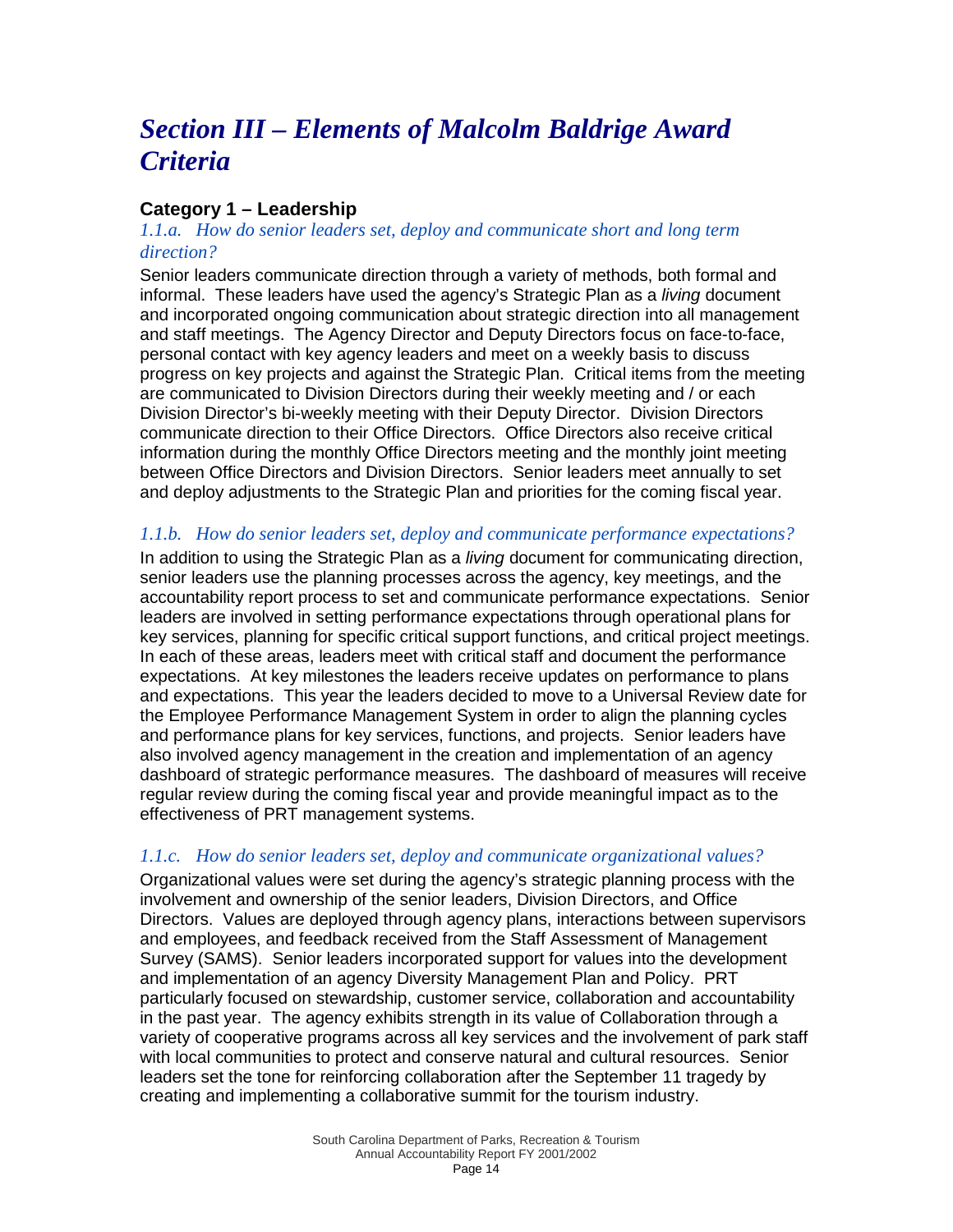# *Section III – Elements of Malcolm Baldrige Award Criteria*

## Category 1 – Leadership

### *1.1.a. How do senior leaders set, deploy and communicate short and long term direction?*

Senior leaders communicate direction through a variety of methods, both formal and informal. These leaders have used the agency's Strategic Plan as a *living* document and incorporated ongoing communication about strategic direction into all management and staff meetings. The Agency Director and Deputy Directors focus on face-to-face, personal contact with key agency leaders and meet on a weekly basis to discuss progress on key projects and against the Strategic Plan. Critical items from the meeting are communicated to Division Directors during their weekly meeting and / or each Division Director's bi-weekly meeting with their Deputy Director. Division Directors communicate direction to their Office Directors. Office Directors also receive critical information during the monthly Office Directors meeting and the monthly joint meeting between Office Directors and Division Directors. Senior leaders meet annually to set and deploy adjustments to the Strategic Plan and priorities for the coming fiscal year.

### *1.1.b. How do senior leaders set, deploy and communicate performance expectations?*

In addition to using the Strategic Plan as a *living* document for communicating direction, senior leaders use the planning processes across the agency, key meetings, and the accountability report process to set and communicate performance expectations. Senior leaders are involved in setting performance expectations through operational plans for key services, planning for specific critical support functions, and critical project meetings. In each of these areas, leaders meet with critical staff and document the performance expectations. At key milestones the leaders receive updates on performance to plans and expectations. This year the leaders decided to move to a Universal Review date for the Employee Performance Management System in order to align the planning cycles and performance plans for key services, functions, and projects. Senior leaders have also involved agency management in the creation and implementation of an agency dashboard of strategic performance measures. The dashboard of measures will receive regular review during the coming fiscal year and provide meaningful impact as to the effectiveness of PRT management systems.

### *1.1.c. How do senior leaders set, deploy and communicate organizational values?*

Organizational values were set during the agency's strategic planning process with the involvement and ownership of the senior leaders, Division Directors, and Office Directors. Values are deployed through agency plans, interactions between supervisors and employees, and feedback received from the Staff Assessment of Management Survey (SAMS). Senior leaders incorporated support for values into the development and implementation of an agency Diversity Management Plan and Policy. PRT particularly focused on stewardship, customer service, collaboration and accountability in the past year. The agency exhibits strength in its value of Collaboration through a variety of cooperative programs across all key services and the involvement of park staff with local communities to protect and conserve natural and cultural resources. Senior leaders set the tone for reinforcing collaboration after the September 11 tragedy by creating and implementing a collaborative summit for the tourism industry.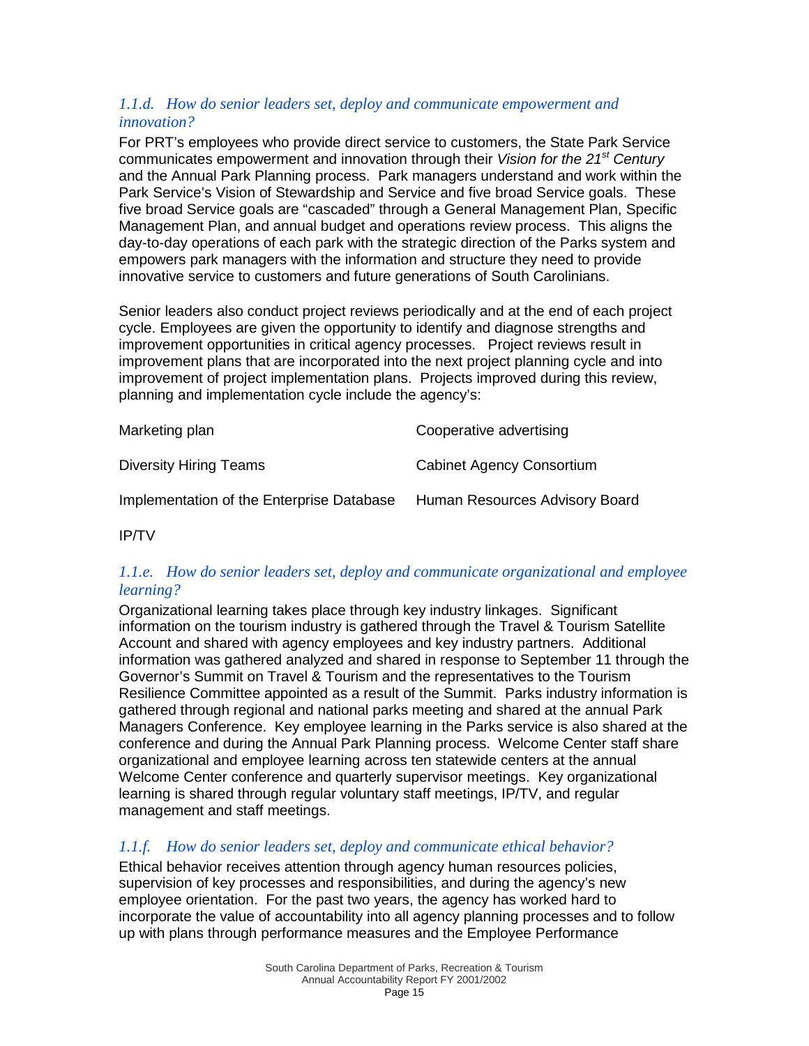### *1.1.d. How do senior leaders set, deploy and communicate empowerment and innovation?*

For PRT's employees who provide direct service to customers, the State Park Service communicates empowerment and innovation through their *Vision for the 21st Century* and the Annual Park Planning process. Park managers understand and work within the Park Service's Vision of Stewardship and Service and five broad Service goals. These five broad Service goals are "cascaded" through a General Management Plan, Specific Management Plan, and annual budget and operations review process. This aligns the day-to-day operations of each park with the strategic direction of the Parks system and empowers park managers with the information and structure they need to provide innovative service to customers and future generations of South Carolinians.

Senior leaders also conduct project reviews periodically and at the end of each project cycle. Employees are given the opportunity to identify and diagnose strengths and improvement opportunities in critical agency processes. Project reviews result in improvement plans that are incorporated into the next project planning cycle and into improvement of project implementation plans. Projects improved during this review, planning and implementation cycle include the agency's:

| | |
|---|---|
| Marketing plan | Cooperative advertising |
| Diversity Hiring Teams | Cabinet Agency Consortium |
| Implementation of the Enterprise Database | Human Resources Advisory Board |
| IP/TV | |

### *1.1.e. How do senior leaders set, deploy and communicate organizational and employee learning?*

Organizational learning takes place through key industry linkages. Significant information on the tourism industry is gathered through the Travel & Tourism Satellite Account and shared with agency employees and key industry partners. Additional information was gathered analyzed and shared in response to September 11 through the Governor's Summit on Travel & Tourism and the representatives to the Tourism Resilience Committee appointed as a result of the Summit. Parks industry information is gathered through regional and national parks meeting and shared at the annual Park Managers Conference. Key employee learning in the Parks service is also shared at the conference and during the Annual Park Planning process. Welcome Center staff share organizational and employee learning across ten statewide centers at the annual Welcome Center conference and quarterly supervisor meetings. Key organizational learning is shared through regular voluntary staff meetings, IP/TV, and regular management and staff meetings.

### *1.1.f. How do senior leaders set, deploy and communicate ethical behavior?*

Ethical behavior receives attention through agency human resources policies, supervision of key processes and responsibilities, and during the agency's new employee orientation. For the past two years, the agency has worked hard to incorporate the value of accountability into all agency planning processes and to follow up with plans through performance measures and the Employee Performance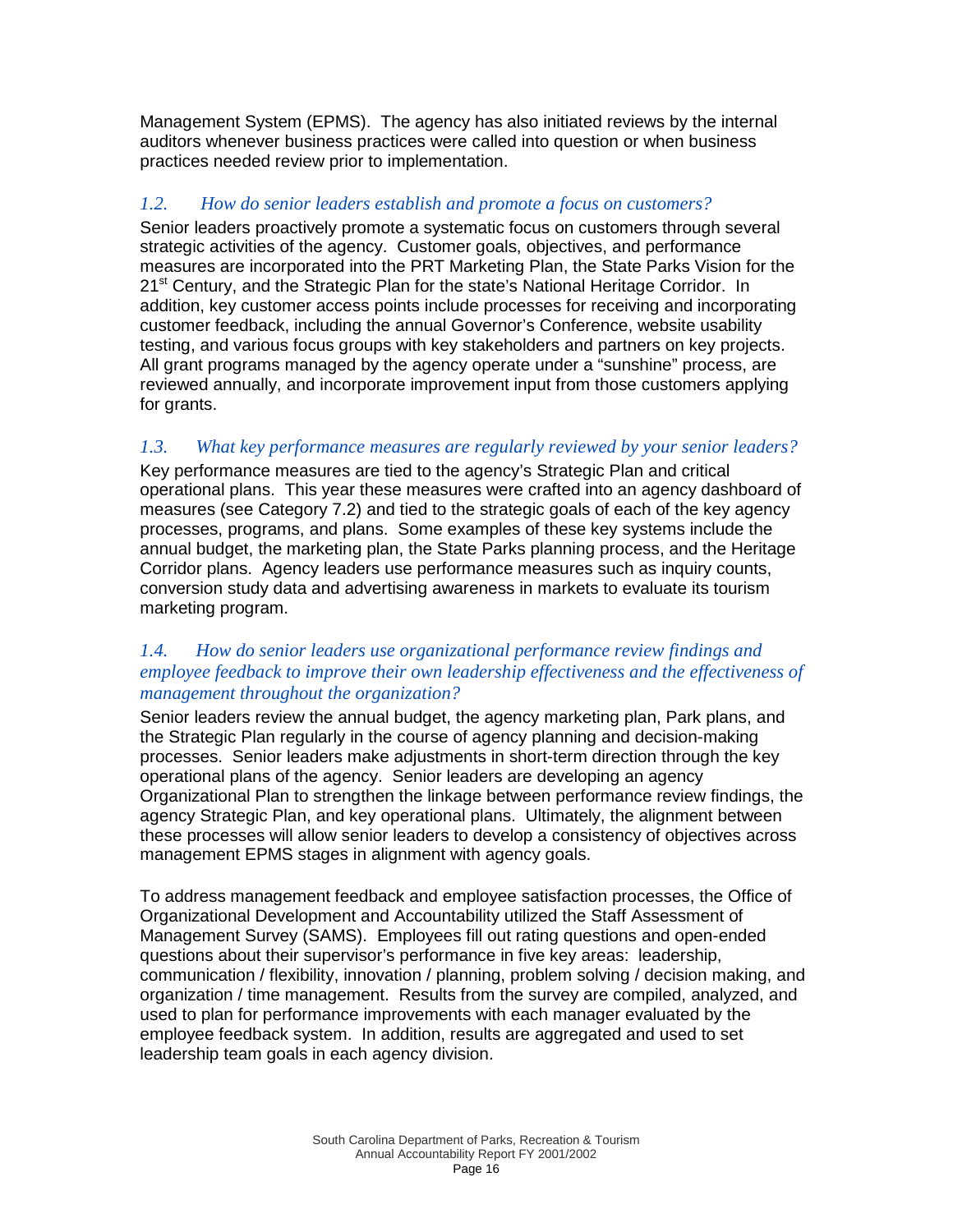Management System (EPMS). The agency has also initiated reviews by the internal auditors whenever business practices were called into question or when business practices needed review prior to implementation.

### *1.2. How do senior leaders establish and promote a focus on customers?*

Senior leaders proactively promote a systematic focus on customers through several strategic activities of the agency. Customer goals, objectives, and performance measures are incorporated into the PRT Marketing Plan, the State Parks Vision for the 21st Century, and the Strategic Plan for the state's National Heritage Corridor. In addition, key customer access points include processes for receiving and incorporating customer feedback, including the annual Governor's Conference, website usability testing, and various focus groups with key stakeholders and partners on key projects. All grant programs managed by the agency operate under a "sunshine" process, are reviewed annually, and incorporate improvement input from those customers applying for grants.

### *1.3. What key performance measures are regularly reviewed by your senior leaders?*

Key performance measures are tied to the agency's Strategic Plan and critical operational plans. This year these measures were crafted into an agency dashboard of measures (see Category 7.2) and tied to the strategic goals of each of the key agency processes, programs, and plans. Some examples of these key systems include the annual budget, the marketing plan, the State Parks planning process, and the Heritage Corridor plans. Agency leaders use performance measures such as inquiry counts, conversion study data and advertising awareness in markets to evaluate its tourism marketing program.

### *1.4. How do senior leaders use organizational performance review findings and employee feedback to improve their own leadership effectiveness and the effectiveness of management throughout the organization?*

Senior leaders review the annual budget, the agency marketing plan, Park plans, and the Strategic Plan regularly in the course of agency planning and decision-making processes. Senior leaders make adjustments in short-term direction through the key operational plans of the agency. Senior leaders are developing an agency Organizational Plan to strengthen the linkage between performance review findings, the agency Strategic Plan, and key operational plans. Ultimately, the alignment between these processes will allow senior leaders to develop a consistency of objectives across management EPMS stages in alignment with agency goals.

To address management feedback and employee satisfaction processes, the Office of Organizational Development and Accountability utilized the Staff Assessment of Management Survey (SAMS). Employees fill out rating questions and open-ended questions about their supervisor's performance in five key areas: leadership, communication / flexibility, innovation / planning, problem solving / decision making, and organization / time management. Results from the survey are compiled, analyzed, and used to plan for performance improvements with each manager evaluated by the employee feedback system. In addition, results are aggregated and used to set leadership team goals in each agency division.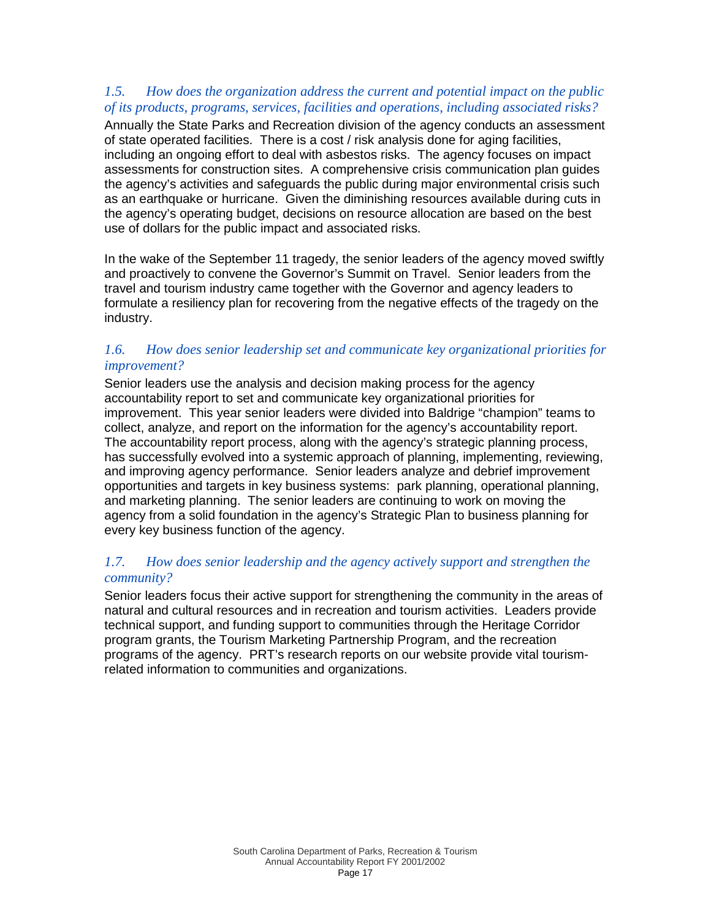### *1.5. How does the organization address the current and potential impact on the public of its products, programs, services, facilities and operations, including associated risks?*

Annually the State Parks and Recreation division of the agency conducts an assessment of state operated facilities. There is a cost / risk analysis done for aging facilities, including an ongoing effort to deal with asbestos risks. The agency focuses on impact assessments for construction sites. A comprehensive crisis communication plan guides the agency's activities and safeguards the public during major environmental crisis such as an earthquake or hurricane. Given the diminishing resources available during cuts in the agency's operating budget, decisions on resource allocation are based on the best use of dollars for the public impact and associated risks.

In the wake of the September 11 tragedy, the senior leaders of the agency moved swiftly and proactively to convene the Governor's Summit on Travel. Senior leaders from the travel and tourism industry came together with the Governor and agency leaders to formulate a resiliency plan for recovering from the negative effects of the tragedy on the industry.

### *1.6. How does senior leadership set and communicate key organizational priorities for improvement?*

Senior leaders use the analysis and decision making process for the agency accountability report to set and communicate key organizational priorities for improvement. This year senior leaders were divided into Baldrige "champion" teams to collect, analyze, and report on the information for the agency's accountability report. The accountability report process, along with the agency's strategic planning process, has successfully evolved into a systemic approach of planning, implementing, reviewing, and improving agency performance. Senior leaders analyze and debrief improvement opportunities and targets in key business systems: park planning, operational planning, and marketing planning. The senior leaders are continuing to work on moving the agency from a solid foundation in the agency's Strategic Plan to business planning for every key business function of the agency.

### *1.7. How does senior leadership and the agency actively support and strengthen the community?*

Senior leaders focus their active support for strengthening the community in the areas of natural and cultural resources and in recreation and tourism activities. Leaders provide technical support, and funding support to communities through the Heritage Corridor program grants, the Tourism Marketing Partnership Program, and the recreation programs of the agency. PRT's research reports on our website provide vital tourism-related information to communities and organizations.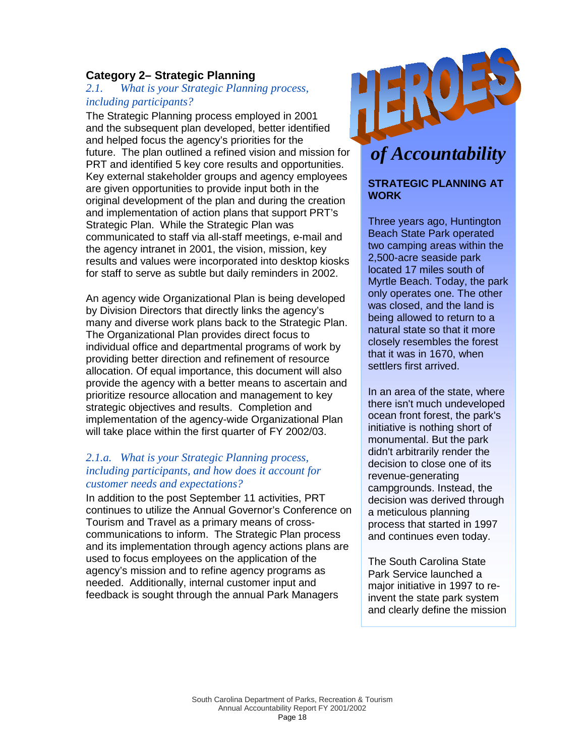## Category 2– Strategic Planning

*2.1. What is your Strategic Planning process, including participants?*

The Strategic Planning process employed in 2001 and the subsequent plan developed, better identified and helped focus the agency's priorities for the future. The plan outlined a refined vision and mission for PRT and identified 5 key core results and opportunities. Key external stakeholder groups and agency employees are given opportunities to provide input both in the original development of the plan and during the creation and implementation of action plans that support PRT's Strategic Plan. While the Strategic Plan was communicated to staff via all-staff meetings, e-mail and the agency intranet in 2001, the vision, mission, key results and values were incorporated into desktop kiosks for staff to serve as subtle but daily reminders in 2002.

An agency wide Organizational Plan is being developed by Division Directors that directly links the agency's many and diverse work plans back to the Strategic Plan. The Organizational Plan provides direct focus to individual office and departmental programs of work by providing better direction and refinement of resource allocation. Of equal importance, this document will also provide the agency with a better means to ascertain and prioritize resource allocation and management to key strategic objectives and results. Completion and implementation of the agency-wide Organizational Plan will take place within the first quarter of FY 2002/03.

*2.1.a. What is your Strategic Planning process, including participants, and how does it account for customer needs and expectations?*

In addition to the post September 11 activities, PRT continues to utilize the Annual Governor's Conference on Tourism and Travel as a primary means of cross-communications to inform. The Strategic Plan process and its implementation through agency actions plans are used to focus employees on the application of the agency's mission and to refine agency programs as needed. Additionally, internal customer input and feedback is sought through the annual Park Managers

**HEROES *of Accountability***

**STRATEGIC PLANNING AT WORK**

Three years ago, Huntington Beach State Park operated two camping areas within the 2,500-acre seaside park located 17 miles south of Myrtle Beach. Today, the park only operates one. The other was closed, and the land is being allowed to return to a natural state so that it more closely resembles the forest that it was in 1670, when settlers first arrived.

In an area of the state, where there isn't much undeveloped ocean front forest, the park's initiative is nothing short of monumental. But the park didn't arbitrarily render the decision to close one of its revenue-generating campgrounds. Instead, the decision was derived through a meticulous planning process that started in 1997 and continues even today.

The South Carolina State Park Service launched a major initiative in 1997 to re-invent the state park system and clearly define the mission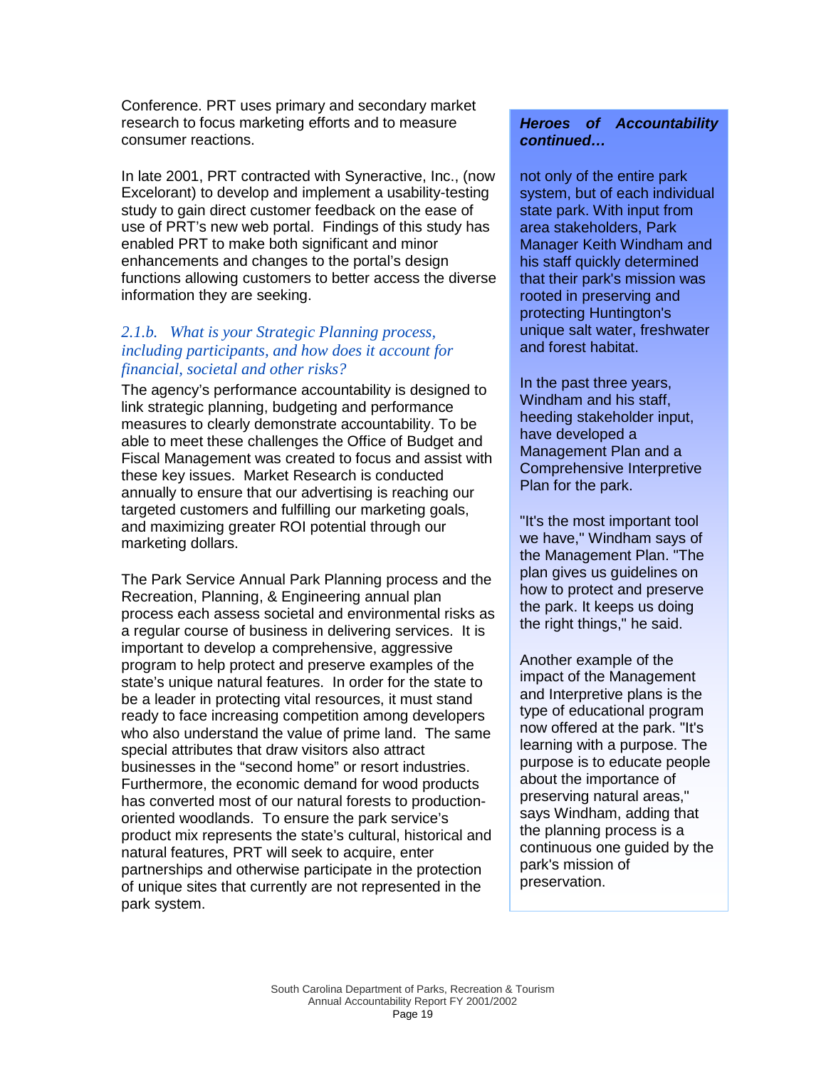Conference. PRT uses primary and secondary market research to focus marketing efforts and to measure consumer reactions.

In late 2001, PRT contracted with Syneractive, Inc., (now Excelorant) to develop and implement a usability-testing study to gain direct customer feedback on the ease of use of PRT's new web portal. Findings of this study has enabled PRT to make both significant and minor enhancements and changes to the portal's design functions allowing customers to better access the diverse information they are seeking.

*2.1.b. What is your Strategic Planning process, including participants, and how does it account for financial, societal and other risks?*

The agency's performance accountability is designed to link strategic planning, budgeting and performance measures to clearly demonstrate accountability. To be able to meet these challenges the Office of Budget and Fiscal Management was created to focus and assist with these key issues. Market Research is conducted annually to ensure that our advertising is reaching our targeted customers and fulfilling our marketing goals, and maximizing greater ROI potential through our marketing dollars.

The Park Service Annual Park Planning process and the Recreation, Planning, & Engineering annual plan process each assess societal and environmental risks as a regular course of business in delivering services. It is important to develop a comprehensive, aggressive program to help protect and preserve examples of the state's unique natural features. In order for the state to be a leader in protecting vital resources, it must stand ready to face increasing competition among developers who also understand the value of prime land. The same special attributes that draw visitors also attract businesses in the "second home" or resort industries. Furthermore, the economic demand for wood products has converted most of our natural forests to production-oriented woodlands. To ensure the park service's product mix represents the state's cultural, historical and natural features, PRT will seek to acquire, enter partnerships and otherwise participate in the protection of unique sites that currently are not represented in the park system.

***Heroes of Accountability continued…***

not only of the entire park system, but of each individual state park. With input from area stakeholders, Park Manager Keith Windham and his staff quickly determined that their park's mission was rooted in preserving and protecting Huntington's unique salt water, freshwater and forest habitat.

In the past three years, Windham and his staff, heeding stakeholder input, have developed a Management Plan and a Comprehensive Interpretive Plan for the park.

"It's the most important tool we have," Windham says of the Management Plan. "The plan gives us guidelines on how to protect and preserve the park. It keeps us doing the right things," he said.

Another example of the impact of the Management and Interpretive plans is the type of educational program now offered at the park. "It's learning with a purpose. The purpose is to educate people about the importance of preserving natural areas," says Windham, adding that the planning process is a continuous one guided by the park's mission of preservation.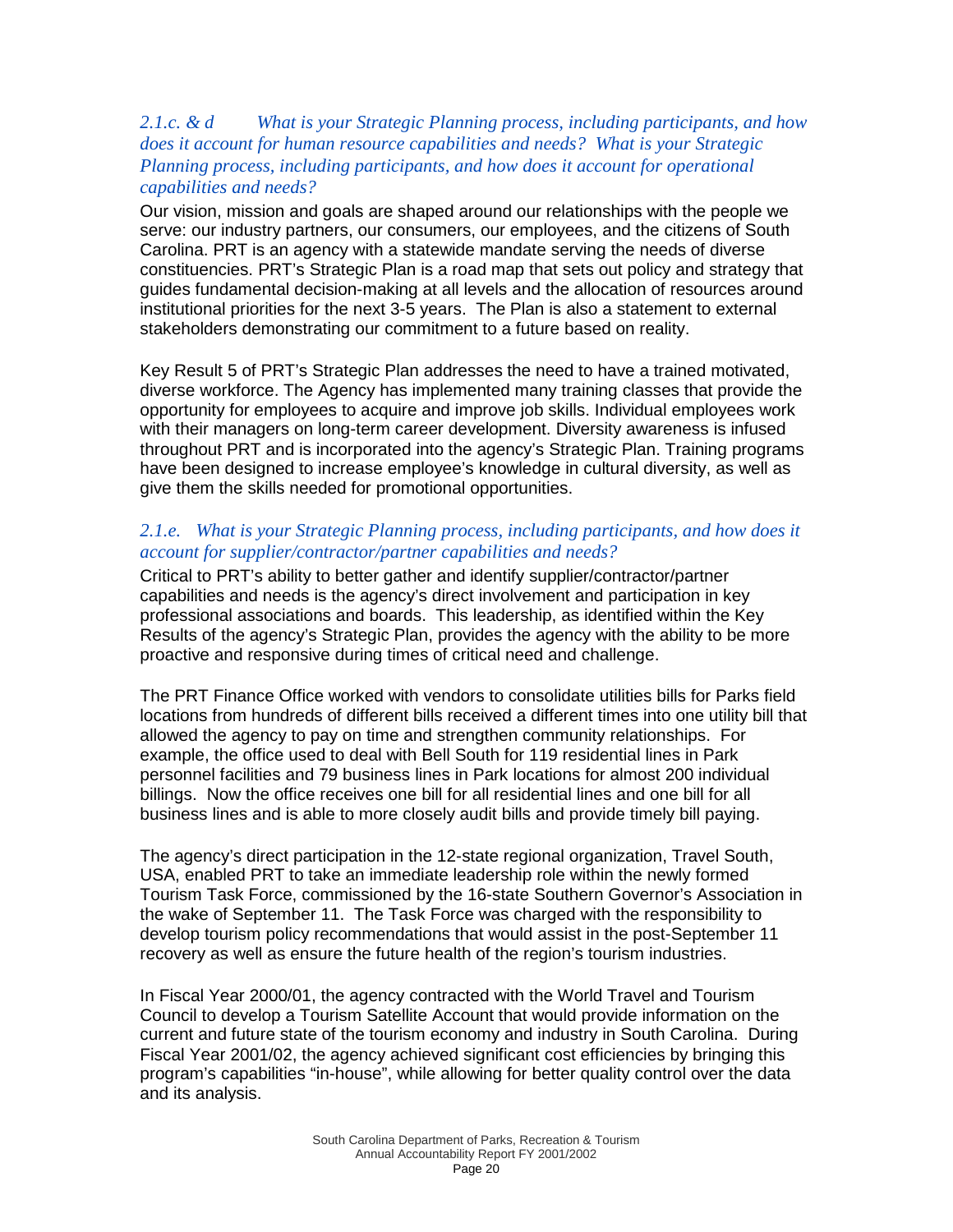### *2.1.c. & d What is your Strategic Planning process, including participants, and how does it account for human resource capabilities and needs? What is your Strategic Planning process, including participants, and how does it account for operational capabilities and needs?*

Our vision, mission and goals are shaped around our relationships with the people we serve: our industry partners, our consumers, our employees, and the citizens of South Carolina. PRT is an agency with a statewide mandate serving the needs of diverse constituencies. PRT's Strategic Plan is a road map that sets out policy and strategy that guides fundamental decision-making at all levels and the allocation of resources around institutional priorities for the next 3-5 years. The Plan is also a statement to external stakeholders demonstrating our commitment to a future based on reality.

Key Result 5 of PRT's Strategic Plan addresses the need to have a trained motivated, diverse workforce. The Agency has implemented many training classes that provide the opportunity for employees to acquire and improve job skills. Individual employees work with their managers on long-term career development. Diversity awareness is infused throughout PRT and is incorporated into the agency's Strategic Plan. Training programs have been designed to increase employee's knowledge in cultural diversity, as well as give them the skills needed for promotional opportunities.

### *2.1.e. What is your Strategic Planning process, including participants, and how does it account for supplier/contractor/partner capabilities and needs?*

Critical to PRT's ability to better gather and identify supplier/contractor/partner capabilities and needs is the agency's direct involvement and participation in key professional associations and boards. This leadership, as identified within the Key Results of the agency's Strategic Plan, provides the agency with the ability to be more proactive and responsive during times of critical need and challenge.

The PRT Finance Office worked with vendors to consolidate utilities bills for Parks field locations from hundreds of different bills received a different times into one utility bill that allowed the agency to pay on time and strengthen community relationships. For example, the office used to deal with Bell South for 119 residential lines in Park personnel facilities and 79 business lines in Park locations for almost 200 individual billings. Now the office receives one bill for all residential lines and one bill for all business lines and is able to more closely audit bills and provide timely bill paying.

The agency's direct participation in the 12-state regional organization, Travel South, USA, enabled PRT to take an immediate leadership role within the newly formed Tourism Task Force, commissioned by the 16-state Southern Governor's Association in the wake of September 11. The Task Force was charged with the responsibility to develop tourism policy recommendations that would assist in the post-September 11 recovery as well as ensure the future health of the region's tourism industries.

In Fiscal Year 2000/01, the agency contracted with the World Travel and Tourism Council to develop a Tourism Satellite Account that would provide information on the current and future state of the tourism economy and industry in South Carolina. During Fiscal Year 2001/02, the agency achieved significant cost efficiencies by bringing this program's capabilities "in-house", while allowing for better quality control over the data and its analysis.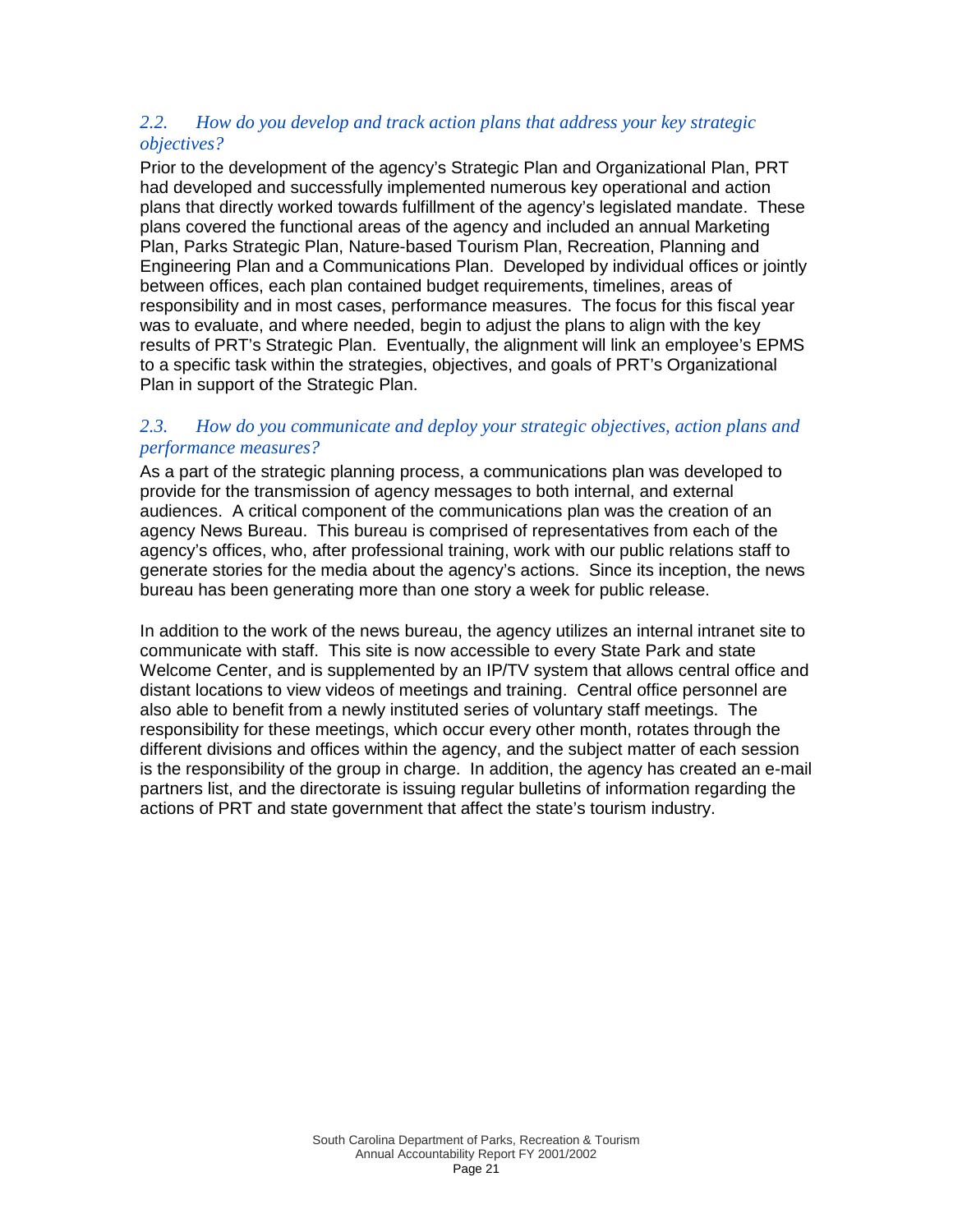### *2.2. How do you develop and track action plans that address your key strategic objectives?*

Prior to the development of the agency's Strategic Plan and Organizational Plan, PRT had developed and successfully implemented numerous key operational and action plans that directly worked towards fulfillment of the agency's legislated mandate. These plans covered the functional areas of the agency and included an annual Marketing Plan, Parks Strategic Plan, Nature-based Tourism Plan, Recreation, Planning and Engineering Plan and a Communications Plan. Developed by individual offices or jointly between offices, each plan contained budget requirements, timelines, areas of responsibility and in most cases, performance measures. The focus for this fiscal year was to evaluate, and where needed, begin to adjust the plans to align with the key results of PRT's Strategic Plan. Eventually, the alignment will link an employee's EPMS to a specific task within the strategies, objectives, and goals of PRT's Organizational Plan in support of the Strategic Plan.

### *2.3. How do you communicate and deploy your strategic objectives, action plans and performance measures?*

As a part of the strategic planning process, a communications plan was developed to provide for the transmission of agency messages to both internal, and external audiences. A critical component of the communications plan was the creation of an agency News Bureau. This bureau is comprised of representatives from each of the agency's offices, who, after professional training, work with our public relations staff to generate stories for the media about the agency's actions. Since its inception, the news bureau has been generating more than one story a week for public release.

In addition to the work of the news bureau, the agency utilizes an internal intranet site to communicate with staff. This site is now accessible to every State Park and state Welcome Center, and is supplemented by an IP/TV system that allows central office and distant locations to view videos of meetings and training. Central office personnel are also able to benefit from a newly instituted series of voluntary staff meetings. The responsibility for these meetings, which occur every other month, rotates through the different divisions and offices within the agency, and the subject matter of each session is the responsibility of the group in charge. In addition, the agency has created an e-mail partners list, and the directorate is issuing regular bulletins of information regarding the actions of PRT and state government that affect the state's tourism industry.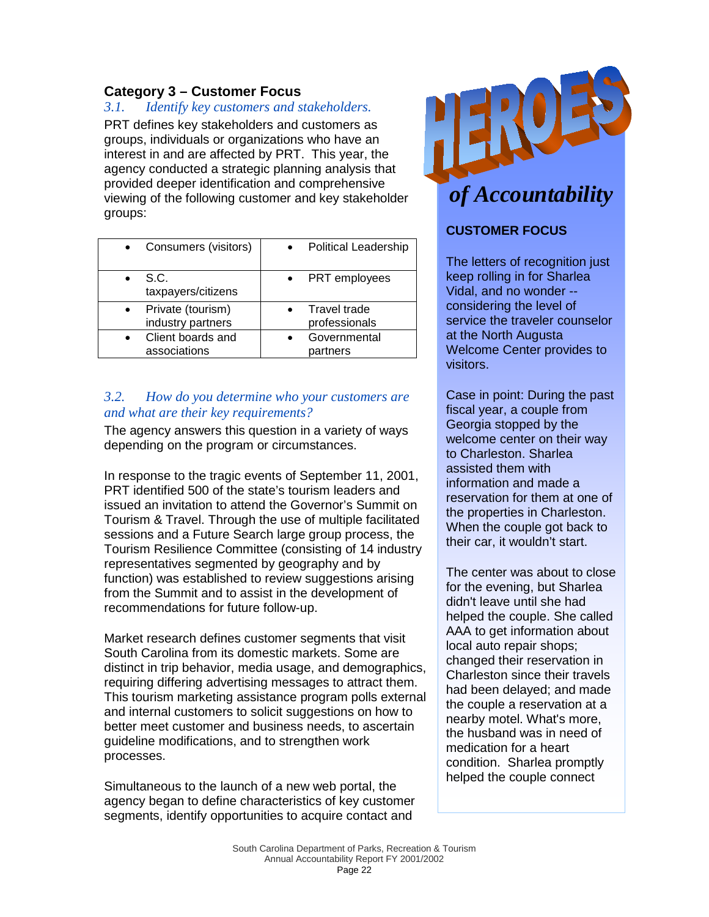### Category 3 – Customer Focus

*3.1. Identify key customers and stakeholders.*

PRT defines key stakeholders and customers as groups, individuals or organizations who have an interest in and are affected by PRT. This year, the agency conducted a strategic planning analysis that provided deeper identification and comprehensive viewing of the following customer and key stakeholder groups:

| | |
|---|---|
| • Consumers (visitors) | • Political Leadership |
| • S.C. taxpayers/citizens | • PRT employees |
| • Private (tourism) industry partners | • Travel trade professionals |
| • Client boards and associations | • Governmental partners |

*3.2. How do you determine who your customers are and what are their key requirements?*

The agency answers this question in a variety of ways depending on the program or circumstances.

In response to the tragic events of September 11, 2001, PRT identified 500 of the state's tourism leaders and issued an invitation to attend the Governor's Summit on Tourism & Travel. Through the use of multiple facilitated sessions and a Future Search large group process, the Tourism Resilience Committee (consisting of 14 industry representatives segmented by geography and by function) was established to review suggestions arising from the Summit and to assist in the development of recommendations for future follow-up.

Market research defines customer segments that visit South Carolina from its domestic markets. Some are distinct in trip behavior, media usage, and demographics, requiring differing advertising messages to attract them. This tourism marketing assistance program polls external and internal customers to solicit suggestions on how to better meet customer and business needs, to ascertain guideline modifications, and to strengthen work processes.

Simultaneous to the launch of a new web portal, the agency began to define characteristics of key customer segments, identify opportunities to acquire contact and

---

**HEROES *of Accountability***

**CUSTOMER FOCUS**

The letters of recognition just keep rolling in for Sharlea Vidal, and no wonder -- considering the level of service the traveler counselor at the North Augusta Welcome Center provides to visitors.

Case in point: During the past fiscal year, a couple from Georgia stopped by the welcome center on their way to Charleston. Sharlea assisted them with information and made a reservation for them at one of the properties in Charleston. When the couple got back to their car, it wouldn't start.

The center was about to close for the evening, but Sharlea didn't leave until she had helped the couple. She called AAA to get information about local auto repair shops; changed their reservation in Charleston since their travels had been delayed; and made the couple a reservation at a nearby motel. What's more, the husband was in need of medication for a heart condition. Sharlea promptly helped the couple connect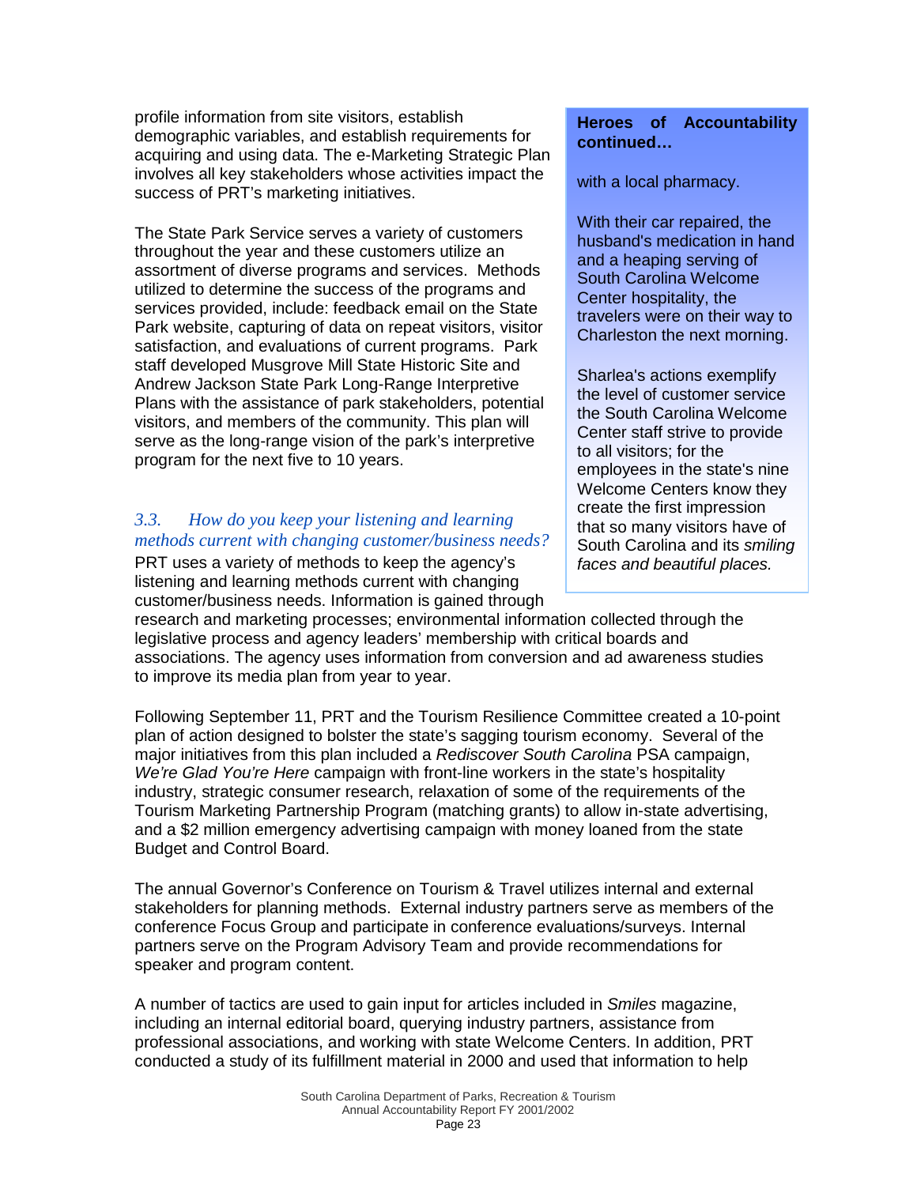profile information from site visitors, establish demographic variables, and establish requirements for acquiring and using data. The e-Marketing Strategic Plan involves all key stakeholders whose activities impact the success of PRT's marketing initiatives.

The State Park Service serves a variety of customers throughout the year and these customers utilize an assortment of diverse programs and services. Methods utilized to determine the success of the programs and services provided, include: feedback email on the State Park website, capturing of data on repeat visitors, visitor satisfaction, and evaluations of current programs. Park staff developed Musgrove Mill State Historic Site and Andrew Jackson State Park Long-Range Interpretive Plans with the assistance of park stakeholders, potential visitors, and members of the community. This plan will serve as the long-range vision of the park's interpretive program for the next five to 10 years.

### *3.3. How do you keep your listening and learning methods current with changing customer/business needs?*

PRT uses a variety of methods to keep the agency's listening and learning methods current with changing customer/business needs. Information is gained through research and marketing processes; environmental information collected through the legislative process and agency leaders' membership with critical boards and associations. The agency uses information from conversion and ad awareness studies to improve its media plan from year to year.

Following September 11, PRT and the Tourism Resilience Committee created a 10-point plan of action designed to bolster the state's sagging tourism economy. Several of the major initiatives from this plan included a *Rediscover South Carolina* PSA campaign, *We're Glad You're Here* campaign with front-line workers in the state's hospitality industry, strategic consumer research, relaxation of some of the requirements of the Tourism Marketing Partnership Program (matching grants) to allow in-state advertising, and a $2 million emergency advertising campaign with money loaned from the state Budget and Control Board.

The annual Governor's Conference on Tourism & Travel utilizes internal and external stakeholders for planning methods. External industry partners serve as members of the conference Focus Group and participate in conference evaluations/surveys. Internal partners serve on the Program Advisory Team and provide recommendations for speaker and program content.

A number of tactics are used to gain input for articles included in *Smiles* magazine, including an internal editorial board, querying industry partners, assistance from professional associations, and working with state Welcome Centers. In addition, PRT conducted a study of its fulfillment material in 2000 and used that information to help

**Heroes of Accountability continued…**

with a local pharmacy.

With their car repaired, the husband's medication in hand and a heaping serving of South Carolina Welcome Center hospitality, the travelers were on their way to Charleston the next morning.

Sharlea's actions exemplify the level of customer service the South Carolina Welcome Center staff strive to provide to all visitors; for the employees in the state's nine Welcome Centers know they create the first impression that so many visitors have of South Carolina and its *smiling faces and beautiful places.*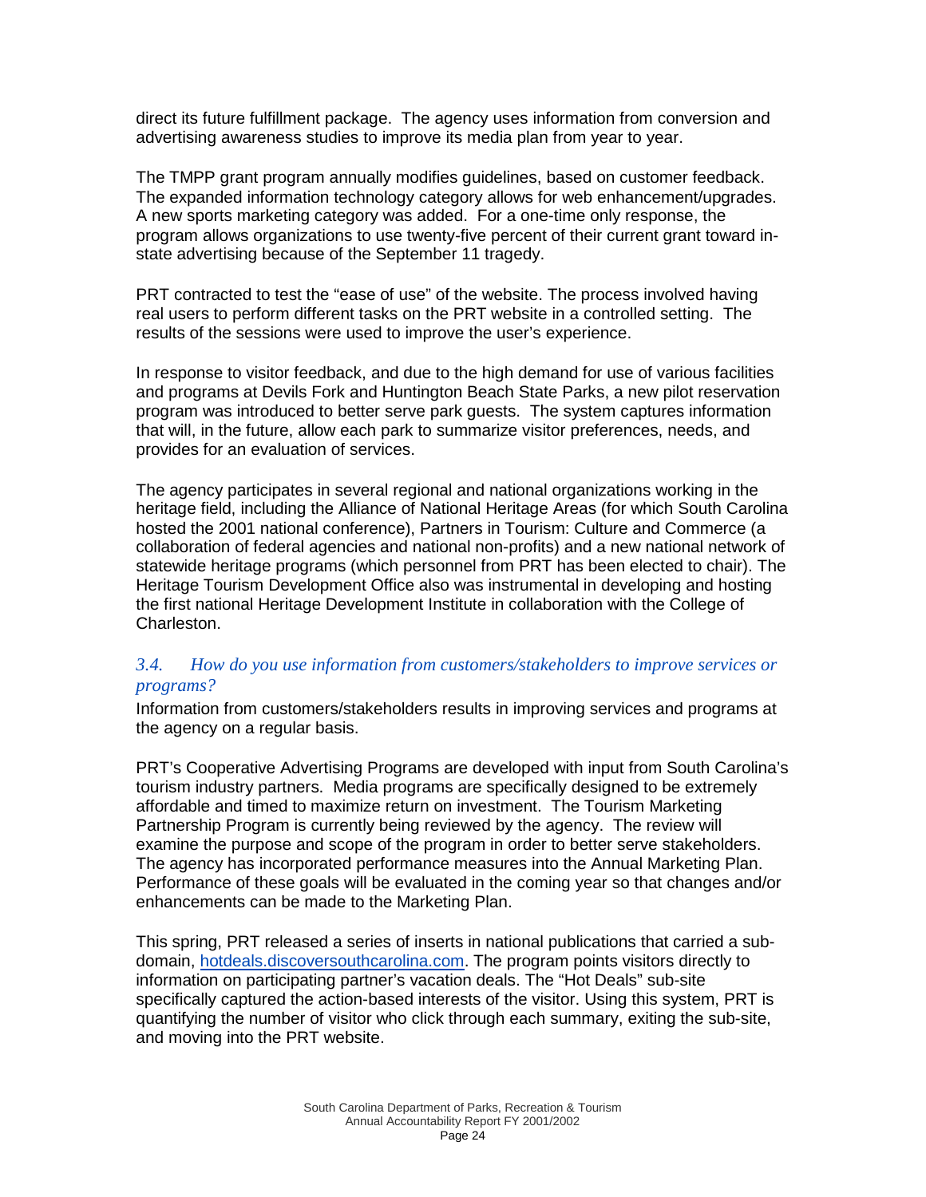direct its future fulfillment package. The agency uses information from conversion and advertising awareness studies to improve its media plan from year to year.

The TMPP grant program annually modifies guidelines, based on customer feedback. The expanded information technology category allows for web enhancement/upgrades. A new sports marketing category was added. For a one-time only response, the program allows organizations to use twenty-five percent of their current grant toward in-state advertising because of the September 11 tragedy.

PRT contracted to test the "ease of use" of the website. The process involved having real users to perform different tasks on the PRT website in a controlled setting. The results of the sessions were used to improve the user's experience.

In response to visitor feedback, and due to the high demand for use of various facilities and programs at Devils Fork and Huntington Beach State Parks, a new pilot reservation program was introduced to better serve park guests. The system captures information that will, in the future, allow each park to summarize visitor preferences, needs, and provides for an evaluation of services.

The agency participates in several regional and national organizations working in the heritage field, including the Alliance of National Heritage Areas (for which South Carolina hosted the 2001 national conference), Partners in Tourism: Culture and Commerce (a collaboration of federal agencies and national non-profits) and a new national network of statewide heritage programs (which personnel from PRT has been elected to chair). The Heritage Tourism Development Office also was instrumental in developing and hosting the first national Heritage Development Institute in collaboration with the College of Charleston.

### *3.4. How do you use information from customers/stakeholders to improve services or programs?*

Information from customers/stakeholders results in improving services and programs at the agency on a regular basis.

PRT's Cooperative Advertising Programs are developed with input from South Carolina's tourism industry partners. Media programs are specifically designed to be extremely affordable and timed to maximize return on investment. The Tourism Marketing Partnership Program is currently being reviewed by the agency. The review will examine the purpose and scope of the program in order to better serve stakeholders. The agency has incorporated performance measures into the Annual Marketing Plan. Performance of these goals will be evaluated in the coming year so that changes and/or enhancements can be made to the Marketing Plan.

This spring, PRT released a series of inserts in national publications that carried a sub-domain, hotdeals.discoversouthcarolina.com. The program points visitors directly to information on participating partner's vacation deals. The "Hot Deals" sub-site specifically captured the action-based interests of the visitor. Using this system, PRT is quantifying the number of visitor who click through each summary, exiting the sub-site, and moving into the PRT website.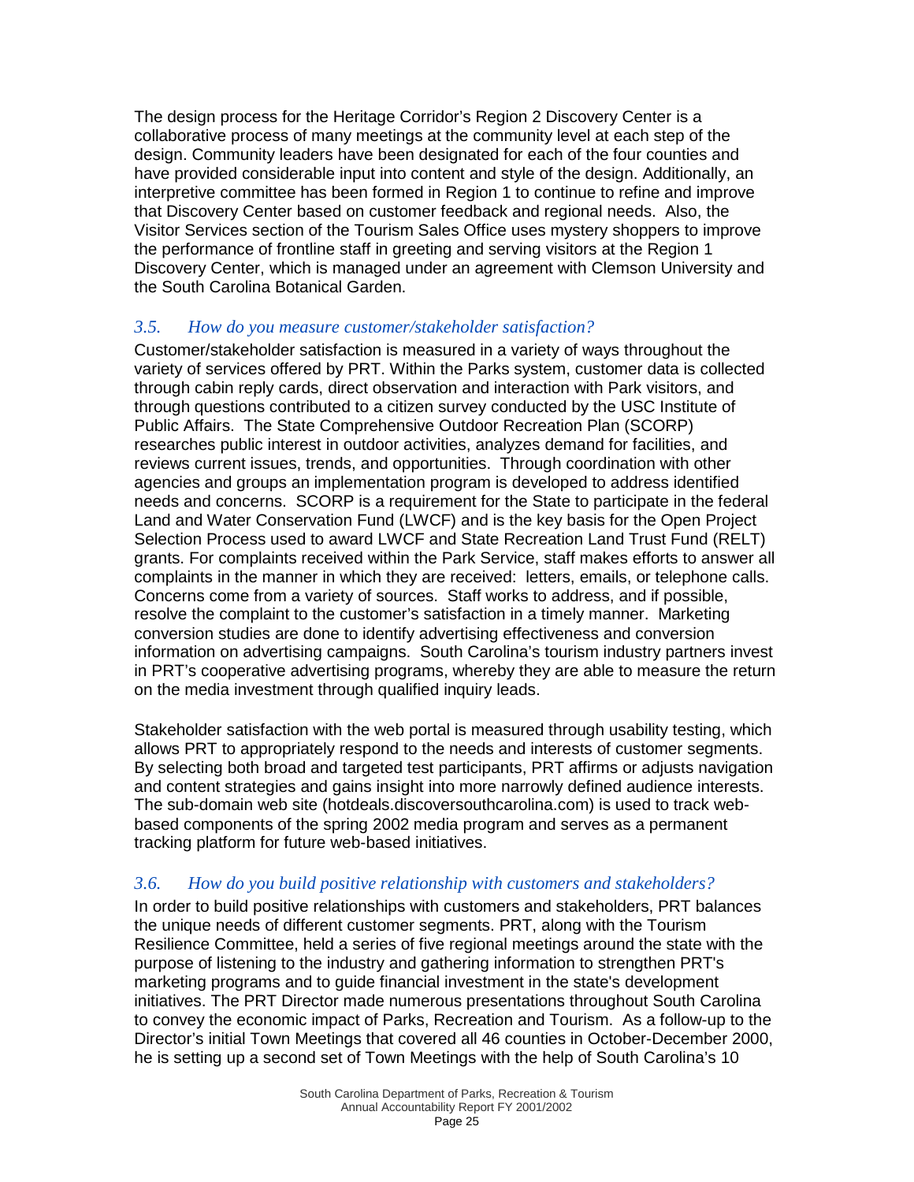The design process for the Heritage Corridor's Region 2 Discovery Center is a collaborative process of many meetings at the community level at each step of the design. Community leaders have been designated for each of the four counties and have provided considerable input into content and style of the design. Additionally, an interpretive committee has been formed in Region 1 to continue to refine and improve that Discovery Center based on customer feedback and regional needs. Also, the Visitor Services section of the Tourism Sales Office uses mystery shoppers to improve the performance of frontline staff in greeting and serving visitors at the Region 1 Discovery Center, which is managed under an agreement with Clemson University and the South Carolina Botanical Garden.

### *3.5. How do you measure customer/stakeholder satisfaction?*

Customer/stakeholder satisfaction is measured in a variety of ways throughout the variety of services offered by PRT. Within the Parks system, customer data is collected through cabin reply cards, direct observation and interaction with Park visitors, and through questions contributed to a citizen survey conducted by the USC Institute of Public Affairs. The State Comprehensive Outdoor Recreation Plan (SCORP) researches public interest in outdoor activities, analyzes demand for facilities, and reviews current issues, trends, and opportunities. Through coordination with other agencies and groups an implementation program is developed to address identified needs and concerns. SCORP is a requirement for the State to participate in the federal Land and Water Conservation Fund (LWCF) and is the key basis for the Open Project Selection Process used to award LWCF and State Recreation Land Trust Fund (RELT) grants. For complaints received within the Park Service, staff makes efforts to answer all complaints in the manner in which they are received: letters, emails, or telephone calls. Concerns come from a variety of sources. Staff works to address, and if possible, resolve the complaint to the customer's satisfaction in a timely manner. Marketing conversion studies are done to identify advertising effectiveness and conversion information on advertising campaigns. South Carolina's tourism industry partners invest in PRT's cooperative advertising programs, whereby they are able to measure the return on the media investment through qualified inquiry leads.

Stakeholder satisfaction with the web portal is measured through usability testing, which allows PRT to appropriately respond to the needs and interests of customer segments. By selecting both broad and targeted test participants, PRT affirms or adjusts navigation and content strategies and gains insight into more narrowly defined audience interests. The sub-domain web site (hotdeals.discoversouthcarolina.com) is used to track web-based components of the spring 2002 media program and serves as a permanent tracking platform for future web-based initiatives.

### *3.6. How do you build positive relationship with customers and stakeholders?*

In order to build positive relationships with customers and stakeholders, PRT balances the unique needs of different customer segments. PRT, along with the Tourism Resilience Committee, held a series of five regional meetings around the state with the purpose of listening to the industry and gathering information to strengthen PRT's marketing programs and to guide financial investment in the state's development initiatives. The PRT Director made numerous presentations throughout South Carolina to convey the economic impact of Parks, Recreation and Tourism. As a follow-up to the Director's initial Town Meetings that covered all 46 counties in October-December 2000, he is setting up a second set of Town Meetings with the help of South Carolina's 10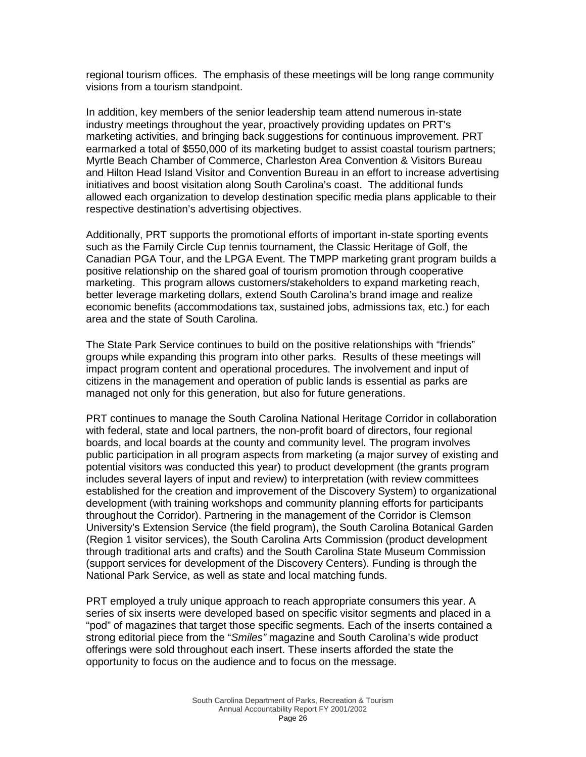regional tourism offices. The emphasis of these meetings will be long range community visions from a tourism standpoint.

In addition, key members of the senior leadership team attend numerous in-state industry meetings throughout the year, proactively providing updates on PRT's marketing activities, and bringing back suggestions for continuous improvement. PRT earmarked a total of $550,000 of its marketing budget to assist coastal tourism partners; Myrtle Beach Chamber of Commerce, Charleston Area Convention & Visitors Bureau and Hilton Head Island Visitor and Convention Bureau in an effort to increase advertising initiatives and boost visitation along South Carolina's coast. The additional funds allowed each organization to develop destination specific media plans applicable to their respective destination's advertising objectives.

Additionally, PRT supports the promotional efforts of important in-state sporting events such as the Family Circle Cup tennis tournament, the Classic Heritage of Golf, the Canadian PGA Tour, and the LPGA Event. The TMPP marketing grant program builds a positive relationship on the shared goal of tourism promotion through cooperative marketing. This program allows customers/stakeholders to expand marketing reach, better leverage marketing dollars, extend South Carolina's brand image and realize economic benefits (accommodations tax, sustained jobs, admissions tax, etc.) for each area and the state of South Carolina.

The State Park Service continues to build on the positive relationships with "friends" groups while expanding this program into other parks. Results of these meetings will impact program content and operational procedures. The involvement and input of citizens in the management and operation of public lands is essential as parks are managed not only for this generation, but also for future generations.

PRT continues to manage the South Carolina National Heritage Corridor in collaboration with federal, state and local partners, the non-profit board of directors, four regional boards, and local boards at the county and community level. The program involves public participation in all program aspects from marketing (a major survey of existing and potential visitors was conducted this year) to product development (the grants program includes several layers of input and review) to interpretation (with review committees established for the creation and improvement of the Discovery System) to organizational development (with training workshops and community planning efforts for participants throughout the Corridor). Partnering in the management of the Corridor is Clemson University's Extension Service (the field program), the South Carolina Botanical Garden (Region 1 visitor services), the South Carolina Arts Commission (product development through traditional arts and crafts) and the South Carolina State Museum Commission (support services for development of the Discovery Centers). Funding is through the National Park Service, as well as state and local matching funds.

PRT employed a truly unique approach to reach appropriate consumers this year. A series of six inserts were developed based on specific visitor segments and placed in a "pod" of magazines that target those specific segments. Each of the inserts contained a strong editorial piece from the "*Smiles"* magazine and South Carolina's wide product offerings were sold throughout each insert. These inserts afforded the state the opportunity to focus on the audience and to focus on the message.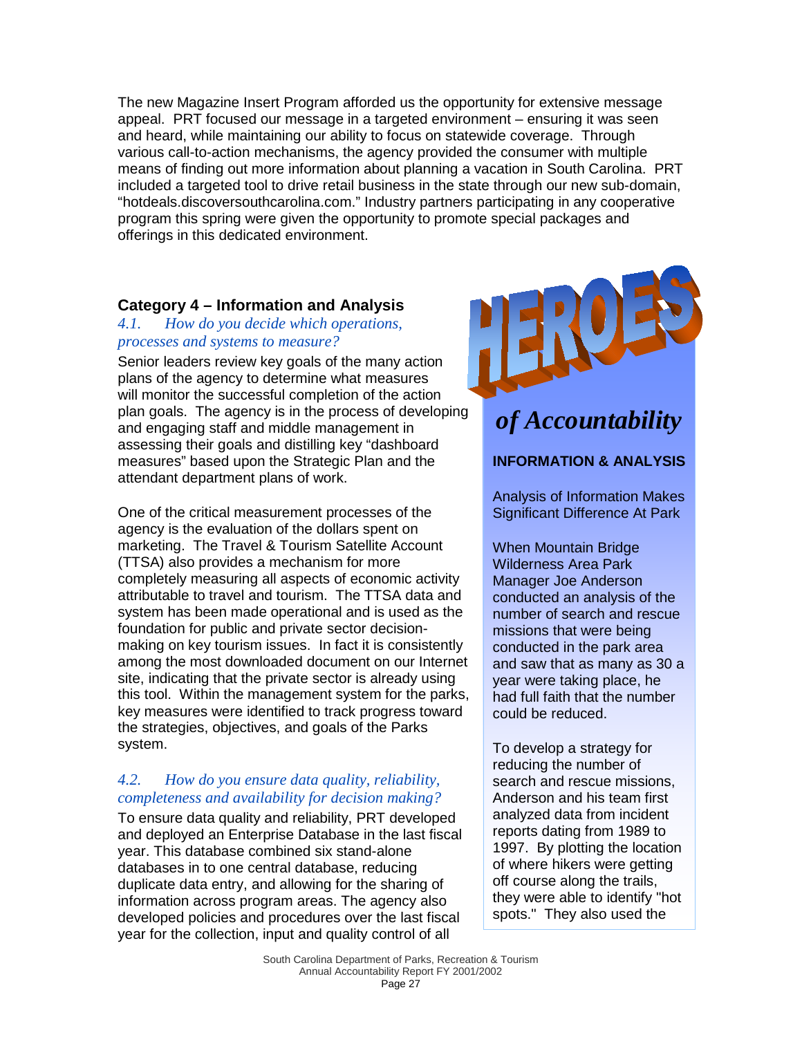The new Magazine Insert Program afforded us the opportunity for extensive message appeal. PRT focused our message in a targeted environment – ensuring it was seen and heard, while maintaining our ability to focus on statewide coverage. Through various call-to-action mechanisms, the agency provided the consumer with multiple means of finding out more information about planning a vacation in South Carolina. PRT included a targeted tool to drive retail business in the state through our new sub-domain, "hotdeals.discoversouthcarolina.com." Industry partners participating in any cooperative program this spring were given the opportunity to promote special packages and offerings in this dedicated environment.

## Category 4 – Information and Analysis

*4.1. How do you decide which operations, processes and systems to measure?*

Senior leaders review key goals of the many action plans of the agency to determine what measures will monitor the successful completion of the action plan goals. The agency is in the process of developing and engaging staff and middle management in assessing their goals and distilling key "dashboard measures" based upon the Strategic Plan and the attendant department plans of work.

One of the critical measurement processes of the agency is the evaluation of the dollars spent on marketing. The Travel & Tourism Satellite Account (TTSA) also provides a mechanism for more completely measuring all aspects of economic activity attributable to travel and tourism. The TTSA data and system has been made operational and is used as the foundation for public and private sector decision-making on key tourism issues. In fact it is consistently among the most downloaded document on our Internet site, indicating that the private sector is already using this tool. Within the management system for the parks, key measures were identified to track progress toward the strategies, objectives, and goals of the Parks system.

*4.2. How do you ensure data quality, reliability, completeness and availability for decision making?*

To ensure data quality and reliability, PRT developed and deployed an Enterprise Database in the last fiscal year. This database combined six stand-alone databases in to one central database, reducing duplicate data entry, and allowing for the sharing of information across program areas. The agency also developed policies and procedures over the last fiscal year for the collection, input and quality control of all

---

**HEROES** *of Accountability*

**INFORMATION & ANALYSIS**

Analysis of Information Makes Significant Difference At Park

When Mountain Bridge Wilderness Area Park Manager Joe Anderson conducted an analysis of the number of search and rescue missions that were being conducted in the park area and saw that as many as 30 a year were taking place, he had full faith that the number could be reduced.

To develop a strategy for reducing the number of search and rescue missions, Anderson and his team first analyzed data from incident reports dating from 1989 to 1997. By plotting the location of where hikers were getting off course along the trails, they were able to identify "hot spots." They also used the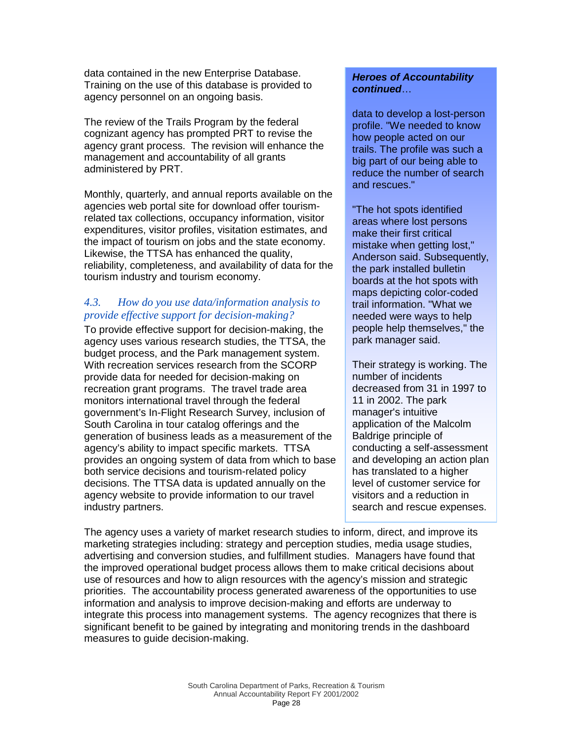data contained in the new Enterprise Database. Training on the use of this database is provided to agency personnel on an ongoing basis.

The review of the Trails Program by the federal cognizant agency has prompted PRT to revise the agency grant process. The revision will enhance the management and accountability of all grants administered by PRT.

Monthly, quarterly, and annual reports available on the agencies web portal site for download offer tourism-related tax collections, occupancy information, visitor expenditures, visitor profiles, visitation estimates, and the impact of tourism on jobs and the state economy. Likewise, the TTSA has enhanced the quality, reliability, completeness, and availability of data for the tourism industry and tourism economy.

### *4.3. How do you use data/information analysis to provide effective support for decision-making?*

To provide effective support for decision-making, the agency uses various research studies, the TTSA, the budget process, and the Park management system. With recreation services research from the SCORP provide data for needed for decision-making on recreation grant programs. The travel trade area monitors international travel through the federal government's In-Flight Research Survey, inclusion of South Carolina in tour catalog offerings and the generation of business leads as a measurement of the agency's ability to impact specific markets. TTSA provides an ongoing system of data from which to base both service decisions and tourism-related policy decisions. The TTSA data is updated annually on the agency website to provide information to our travel industry partners.

> ***Heroes of Accountability continued…***
>
> data to develop a lost-person profile. "We needed to know how people acted on our trails. The profile was such a big part of our being able to reduce the number of search and rescues."
>
> "The hot spots identified areas where lost persons make their first critical mistake when getting lost," Anderson said. Subsequently, the park installed bulletin boards at the hot spots with maps depicting color-coded trail information. "What we needed were ways to help people help themselves," the park manager said.
>
> Their strategy is working. The number of incidents decreased from 31 in 1997 to 11 in 2002. The park manager's intuitive application of the Malcolm Baldrige principle of conducting a self-assessment and developing an action plan has translated to a higher level of customer service for visitors and a reduction in search and rescue expenses.

The agency uses a variety of market research studies to inform, direct, and improve its marketing strategies including: strategy and perception studies, media usage studies, advertising and conversion studies, and fulfillment studies. Managers have found that the improved operational budget process allows them to make critical decisions about use of resources and how to align resources with the agency's mission and strategic priorities. The accountability process generated awareness of the opportunities to use information and analysis to improve decision-making and efforts are underway to integrate this process into management systems. The agency recognizes that there is significant benefit to be gained by integrating and monitoring trends in the dashboard measures to guide decision-making.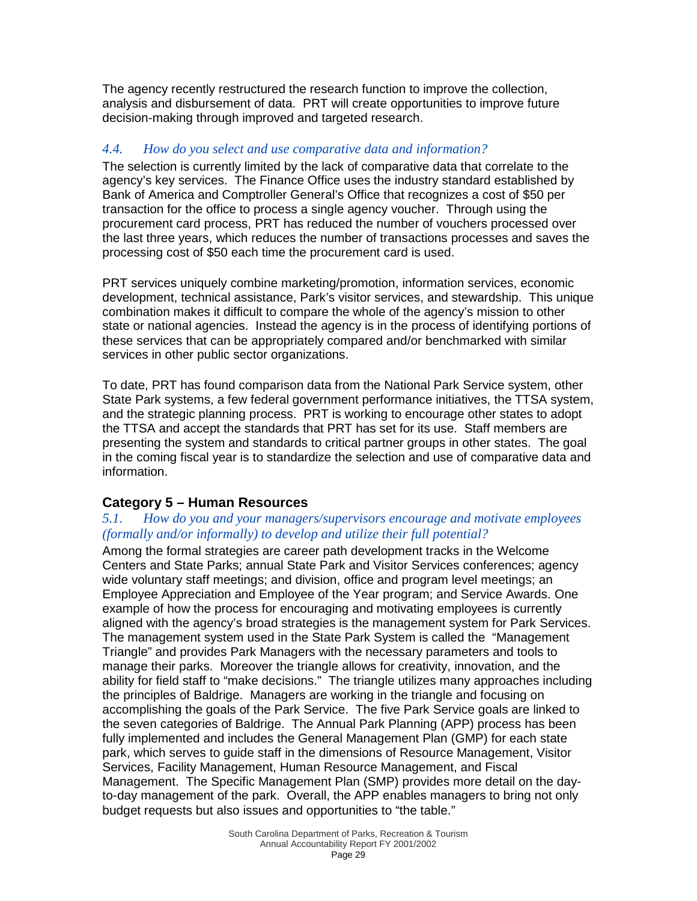The agency recently restructured the research function to improve the collection, analysis and disbursement of data. PRT will create opportunities to improve future decision-making through improved and targeted research.

### *4.4. How do you select and use comparative data and information?*

The selection is currently limited by the lack of comparative data that correlate to the agency's key services. The Finance Office uses the industry standard established by Bank of America and Comptroller General's Office that recognizes a cost of $50 per transaction for the office to process a single agency voucher. Through using the procurement card process, PRT has reduced the number of vouchers processed over the last three years, which reduces the number of transactions processes and saves the processing cost of $50 each time the procurement card is used.

PRT services uniquely combine marketing/promotion, information services, economic development, technical assistance, Park's visitor services, and stewardship. This unique combination makes it difficult to compare the whole of the agency's mission to other state or national agencies. Instead the agency is in the process of identifying portions of these services that can be appropriately compared and/or benchmarked with similar services in other public sector organizations.

To date, PRT has found comparison data from the National Park Service system, other State Park systems, a few federal government performance initiatives, the TTSA system, and the strategic planning process. PRT is working to encourage other states to adopt the TTSA and accept the standards that PRT has set for its use. Staff members are presenting the system and standards to critical partner groups in other states. The goal in the coming fiscal year is to standardize the selection and use of comparative data and information.

## Category 5 – Human Resources

### *5.1. How do you and your managers/supervisors encourage and motivate employees (formally and/or informally) to develop and utilize their full potential?*

Among the formal strategies are career path development tracks in the Welcome Centers and State Parks; annual State Park and Visitor Services conferences; agency wide voluntary staff meetings; and division, office and program level meetings; an Employee Appreciation and Employee of the Year program; and Service Awards. One example of how the process for encouraging and motivating employees is currently aligned with the agency's broad strategies is the management system for Park Services. The management system used in the State Park System is called the "Management Triangle" and provides Park Managers with the necessary parameters and tools to manage their parks. Moreover the triangle allows for creativity, innovation, and the ability for field staff to "make decisions." The triangle utilizes many approaches including the principles of Baldrige. Managers are working in the triangle and focusing on accomplishing the goals of the Park Service. The five Park Service goals are linked to the seven categories of Baldrige. The Annual Park Planning (APP) process has been fully implemented and includes the General Management Plan (GMP) for each state park, which serves to guide staff in the dimensions of Resource Management, Visitor Services, Facility Management, Human Resource Management, and Fiscal Management. The Specific Management Plan (SMP) provides more detail on the day-to-day management of the park. Overall, the APP enables managers to bring not only budget requests but also issues and opportunities to "the table."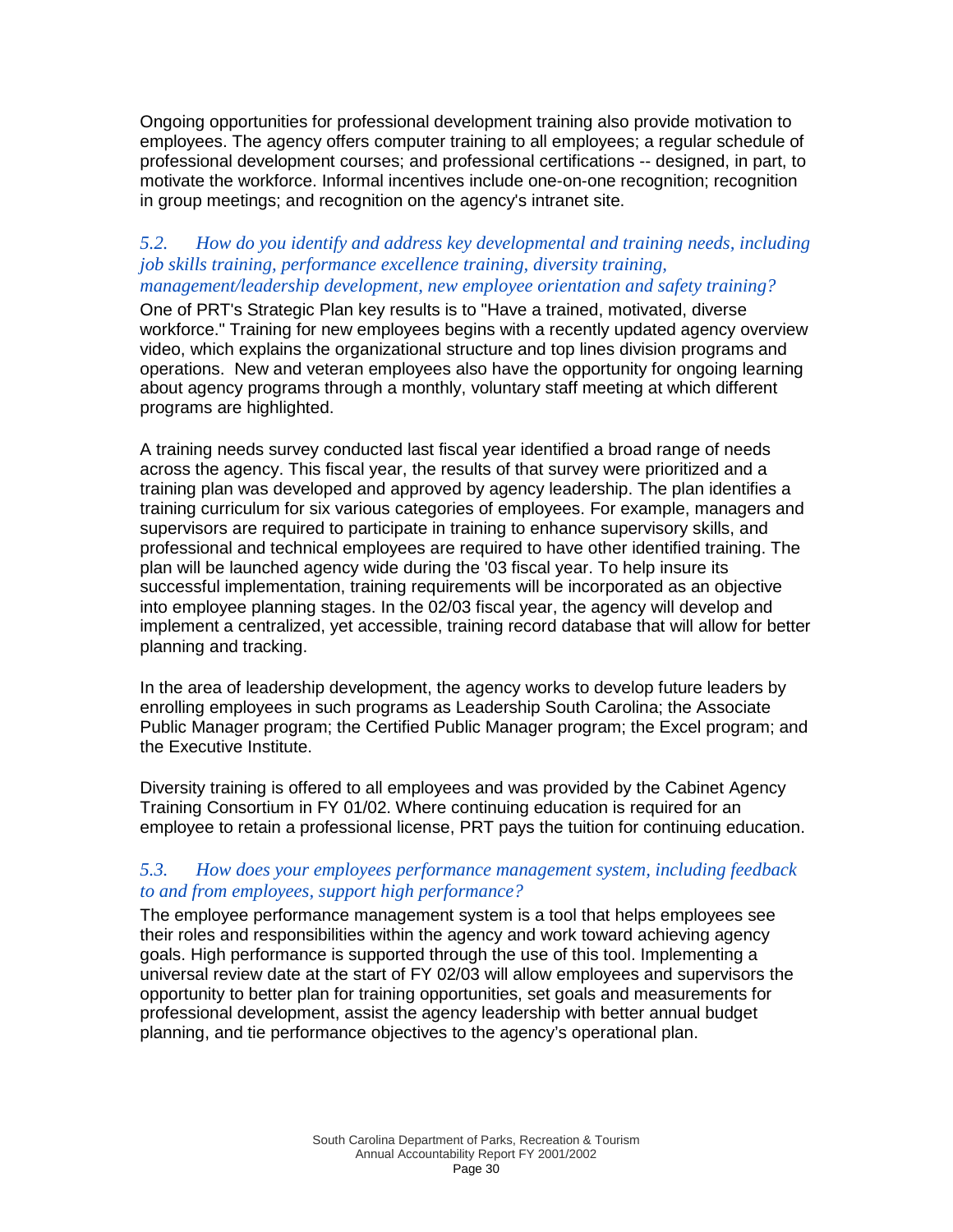Ongoing opportunities for professional development training also provide motivation to employees. The agency offers computer training to all employees; a regular schedule of professional development courses; and professional certifications -- designed, in part, to motivate the workforce. Informal incentives include one-on-one recognition; recognition in group meetings; and recognition on the agency's intranet site.

### *5.2. How do you identify and address key developmental and training needs, including job skills training, performance excellence training, diversity training, management/leadership development, new employee orientation and safety training?*

One of PRT's Strategic Plan key results is to "Have a trained, motivated, diverse workforce." Training for new employees begins with a recently updated agency overview video, which explains the organizational structure and top lines division programs and operations. New and veteran employees also have the opportunity for ongoing learning about agency programs through a monthly, voluntary staff meeting at which different programs are highlighted.

A training needs survey conducted last fiscal year identified a broad range of needs across the agency. This fiscal year, the results of that survey were prioritized and a training plan was developed and approved by agency leadership. The plan identifies a training curriculum for six various categories of employees. For example, managers and supervisors are required to participate in training to enhance supervisory skills, and professional and technical employees are required to have other identified training. The plan will be launched agency wide during the '03 fiscal year. To help insure its successful implementation, training requirements will be incorporated as an objective into employee planning stages. In the 02/03 fiscal year, the agency will develop and implement a centralized, yet accessible, training record database that will allow for better planning and tracking.

In the area of leadership development, the agency works to develop future leaders by enrolling employees in such programs as Leadership South Carolina; the Associate Public Manager program; the Certified Public Manager program; the Excel program; and the Executive Institute.

Diversity training is offered to all employees and was provided by the Cabinet Agency Training Consortium in FY 01/02. Where continuing education is required for an employee to retain a professional license, PRT pays the tuition for continuing education.

### *5.3. How does your employees performance management system, including feedback to and from employees, support high performance?*

The employee performance management system is a tool that helps employees see their roles and responsibilities within the agency and work toward achieving agency goals. High performance is supported through the use of this tool. Implementing a universal review date at the start of FY 02/03 will allow employees and supervisors the opportunity to better plan for training opportunities, set goals and measurements for professional development, assist the agency leadership with better annual budget planning, and tie performance objectives to the agency's operational plan.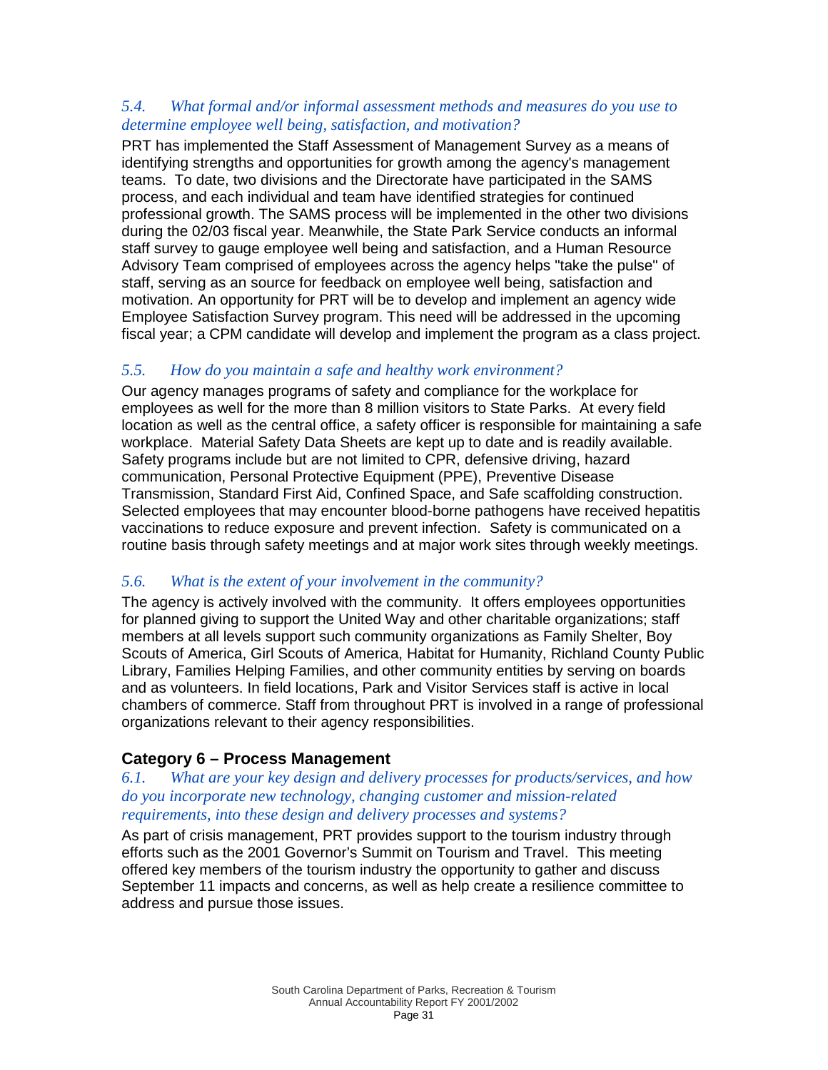*5.4. What formal and/or informal assessment methods and measures do you use to determine employee well being, satisfaction, and motivation?*

PRT has implemented the Staff Assessment of Management Survey as a means of identifying strengths and opportunities for growth among the agency's management teams. To date, two divisions and the Directorate have participated in the SAMS process, and each individual and team have identified strategies for continued professional growth. The SAMS process will be implemented in the other two divisions during the 02/03 fiscal year. Meanwhile, the State Park Service conducts an informal staff survey to gauge employee well being and satisfaction, and a Human Resource Advisory Team comprised of employees across the agency helps "take the pulse" of staff, serving as an source for feedback on employee well being, satisfaction and motivation. An opportunity for PRT will be to develop and implement an agency wide Employee Satisfaction Survey program. This need will be addressed in the upcoming fiscal year; a CPM candidate will develop and implement the program as a class project.

*5.5. How do you maintain a safe and healthy work environment?*

Our agency manages programs of safety and compliance for the workplace for employees as well for the more than 8 million visitors to State Parks. At every field location as well as the central office, a safety officer is responsible for maintaining a safe workplace. Material Safety Data Sheets are kept up to date and is readily available. Safety programs include but are not limited to CPR, defensive driving, hazard communication, Personal Protective Equipment (PPE), Preventive Disease Transmission, Standard First Aid, Confined Space, and Safe scaffolding construction. Selected employees that may encounter blood-borne pathogens have received hepatitis vaccinations to reduce exposure and prevent infection. Safety is communicated on a routine basis through safety meetings and at major work sites through weekly meetings.

*5.6. What is the extent of your involvement in the community?*

The agency is actively involved with the community. It offers employees opportunities for planned giving to support the United Way and other charitable organizations; staff members at all levels support such community organizations as Family Shelter, Boy Scouts of America, Girl Scouts of America, Habitat for Humanity, Richland County Public Library, Families Helping Families, and other community entities by serving on boards and as volunteers. In field locations, Park and Visitor Services staff is active in local chambers of commerce. Staff from throughout PRT is involved in a range of professional organizations relevant to their agency responsibilities.

## Category 6 – Process Management

*6.1. What are your key design and delivery processes for products/services, and how do you incorporate new technology, changing customer and mission-related requirements, into these design and delivery processes and systems?*

As part of crisis management, PRT provides support to the tourism industry through efforts such as the 2001 Governor's Summit on Tourism and Travel. This meeting offered key members of the tourism industry the opportunity to gather and discuss September 11 impacts and concerns, as well as help create a resilience committee to address and pursue those issues.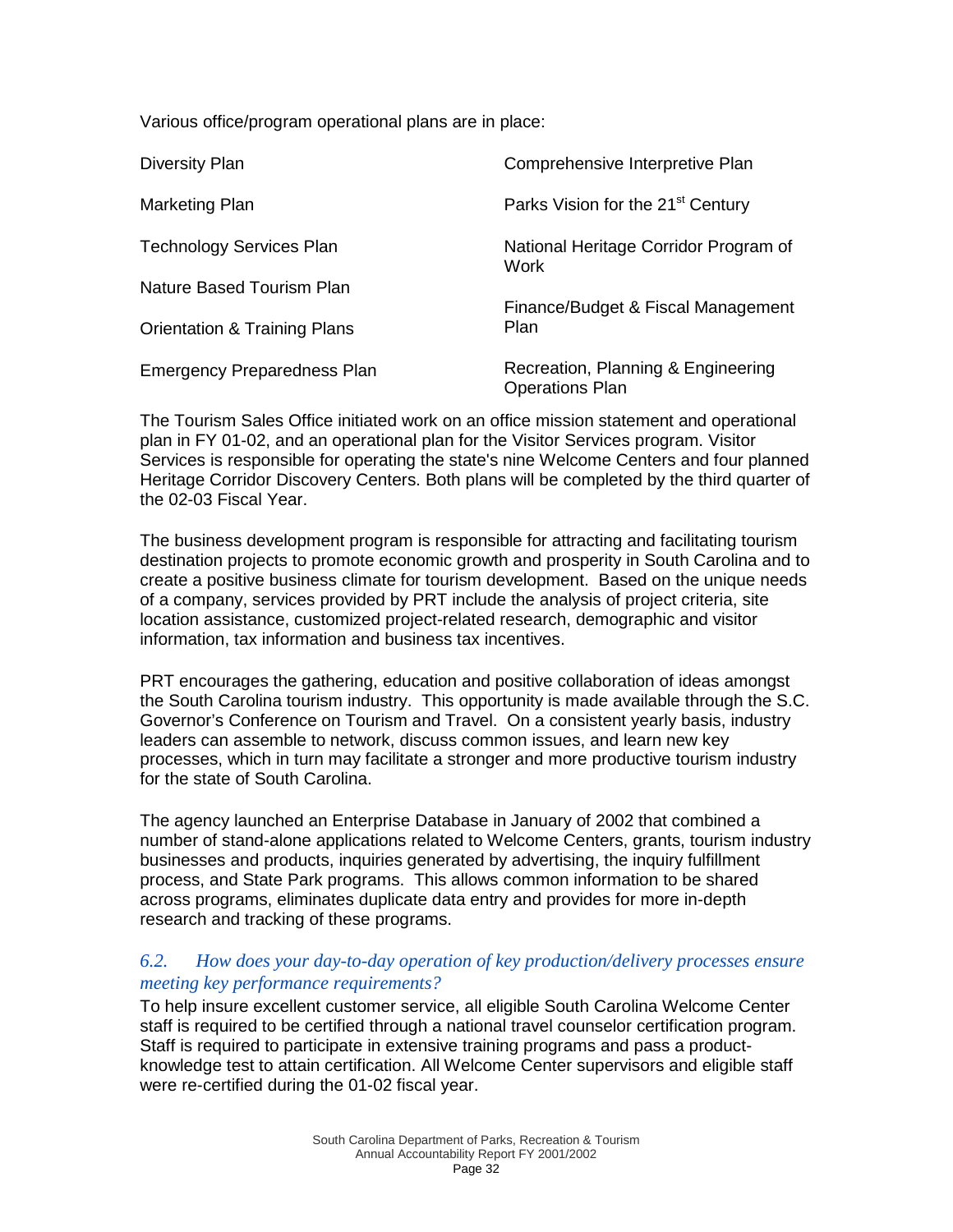Various office/program operational plans are in place:

- Diversity Plan
- Marketing Plan
- Technology Services Plan
- Nature Based Tourism Plan
- Orientation & Training Plans
- Emergency Preparedness Plan
- Comprehensive Interpretive Plan
- Parks Vision for the 21st Century
- National Heritage Corridor Program of Work
- Finance/Budget & Fiscal Management Plan
- Recreation, Planning & Engineering Operations Plan

The Tourism Sales Office initiated work on an office mission statement and operational plan in FY 01-02, and an operational plan for the Visitor Services program. Visitor Services is responsible for operating the state's nine Welcome Centers and four planned Heritage Corridor Discovery Centers. Both plans will be completed by the third quarter of the 02-03 Fiscal Year.

The business development program is responsible for attracting and facilitating tourism destination projects to promote economic growth and prosperity in South Carolina and to create a positive business climate for tourism development. Based on the unique needs of a company, services provided by PRT include the analysis of project criteria, site location assistance, customized project-related research, demographic and visitor information, tax information and business tax incentives.

PRT encourages the gathering, education and positive collaboration of ideas amongst the South Carolina tourism industry. This opportunity is made available through the S.C. Governor's Conference on Tourism and Travel. On a consistent yearly basis, industry leaders can assemble to network, discuss common issues, and learn new key processes, which in turn may facilitate a stronger and more productive tourism industry for the state of South Carolina.

The agency launched an Enterprise Database in January of 2002 that combined a number of stand-alone applications related to Welcome Centers, grants, tourism industry businesses and products, inquiries generated by advertising, the inquiry fulfillment process, and State Park programs. This allows common information to be shared across programs, eliminates duplicate data entry and provides for more in-depth research and tracking of these programs.

### *6.2. How does your day-to-day operation of key production/delivery processes ensure meeting key performance requirements?*

To help insure excellent customer service, all eligible South Carolina Welcome Center staff is required to be certified through a national travel counselor certification program. Staff is required to participate in extensive training programs and pass a product-knowledge test to attain certification. All Welcome Center supervisors and eligible staff were re-certified during the 01-02 fiscal year.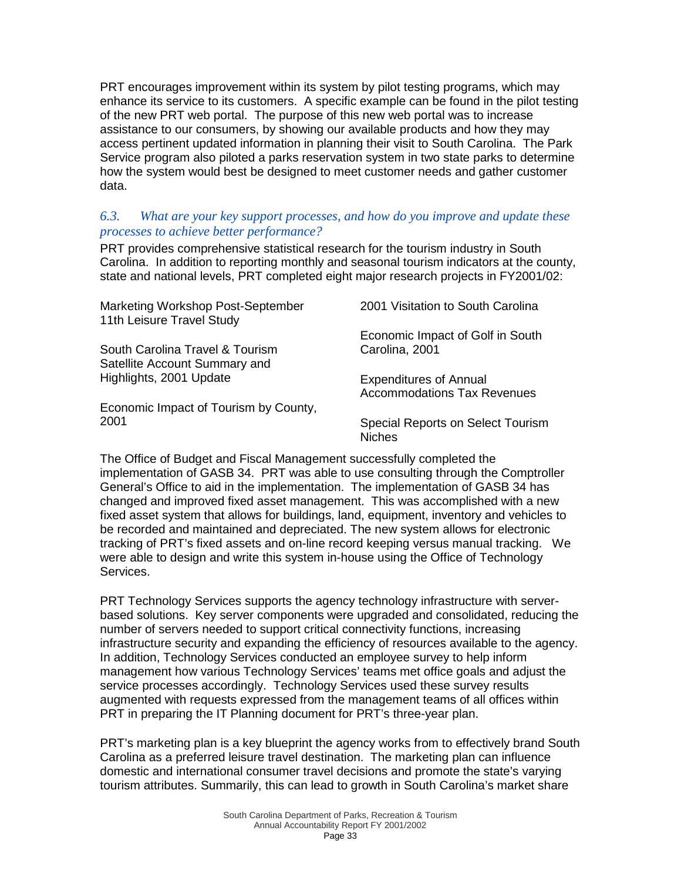PRT encourages improvement within its system by pilot testing programs, which may enhance its service to its customers. A specific example can be found in the pilot testing of the new PRT web portal. The purpose of this new web portal was to increase assistance to our consumers, by showing our available products and how they may access pertinent updated information in planning their visit to South Carolina. The Park Service program also piloted a parks reservation system in two state parks to determine how the system would best be designed to meet customer needs and gather customer data.

### *6.3. What are your key support processes, and how do you improve and update these processes to achieve better performance?*

PRT provides comprehensive statistical research for the tourism industry in South Carolina. In addition to reporting monthly and seasonal tourism indicators at the county, state and national levels, PRT completed eight major research projects in FY2001/02:

Marketing Workshop Post-September 11th Leisure Travel Study

South Carolina Travel & Tourism Satellite Account Summary and Highlights, 2001 Update

Economic Impact of Tourism by County, 2001

2001 Visitation to South Carolina

Economic Impact of Golf in South Carolina, 2001

Expenditures of Annual Accommodations Tax Revenues

Special Reports on Select Tourism Niches

The Office of Budget and Fiscal Management successfully completed the implementation of GASB 34. PRT was able to use consulting through the Comptroller General's Office to aid in the implementation. The implementation of GASB 34 has changed and improved fixed asset management. This was accomplished with a new fixed asset system that allows for buildings, land, equipment, inventory and vehicles to be recorded and maintained and depreciated. The new system allows for electronic tracking of PRT's fixed assets and on-line record keeping versus manual tracking. We were able to design and write this system in-house using the Office of Technology Services.

PRT Technology Services supports the agency technology infrastructure with server-based solutions. Key server components were upgraded and consolidated, reducing the number of servers needed to support critical connectivity functions, increasing infrastructure security and expanding the efficiency of resources available to the agency. In addition, Technology Services conducted an employee survey to help inform management how various Technology Services' teams met office goals and adjust the service processes accordingly. Technology Services used these survey results augmented with requests expressed from the management teams of all offices within PRT in preparing the IT Planning document for PRT's three-year plan.

PRT's marketing plan is a key blueprint the agency works from to effectively brand South Carolina as a preferred leisure travel destination. The marketing plan can influence domestic and international consumer travel decisions and promote the state's varying tourism attributes. Summarily, this can lead to growth in South Carolina's market share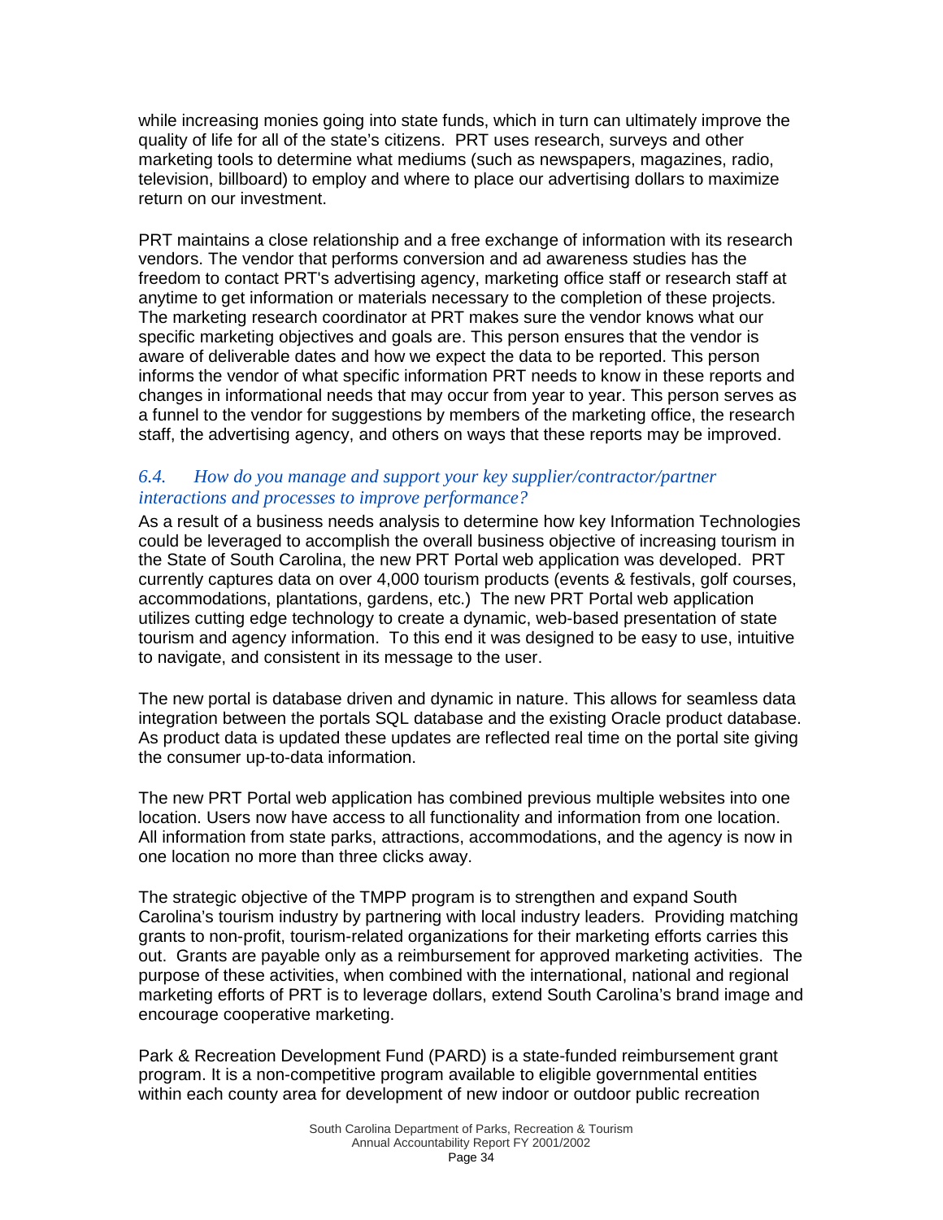while increasing monies going into state funds, which in turn can ultimately improve the quality of life for all of the state's citizens. PRT uses research, surveys and other marketing tools to determine what mediums (such as newspapers, magazines, radio, television, billboard) to employ and where to place our advertising dollars to maximize return on our investment.

PRT maintains a close relationship and a free exchange of information with its research vendors. The vendor that performs conversion and ad awareness studies has the freedom to contact PRT's advertising agency, marketing office staff or research staff at anytime to get information or materials necessary to the completion of these projects. The marketing research coordinator at PRT makes sure the vendor knows what our specific marketing objectives and goals are. This person ensures that the vendor is aware of deliverable dates and how we expect the data to be reported. This person informs the vendor of what specific information PRT needs to know in these reports and changes in informational needs that may occur from year to year. This person serves as a funnel to the vendor for suggestions by members of the marketing office, the research staff, the advertising agency, and others on ways that these reports may be improved.

### *6.4. How do you manage and support your key supplier/contractor/partner interactions and processes to improve performance?*

As a result of a business needs analysis to determine how key Information Technologies could be leveraged to accomplish the overall business objective of increasing tourism in the State of South Carolina, the new PRT Portal web application was developed. PRT currently captures data on over 4,000 tourism products (events & festivals, golf courses, accommodations, plantations, gardens, etc.) The new PRT Portal web application utilizes cutting edge technology to create a dynamic, web-based presentation of state tourism and agency information. To this end it was designed to be easy to use, intuitive to navigate, and consistent in its message to the user.

The new portal is database driven and dynamic in nature. This allows for seamless data integration between the portals SQL database and the existing Oracle product database. As product data is updated these updates are reflected real time on the portal site giving the consumer up-to-data information.

The new PRT Portal web application has combined previous multiple websites into one location. Users now have access to all functionality and information from one location. All information from state parks, attractions, accommodations, and the agency is now in one location no more than three clicks away.

The strategic objective of the TMPP program is to strengthen and expand South Carolina's tourism industry by partnering with local industry leaders. Providing matching grants to non-profit, tourism-related organizations for their marketing efforts carries this out. Grants are payable only as a reimbursement for approved marketing activities. The purpose of these activities, when combined with the international, national and regional marketing efforts of PRT is to leverage dollars, extend South Carolina's brand image and encourage cooperative marketing.

Park & Recreation Development Fund (PARD) is a state-funded reimbursement grant program. It is a non-competitive program available to eligible governmental entities within each county area for development of new indoor or outdoor public recreation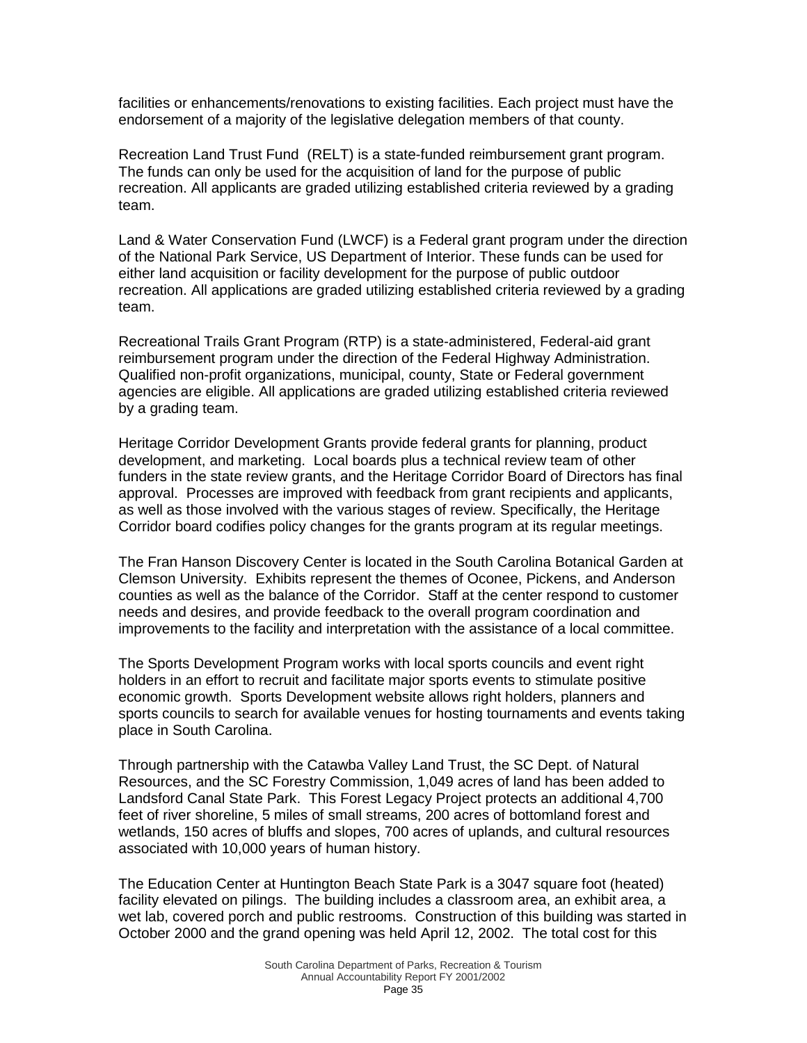facilities or enhancements/renovations to existing facilities. Each project must have the endorsement of a majority of the legislative delegation members of that county.

Recreation Land Trust Fund (RELT) is a state-funded reimbursement grant program. The funds can only be used for the acquisition of land for the purpose of public recreation. All applicants are graded utilizing established criteria reviewed by a grading team.

Land & Water Conservation Fund (LWCF) is a Federal grant program under the direction of the National Park Service, US Department of Interior. These funds can be used for either land acquisition or facility development for the purpose of public outdoor recreation. All applications are graded utilizing established criteria reviewed by a grading team.

Recreational Trails Grant Program (RTP) is a state-administered, Federal-aid grant reimbursement program under the direction of the Federal Highway Administration. Qualified non-profit organizations, municipal, county, State or Federal government agencies are eligible. All applications are graded utilizing established criteria reviewed by a grading team.

Heritage Corridor Development Grants provide federal grants for planning, product development, and marketing. Local boards plus a technical review team of other funders in the state review grants, and the Heritage Corridor Board of Directors has final approval. Processes are improved with feedback from grant recipients and applicants, as well as those involved with the various stages of review. Specifically, the Heritage Corridor board codifies policy changes for the grants program at its regular meetings.

The Fran Hanson Discovery Center is located in the South Carolina Botanical Garden at Clemson University. Exhibits represent the themes of Oconee, Pickens, and Anderson counties as well as the balance of the Corridor. Staff at the center respond to customer needs and desires, and provide feedback to the overall program coordination and improvements to the facility and interpretation with the assistance of a local committee.

The Sports Development Program works with local sports councils and event right holders in an effort to recruit and facilitate major sports events to stimulate positive economic growth. Sports Development website allows right holders, planners and sports councils to search for available venues for hosting tournaments and events taking place in South Carolina.

Through partnership with the Catawba Valley Land Trust, the SC Dept. of Natural Resources, and the SC Forestry Commission, 1,049 acres of land has been added to Landsford Canal State Park. This Forest Legacy Project protects an additional 4,700 feet of river shoreline, 5 miles of small streams, 200 acres of bottomland forest and wetlands, 150 acres of bluffs and slopes, 700 acres of uplands, and cultural resources associated with 10,000 years of human history.

The Education Center at Huntington Beach State Park is a 3047 square foot (heated) facility elevated on pilings. The building includes a classroom area, an exhibit area, a wet lab, covered porch and public restrooms. Construction of this building was started in October 2000 and the grand opening was held April 12, 2002. The total cost for this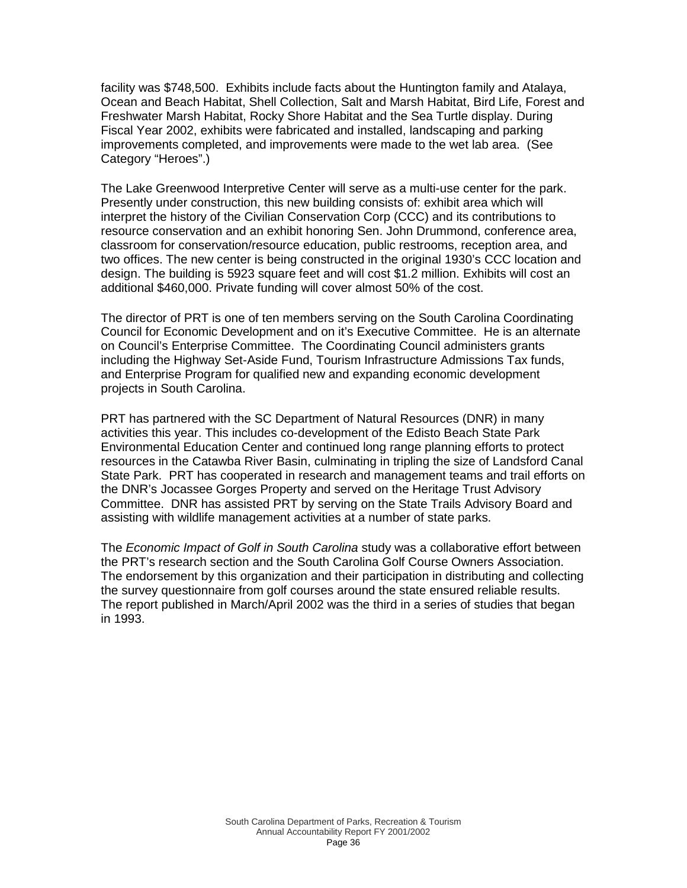facility was $748,500. Exhibits include facts about the Huntington family and Atalaya, Ocean and Beach Habitat, Shell Collection, Salt and Marsh Habitat, Bird Life, Forest and Freshwater Marsh Habitat, Rocky Shore Habitat and the Sea Turtle display. During Fiscal Year 2002, exhibits were fabricated and installed, landscaping and parking improvements completed, and improvements were made to the wet lab area. (See Category "Heroes".)

The Lake Greenwood Interpretive Center will serve as a multi-use center for the park. Presently under construction, this new building consists of: exhibit area which will interpret the history of the Civilian Conservation Corp (CCC) and its contributions to resource conservation and an exhibit honoring Sen. John Drummond, conference area, classroom for conservation/resource education, public restrooms, reception area, and two offices. The new center is being constructed in the original 1930's CCC location and design. The building is 5923 square feet and will cost $1.2 million. Exhibits will cost an additional $460,000. Private funding will cover almost 50% of the cost.

The director of PRT is one of ten members serving on the South Carolina Coordinating Council for Economic Development and on it's Executive Committee. He is an alternate on Council's Enterprise Committee. The Coordinating Council administers grants including the Highway Set-Aside Fund, Tourism Infrastructure Admissions Tax funds, and Enterprise Program for qualified new and expanding economic development projects in South Carolina.

PRT has partnered with the SC Department of Natural Resources (DNR) in many activities this year. This includes co-development of the Edisto Beach State Park Environmental Education Center and continued long range planning efforts to protect resources in the Catawba River Basin, culminating in tripling the size of Landsford Canal State Park. PRT has cooperated in research and management teams and trail efforts on the DNR's Jocassee Gorges Property and served on the Heritage Trust Advisory Committee. DNR has assisted PRT by serving on the State Trails Advisory Board and assisting with wildlife management activities at a number of state parks.

The *Economic Impact of Golf in South Carolina* study was a collaborative effort between the PRT's research section and the South Carolina Golf Course Owners Association. The endorsement by this organization and their participation in distributing and collecting the survey questionnaire from golf courses around the state ensured reliable results. The report published in March/April 2002 was the third in a series of studies that began in 1993.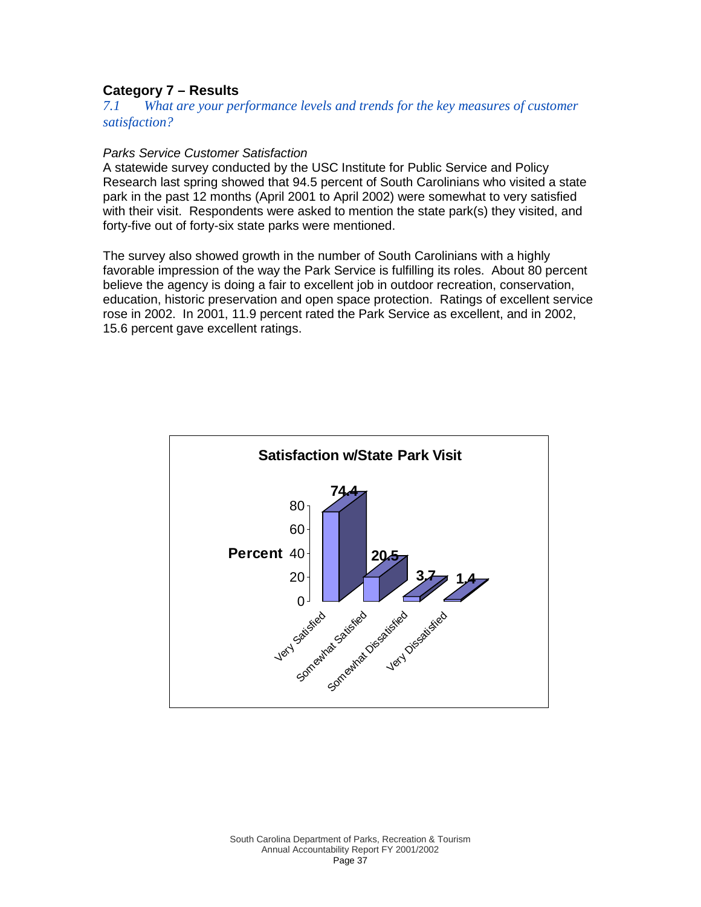## Category 7 – Results

*7.1 What are your performance levels and trends for the key measures of customer satisfaction?*

*Parks Service Customer Satisfaction*

A statewide survey conducted by the USC Institute for Public Service and Policy Research last spring showed that 94.5 percent of South Carolinians who visited a state park in the past 12 months (April 2001 to April 2002) were somewhat to very satisfied with their visit. Respondents were asked to mention the state park(s) they visited, and forty-five out of forty-six state parks were mentioned.

The survey also showed growth in the number of South Carolinians with a highly favorable impression of the way the Park Service is fulfilling its roles. About 80 percent believe the agency is doing a fair to excellent job in outdoor recreation, conservation, education, historic preservation and open space protection. Ratings of excellent service rose in 2002. In 2001, 11.9 percent rated the Park Service as excellent, and in 2002, 15.6 percent gave excellent ratings.

**Satisfaction w/State Park Visit**

| Response | Percent |
|---|---|
| Very Satisfied | 74.4 |
| Somewhat Satisfied | 20.5 |
| Somewhat Dissatisfied | 3.7 |
| Very Dissatisfied | 1.4 |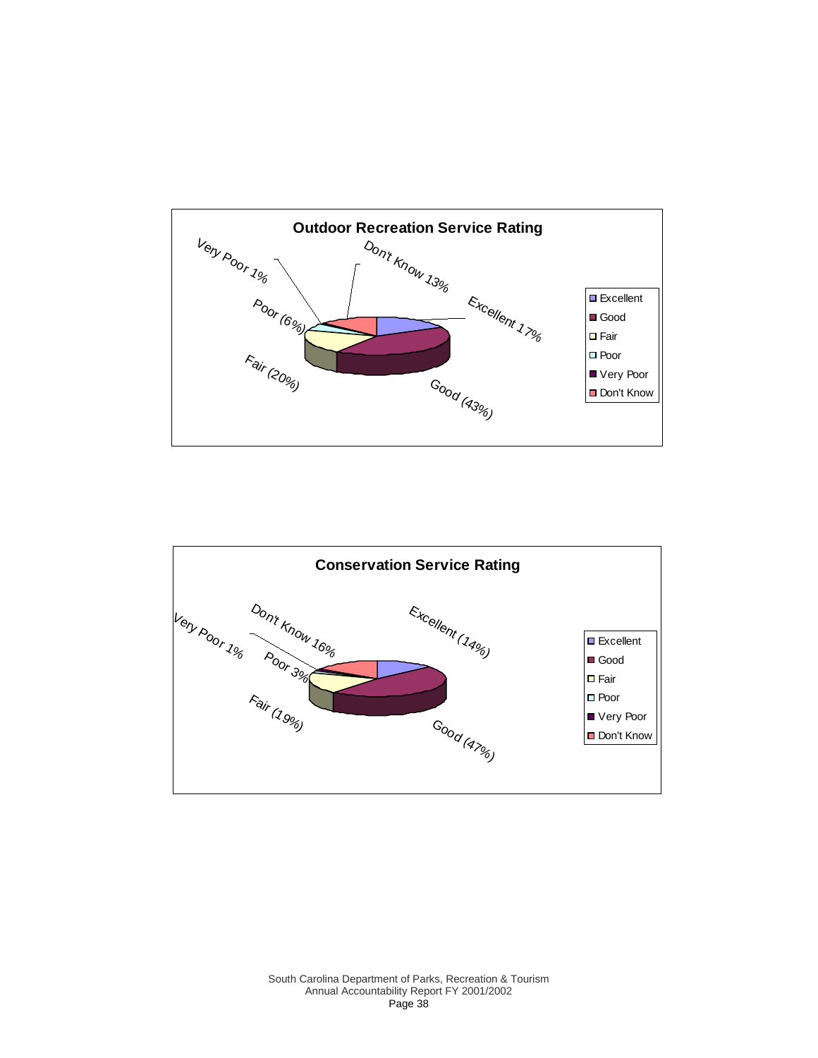**Outdoor Recreation Service Rating**

| Rating | Percent |
|---|---|
| Excellent | 17% |
| Good | 43% |
| Fair | 20% |
| Poor | 6% |
| Very Poor | 1% |
| Don't Know | 13% |

**Conservation Service Rating**

| Rating | Percent |
|---|---|
| Excellent | 14% |
| Good | 47% |
| Fair | 19% |
| Poor | 3% |
| Very Poor | 1% |
| Don't Know | 16% |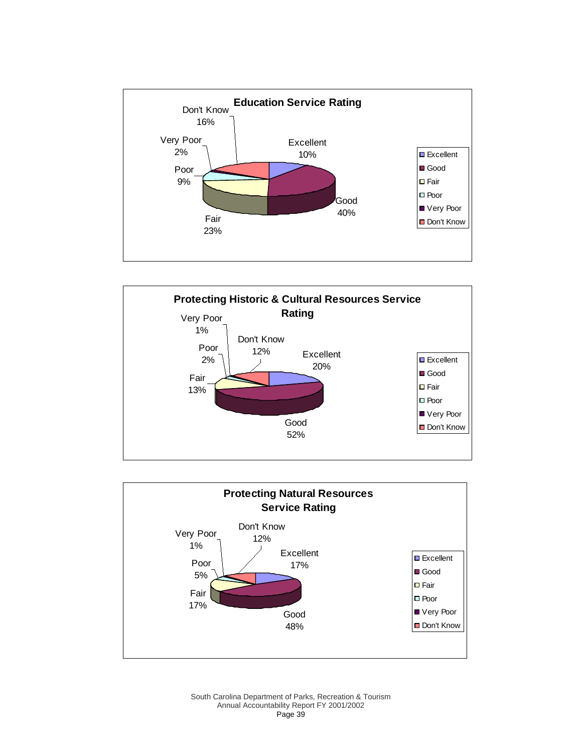**Education Service Rating**

| Rating | Percent |
|---|---|
| Excellent | 10% |
| Good | 40% |
| Fair | 23% |
| Poor | 9% |
| Very Poor | 2% |
| Don't Know | 16% |

**Protecting Historic & Cultural Resources Service Rating**

| Rating | Percent |
|---|---|
| Excellent | 20% |
| Good | 52% |
| Fair | 13% |
| Poor | 2% |
| Very Poor | 1% |
| Don't Know | 12% |

**Protecting Natural Resources Service Rating**

| Rating | Percent |
|---|---|
| Excellent | 17% |
| Good | 48% |
| Fair | 17% |
| Poor | 5% |
| Very Poor | 1% |
| Don't Know | 12% |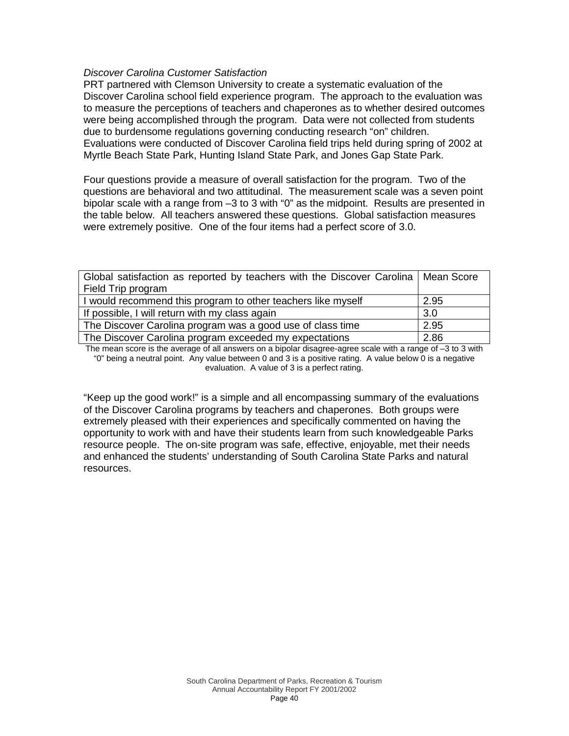*Discover Carolina Customer Satisfaction*

PRT partnered with Clemson University to create a systematic evaluation of the Discover Carolina school field experience program. The approach to the evaluation was to measure the perceptions of teachers and chaperones as to whether desired outcomes were being accomplished through the program. Data were not collected from students due to burdensome regulations governing conducting research "on" children. Evaluations were conducted of Discover Carolina field trips held during spring of 2002 at Myrtle Beach State Park, Hunting Island State Park, and Jones Gap State Park.

Four questions provide a measure of overall satisfaction for the program. Two of the questions are behavioral and two attitudinal. The measurement scale was a seven point bipolar scale with a range from –3 to 3 with "0" as the midpoint. Results are presented in the table below. All teachers answered these questions. Global satisfaction measures were extremely positive. One of the four items had a perfect score of 3.0.

| Global satisfaction as reported by teachers with the Discover Carolina Field Trip program | Mean Score |
|---|---|
| I would recommend this program to other teachers like myself | 2.95 |
| If possible, I will return with my class again | 3.0 |
| The Discover Carolina program was a good use of class time | 2.95 |
| The Discover Carolina program exceeded my expectations | 2.86 |

The mean score is the average of all answers on a bipolar disagree-agree scale with a range of –3 to 3 with "0" being a neutral point. Any value between 0 and 3 is a positive rating. A value below 0 is a negative evaluation. A value of 3 is a perfect rating.

"Keep up the good work!" is a simple and all encompassing summary of the evaluations of the Discover Carolina programs by teachers and chaperones. Both groups were extremely pleased with their experiences and specifically commented on having the opportunity to work with and have their students learn from such knowledgeable Parks resource people. The on-site program was safe, effective, enjoyable, met their needs and enhanced the students' understanding of South Carolina State Parks and natural resources.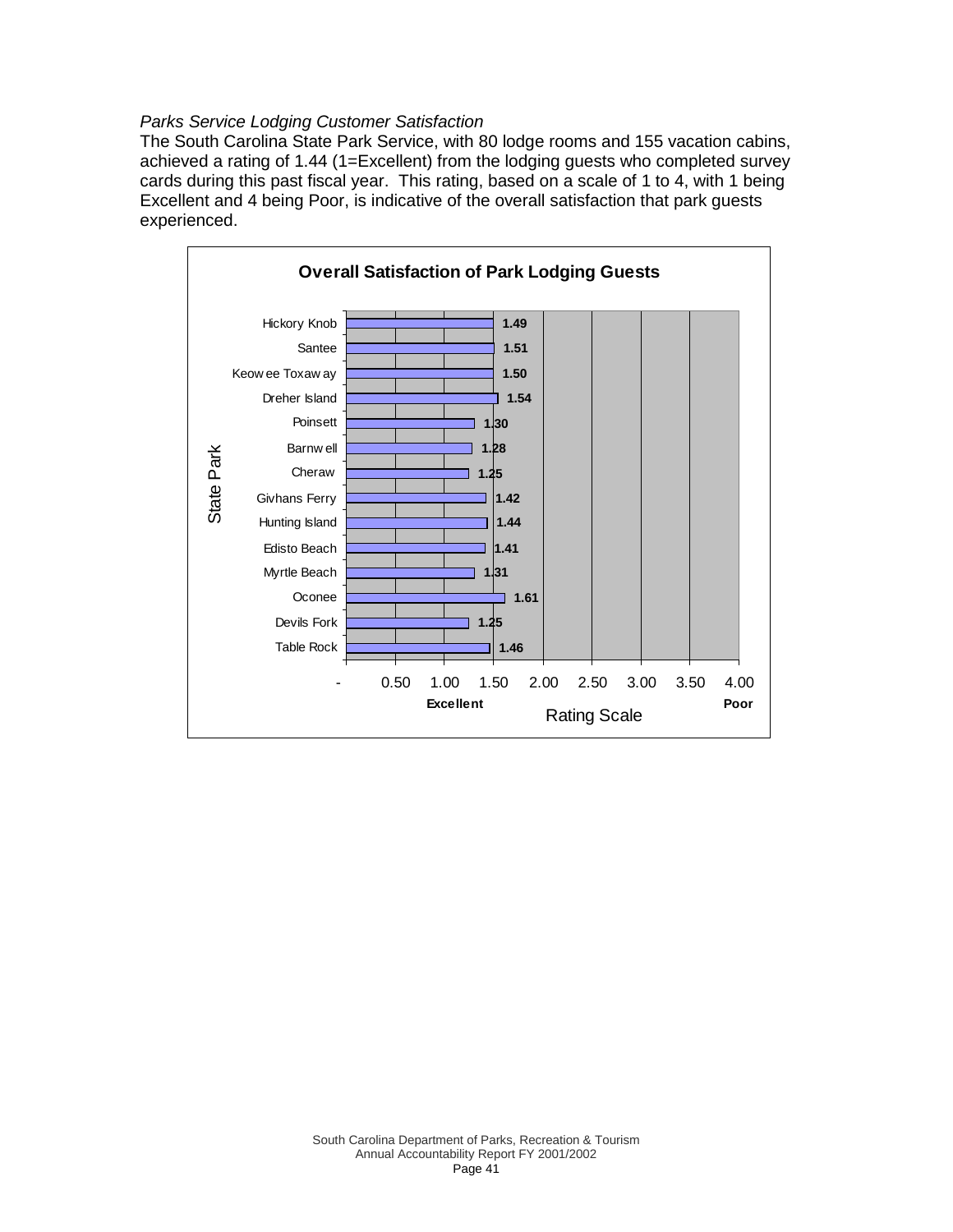*Parks Service Lodging Customer Satisfaction*

The South Carolina State Park Service, with 80 lodge rooms and 155 vacation cabins, achieved a rating of 1.44 (1=Excellent) from the lodging guests who completed survey cards during this past fiscal year. This rating, based on a scale of 1 to 4, with 1 being Excellent and 4 being Poor, is indicative of the overall satisfaction that park guests experienced.

**Overall Satisfaction of Park Lodging Guests**

| State Park | Rating Scale (1.00 = Excellent, 4.00 = Poor) |
|---|---|
| Hickory Knob | 1.49 |
| Santee | 1.51 |
| Keowee Toxaway | 1.50 |
| Dreher Island | 1.54 |
| Poinsett | 1.30 |
| Barnwell | 1.28 |
| Cheraw | 1.25 |
| Givhans Ferry | 1.42 |
| Hunting Island | 1.44 |
| Edisto Beach | 1.41 |
| Myrtle Beach | 1.31 |
| Oconee | 1.61 |
| Devils Fork | 1.25 |
| Table Rock | 1.46 |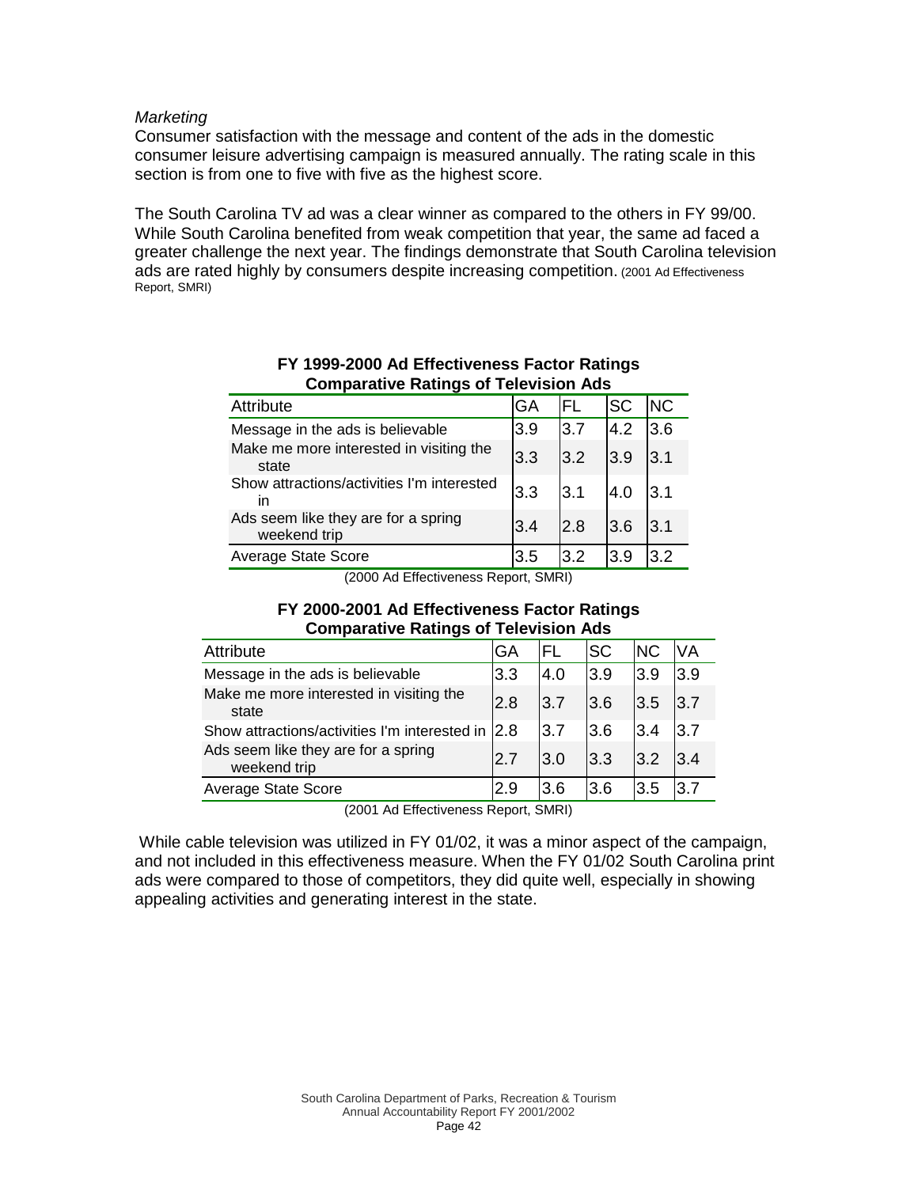*Marketing*

Consumer satisfaction with the message and content of the ads in the domestic consumer leisure advertising campaign is measured annually. The rating scale in this section is from one to five with five as the highest score.

The South Carolina TV ad was a clear winner as compared to the others in FY 99/00. While South Carolina benefited from weak competition that year, the same ad faced a greater challenge the next year. The findings demonstrate that South Carolina television ads are rated highly by consumers despite increasing competition. (2001 Ad Effectiveness Report, SMRI)

**FY 1999-2000 Ad Effectiveness Factor Ratings**
**Comparative Ratings of Television Ads**

| Attribute | GA | FL | SC | NC |
|---|---|---|---|---|
| Message in the ads is believable | 3.9 | 3.7 | 4.2 | 3.6 |
| Make me more interested in visiting the state | 3.3 | 3.2 | 3.9 | 3.1 |
| Show attractions/activities I'm interested in | 3.3 | 3.1 | 4.0 | 3.1 |
| Ads seem like they are for a spring weekend trip | 3.4 | 2.8 | 3.6 | 3.1 |
| Average State Score | 3.5 | 3.2 | 3.9 | 3.2 |

(2000 Ad Effectiveness Report, SMRI)

**FY 2000-2001 Ad Effectiveness Factor Ratings**
**Comparative Ratings of Television Ads**

| Attribute | GA | FL | SC | NC | VA |
|---|---|---|---|---|---|
| Message in the ads is believable | 3.3 | 4.0 | 3.9 | 3.9 | 3.9 |
| Make me more interested in visiting the state | 2.8 | 3.7 | 3.6 | 3.5 | 3.7 |
| Show attractions/activities I'm interested in | 2.8 | 3.7 | 3.6 | 3.4 | 3.7 |
| Ads seem like they are for a spring weekend trip | 2.7 | 3.0 | 3.3 | 3.2 | 3.4 |
| Average State Score | 2.9 | 3.6 | 3.6 | 3.5 | 3.7 |

(2001 Ad Effectiveness Report, SMRI)

While cable television was utilized in FY 01/02, it was a minor aspect of the campaign, and not included in this effectiveness measure. When the FY 01/02 South Carolina print ads were compared to those of competitors, they did quite well, especially in showing appealing activities and generating interest in the state.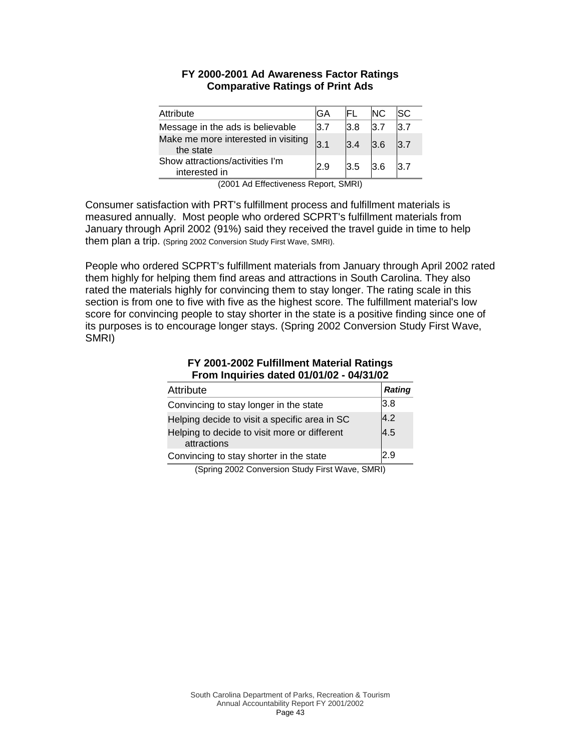**FY 2000-2001 Ad Awareness Factor Ratings**
**Comparative Ratings of Print Ads**

| Attribute | GA | FL | NC | SC |
|---|---|---|---|---|
| Message in the ads is believable | 3.7 | 3.8 | 3.7 | 3.7 |
| Make me more interested in visiting the state | 3.1 | 3.4 | 3.6 | 3.7 |
| Show attractions/activities I'm interested in | 2.9 | 3.5 | 3.6 | 3.7 |

(2001 Ad Effectiveness Report, SMRI)

Consumer satisfaction with PRT's fulfillment process and fulfillment materials is measured annually. Most people who ordered SCPRT's fulfillment materials from January through April 2002 (91%) said they received the travel guide in time to help them plan a trip. (Spring 2002 Conversion Study First Wave, SMRI).

People who ordered SCPRT's fulfillment materials from January through April 2002 rated them highly for helping them find areas and attractions in South Carolina. They also rated the materials highly for convincing them to stay longer. The rating scale in this section is from one to five with five as the highest score. The fulfillment material's low score for convincing people to stay shorter in the state is a positive finding since one of its purposes is to encourage longer stays. (Spring 2002 Conversion Study First Wave, SMRI)

**FY 2001-2002 Fulfillment Material Ratings**
**From Inquiries dated 01/01/02 - 04/31/02**

| Attribute | ***Rating*** |
|---|---|
| Convincing to stay longer in the state | 3.8 |
| Helping decide to visit a specific area in SC | 4.2 |
| Helping to decide to visit more or different attractions | 4.5 |
| Convincing to stay shorter in the state | 2.9 |

(Spring 2002 Conversion Study First Wave, SMRI)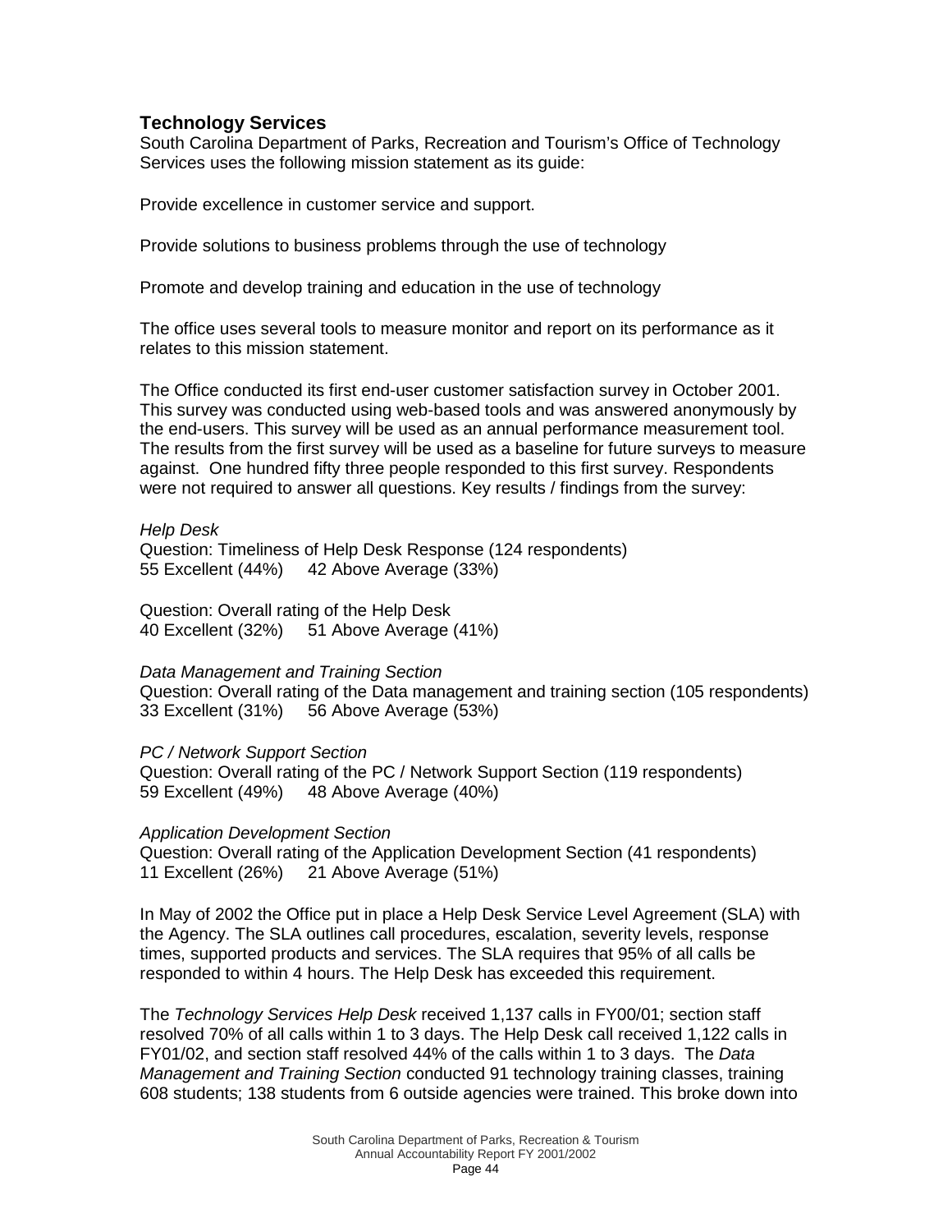## Technology Services

South Carolina Department of Parks, Recreation and Tourism's Office of Technology Services uses the following mission statement as its guide:

Provide excellence in customer service and support.

Provide solutions to business problems through the use of technology

Promote and develop training and education in the use of technology

The office uses several tools to measure monitor and report on its performance as it relates to this mission statement.

The Office conducted its first end-user customer satisfaction survey in October 2001. This survey was conducted using web-based tools and was answered anonymously by the end-users. This survey will be used as an annual performance measurement tool. The results from the first survey will be used as a baseline for future surveys to measure against. One hundred fifty three people responded to this first survey. Respondents were not required to answer all questions. Key results / findings from the survey:

*Help Desk*
Question: Timeliness of Help Desk Response (124 respondents)
55 Excellent (44%)     42 Above Average (33%)

Question: Overall rating of the Help Desk
40 Excellent (32%)     51 Above Average (41%)

*Data Management and Training Section*
Question: Overall rating of the Data management and training section (105 respondents)
33 Excellent (31%)     56 Above Average (53%)

*PC / Network Support Section*
Question: Overall rating of the PC / Network Support Section (119 respondents)
59 Excellent (49%)     48 Above Average (40%)

*Application Development Section*
Question: Overall rating of the Application Development Section (41 respondents)
11 Excellent (26%)     21 Above Average (51%)

In May of 2002 the Office put in place a Help Desk Service Level Agreement (SLA) with the Agency. The SLA outlines call procedures, escalation, severity levels, response times, supported products and services. The SLA requires that 95% of all calls be responded to within 4 hours. The Help Desk has exceeded this requirement.

The *Technology Services Help Desk* received 1,137 calls in FY00/01; section staff resolved 70% of all calls within 1 to 3 days. The Help Desk call received 1,122 calls in FY01/02, and section staff resolved 44% of the calls within 1 to 3 days. The *Data Management and Training Section* conducted 91 technology training classes, training 608 students; 138 students from 6 outside agencies were trained. This broke down into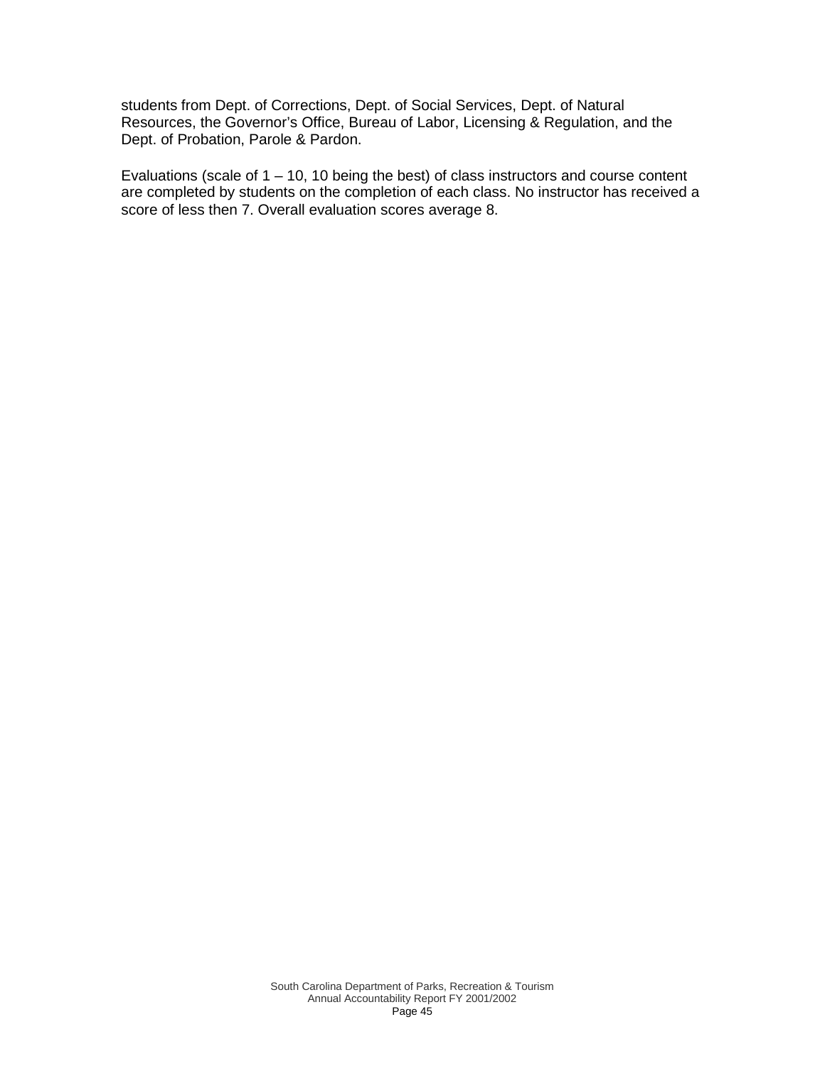students from Dept. of Corrections, Dept. of Social Services, Dept. of Natural Resources, the Governor's Office, Bureau of Labor, Licensing & Regulation, and the Dept. of Probation, Parole & Pardon.

Evaluations (scale of 1 – 10, 10 being the best) of class instructors and course content are completed by students on the completion of each class. No instructor has received a score of less then 7. Overall evaluation scores average 8.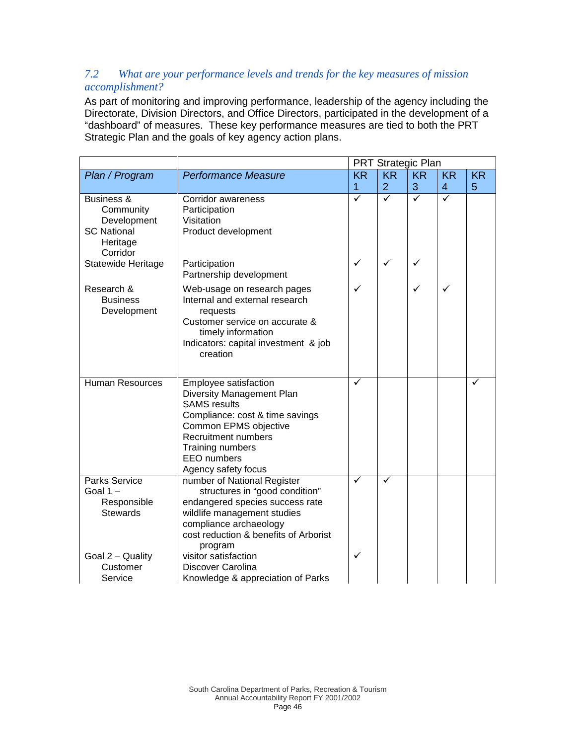### *7.2 What are your performance levels and trends for the key measures of mission accomplishment?*

As part of monitoring and improving performance, leadership of the agency including the Directorate, Division Directors, and Office Directors, participated in the development of a "dashboard" of measures. These key performance measures are tied to both the PRT Strategic Plan and the goals of key agency action plans.

| | | PRT Strategic Plan | | | | |
|---|---|---|---|---|---|---|
| *Plan / Program* | *Performance Measure* | KR 1 | KR 2 | KR 3 | KR 4 | KR 5 |
| Business & Community Development<br>SC National Heritage Corridor | Corridor awareness<br>Participation<br>Visitation<br>Product development | ✓ | ✓ | ✓ | ✓ | |
| Statewide Heritage | Participation<br>Partnership development | ✓ | ✓ | ✓ | | |
| Research & Business Development | Web-usage on research pages<br>Internal and external research requests<br>Customer service on accurate & timely information<br>Indicators: capital investment & job creation | ✓ | | ✓ | ✓ | |
| Human Resources | Employee satisfaction<br>Diversity Management Plan<br>SAMS results<br>Compliance: cost & time savings<br>Common EPMS objective<br>Recruitment numbers<br>Training numbers<br>EEO numbers<br>Agency safety focus | ✓ | | | | ✓ |
| Parks Service<br>Goal 1 – Responsible Stewards | number of National Register structures in "good condition"<br>endangered species success rate<br>wildlife management studies<br>compliance archaeology<br>cost reduction & benefits of Arborist program | ✓ | ✓ | | | |
| Goal 2 – Quality Customer Service | visitor satisfaction<br>Discover Carolina<br>Knowledge & appreciation of Parks | ✓ | | | | |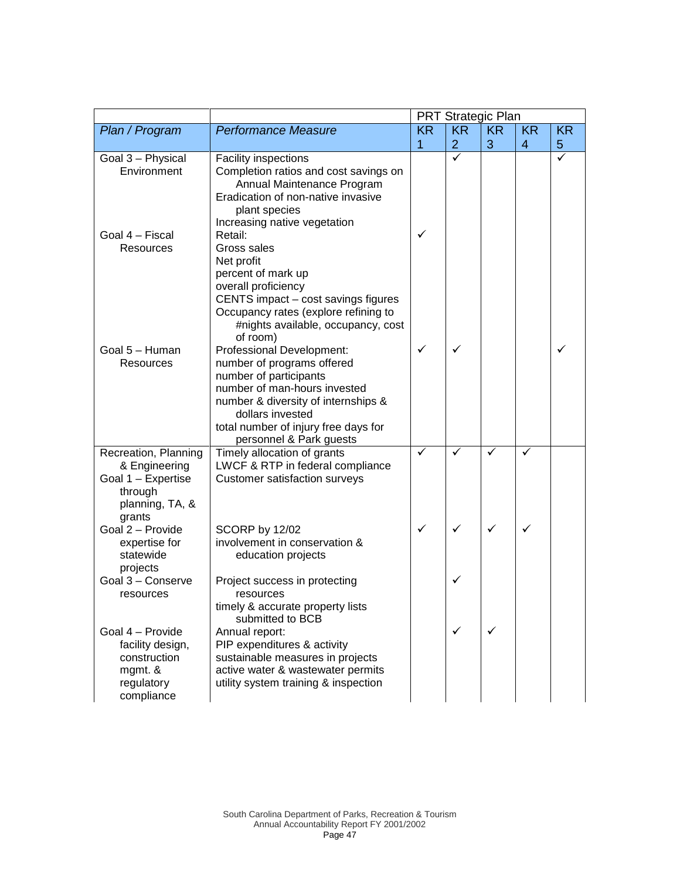| | | PRT Strategic Plan | | | | |
|---|---|---|---|---|---|---|
| *Plan / Program* | *Performance Measure* | KR 1 | KR 2 | KR 3 | KR 4 | KR 5 |
| Goal 3 – Physical Environment | Facility inspections<br>Completion ratios and cost savings on Annual Maintenance Program<br>Eradication of non-native invasive plant species<br>Increasing native vegetation | | ✓ | | | ✓ |
| Goal 4 – Fiscal Resources | Retail:<br>Gross sales<br>Net profit<br>percent of mark up<br>overall proficiency<br>CENTS impact – cost savings figures<br>Occupancy rates (explore refining to #nights available, occupancy, cost of room) | ✓ | | | | |
| Goal 5 – Human Resources | Professional Development:<br>number of programs offered<br>number of participants<br>number of man-hours invested<br>number & diversity of internships & dollars invested<br>total number of injury free days for personnel & Park guests | ✓ | ✓ | | | ✓ |
| Recreation, Planning & Engineering<br>Goal 1 – Expertise through planning, TA, & grants | Timely allocation of grants<br>LWCF & RTP in federal compliance<br>Customer satisfaction surveys | ✓ | ✓ | ✓ | ✓ | |
| Goal 2 – Provide expertise for statewide projects | SCORP by 12/02<br>involvement in conservation & education projects | ✓ | ✓ | ✓ | ✓ | |
| Goal 3 – Conserve resources | Project success in protecting resources<br>timely & accurate property lists submitted to BCB | | ✓ | | | |
| Goal 4 – Provide facility design, construction mgmt. & regulatory compliance | Annual report:<br>PIP expenditures & activity<br>sustainable measures in projects<br>active water & wastewater permits<br>utility system training & inspection | | ✓ | ✓ | | |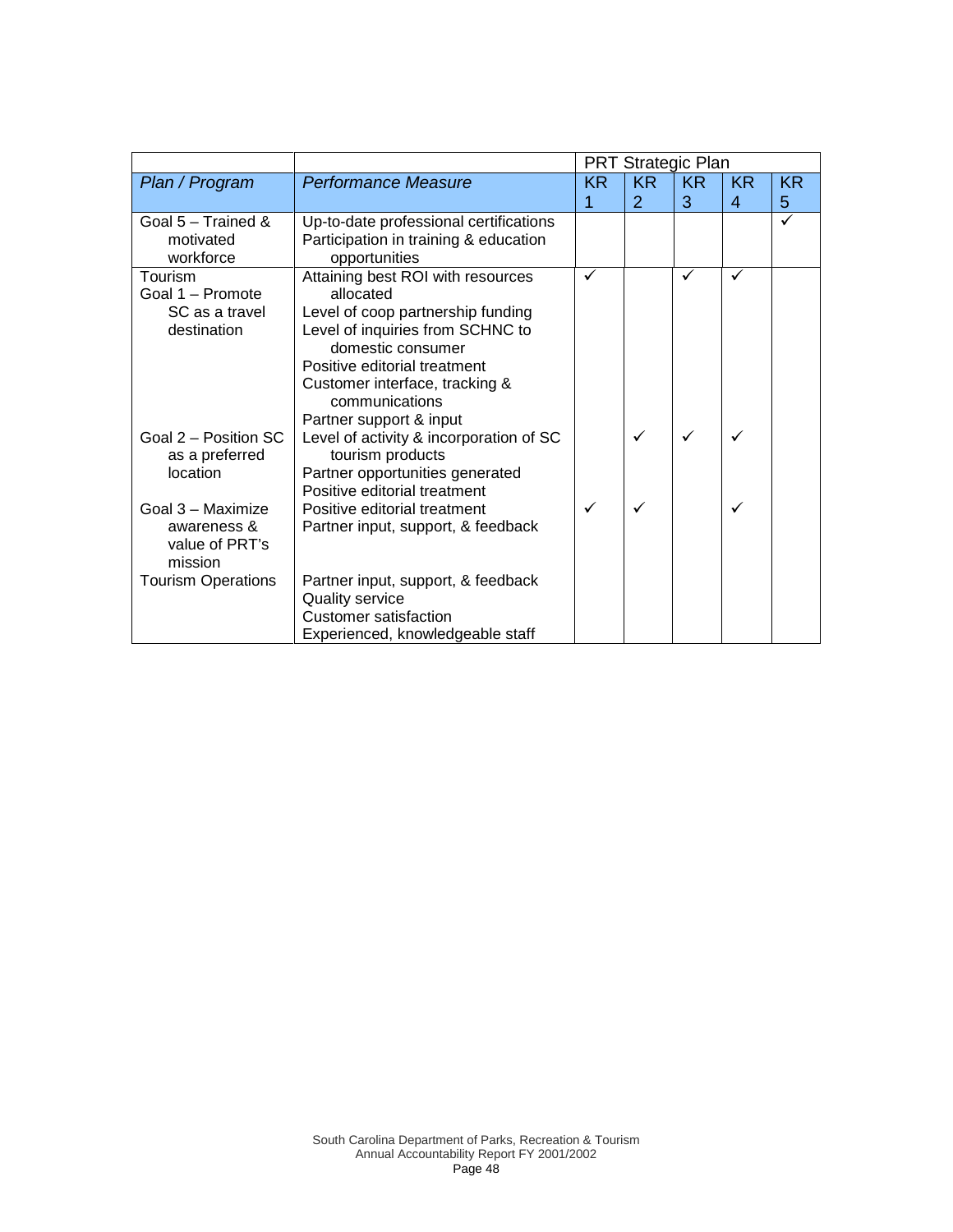| | | PRT Strategic Plan | | | | |
|---|---|---|---|---|---|---|
| *Plan / Program* | *Performance Measure* | KR 1 | KR 2 | KR 3 | KR 4 | KR 5 |
| Goal 5 – Trained & motivated workforce | Up-to-date professional certifications<br>Participation in training & education opportunities | | | | | ✓ |
| Tourism<br>Goal 1 – Promote SC as a travel destination | Attaining best ROI with resources allocated<br>Level of coop partnership funding<br>Level of inquiries from SCHNC to domestic consumer<br>Positive editorial treatment<br>Customer interface, tracking & communications<br>Partner support & input | ✓ | | ✓ | ✓ | |
| Goal 2 – Position SC as a preferred location | Level of activity & incorporation of SC tourism products<br>Partner opportunities generated<br>Positive editorial treatment | | ✓ | ✓ | ✓ | |
| Goal 3 – Maximize awareness & value of PRT's mission | Positive editorial treatment<br>Partner input, support, & feedback | ✓ | ✓ | | ✓ | |
| Tourism Operations | Partner input, support, & feedback<br>Quality service<br>Customer satisfaction<br>Experienced, knowledgeable staff | | | | | |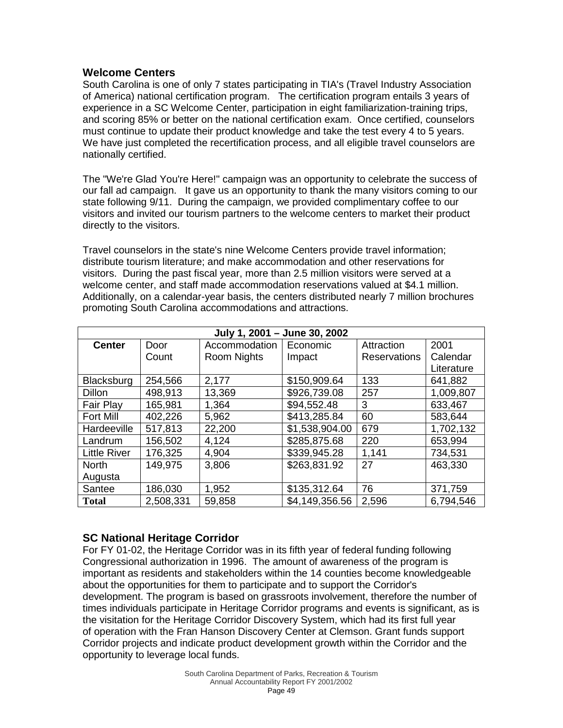## Welcome Centers

South Carolina is one of only 7 states participating in TIA's (Travel Industry Association of America) national certification program. The certification program entails 3 years of experience in a SC Welcome Center, participation in eight familiarization-training trips, and scoring 85% or better on the national certification exam. Once certified, counselors must continue to update their product knowledge and take the test every 4 to 5 years. We have just completed the recertification process, and all eligible travel counselors are nationally certified.

The "We're Glad You're Here!" campaign was an opportunity to celebrate the success of our fall ad campaign. It gave us an opportunity to thank the many visitors coming to our state following 9/11. During the campaign, we provided complimentary coffee to our visitors and invited our tourism partners to the welcome centers to market their product directly to the visitors.

Travel counselors in the state's nine Welcome Centers provide travel information; distribute tourism literature; and make accommodation and other reservations for visitors. During the past fiscal year, more than 2.5 million visitors were served at a welcome center, and staff made accommodation reservations valued at $4.1 million. Additionally, on a calendar-year basis, the centers distributed nearly 7 million brochures promoting South Carolina accommodations and attractions.

| July 1, 2001 – June 30, 2002 | | | | | |
|---|---|---|---|---|---|
| **Center** | Door Count | Accommodation Room Nights | Economic Impact | Attraction Reservations | 2001 Calendar Literature |
| Blacksburg | 254,566 | 2,177 | $150,909.64 | 133 | 641,882 |
| Dillon | 498,913 | 13,369 | $926,739.08 | 257 | 1,009,807 |
| Fair Play | 165,981 | 1,364 | $94,552.48 | 3 | 633,467 |
| Fort Mill | 402,226 | 5,962 | $413,285.84 | 60 | 583,644 |
| Hardeeville | 517,813 | 22,200 | $1,538,904.00 | 679 | 1,702,132 |
| Landrum | 156,502 | 4,124 | $285,875.68 | 220 | 653,994 |
| Little River | 176,325 | 4,904 | $339,945.28 | 1,141 | 734,531 |
| North Augusta | 149,975 | 3,806 | $263,831.92 | 27 | 463,330 |
| Santee | 186,030 | 1,952 | $135,312.64 | 76 | 371,759 |
| **Total** | 2,508,331 | 59,858 | $4,149,356.56 | 2,596 | 6,794,546 |

## SC National Heritage Corridor

For FY 01-02, the Heritage Corridor was in its fifth year of federal funding following Congressional authorization in 1996. The amount of awareness of the program is important as residents and stakeholders within the 14 counties become knowledgeable about the opportunities for them to participate and to support the Corridor's development. The program is based on grassroots involvement, therefore the number of times individuals participate in Heritage Corridor programs and events is significant, as is the visitation for the Heritage Corridor Discovery System, which had its first full year of operation with the Fran Hanson Discovery Center at Clemson. Grant funds support Corridor projects and indicate product development growth within the Corridor and the opportunity to leverage local funds.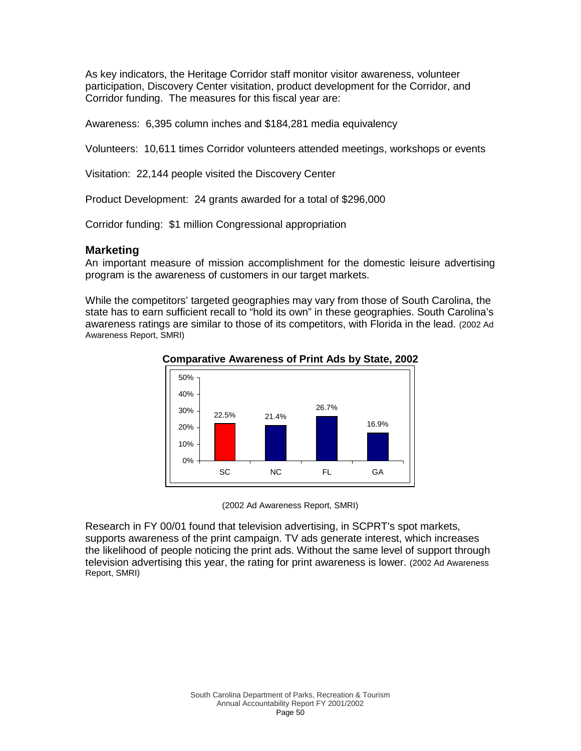As key indicators, the Heritage Corridor staff monitor visitor awareness, volunteer participation, Discovery Center visitation, product development for the Corridor, and Corridor funding. The measures for this fiscal year are:

Awareness: 6,395 column inches and $184,281 media equivalency

Volunteers: 10,611 times Corridor volunteers attended meetings, workshops or events

Visitation: 22,144 people visited the Discovery Center

Product Development: 24 grants awarded for a total of $296,000

Corridor funding: $1 million Congressional appropriation

## Marketing

An important measure of mission accomplishment for the domestic leisure advertising program is the awareness of customers in our target markets.

While the competitors' targeted geographies may vary from those of South Carolina, the state has to earn sufficient recall to "hold its own" in these geographies. South Carolina's awareness ratings are similar to those of its competitors, with Florida in the lead. (2002 Ad Awareness Report, SMRI)

**Comparative Awareness of Print Ads by State, 2002**

| State | Awareness |
|---|---|
| SC | 22.5% |
| NC | 21.4% |
| FL | 26.7% |
| GA | 16.9% |

(2002 Ad Awareness Report, SMRI)

Research in FY 00/01 found that television advertising, in SCPRT's spot markets, supports awareness of the print campaign. TV ads generate interest, which increases the likelihood of people noticing the print ads. Without the same level of support through television advertising this year, the rating for print awareness is lower. (2002 Ad Awareness Report, SMRI)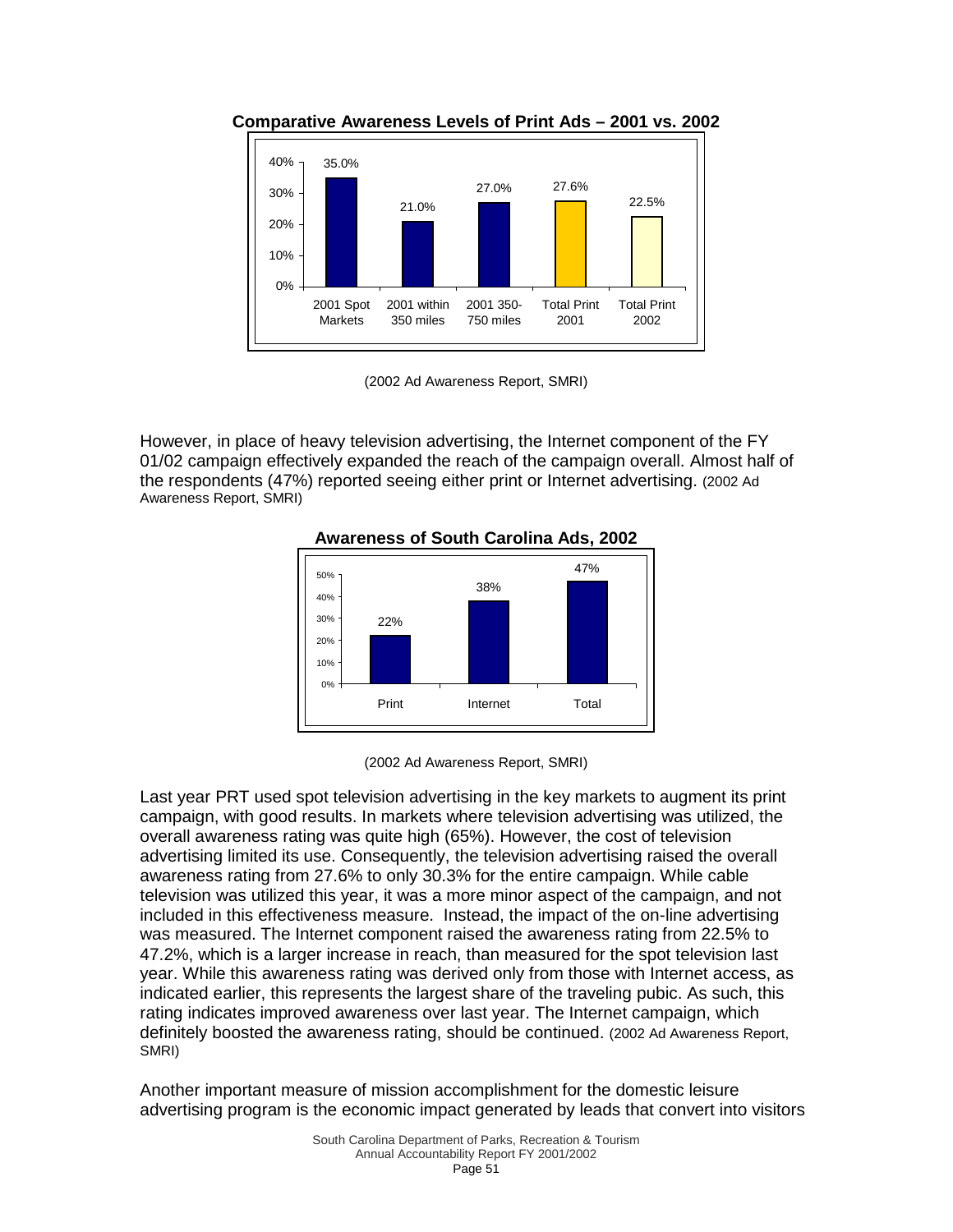**Comparative Awareness Levels of Print Ads – 2001 vs. 2002**

| | 2001 Spot Markets | 2001 within 350 miles | 2001 350-750 miles | Total Print 2001 | Total Print 2002 |
|---|---|---|---|---|---|
| Awareness | 35.0% | 21.0% | 27.0% | 27.6% | 22.5% |

(2002 Ad Awareness Report, SMRI)

However, in place of heavy television advertising, the Internet component of the FY 01/02 campaign effectively expanded the reach of the campaign overall. Almost half of the respondents (47%) reported seeing either print or Internet advertising. (2002 Ad Awareness Report, SMRI)

**Awareness of South Carolina Ads, 2002**

| | Print | Internet | Total |
|---|---|---|---|
| Awareness | 22% | 38% | 47% |

(2002 Ad Awareness Report, SMRI)

Last year PRT used spot television advertising in the key markets to augment its print campaign, with good results. In markets where television advertising was utilized, the overall awareness rating was quite high (65%). However, the cost of television advertising limited its use. Consequently, the television advertising raised the overall awareness rating from 27.6% to only 30.3% for the entire campaign. While cable television was utilized this year, it was a more minor aspect of the campaign, and not included in this effectiveness measure. Instead, the impact of the on-line advertising was measured. The Internet component raised the awareness rating from 22.5% to 47.2%, which is a larger increase in reach, than measured for the spot television last year. While this awareness rating was derived only from those with Internet access, as indicated earlier, this represents the largest share of the traveling pubic. As such, this rating indicates improved awareness over last year. The Internet campaign, which definitely boosted the awareness rating, should be continued. (2002 Ad Awareness Report, SMRI)

Another important measure of mission accomplishment for the domestic leisure advertising program is the economic impact generated by leads that convert into visitors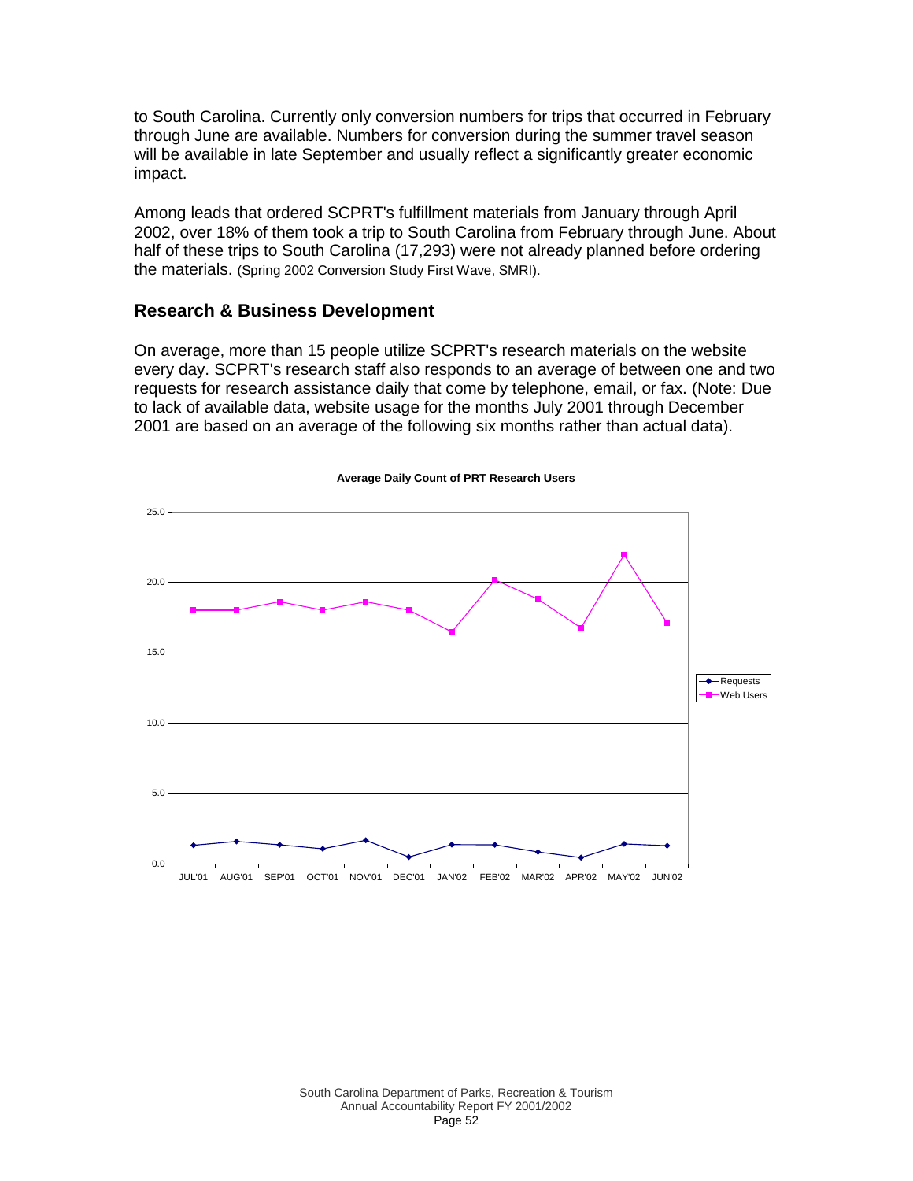to South Carolina. Currently only conversion numbers for trips that occurred in February through June are available. Numbers for conversion during the summer travel season will be available in late September and usually reflect a significantly greater economic impact.

Among leads that ordered SCPRT's fulfillment materials from January through April 2002, over 18% of them took a trip to South Carolina from February through June. About half of these trips to South Carolina (17,293) were not already planned before ordering the materials. (Spring 2002 Conversion Study First Wave, SMRI).

## Research & Business Development

On average, more than 15 people utilize SCPRT's research materials on the website every day. SCPRT's research staff also responds to an average of between one and two requests for research assistance daily that come by telephone, email, or fax. (Note: Due to lack of available data, website usage for the months July 2001 through December 2001 are based on an average of the following six months rather than actual data).

**Average Daily Count of PRT Research Users**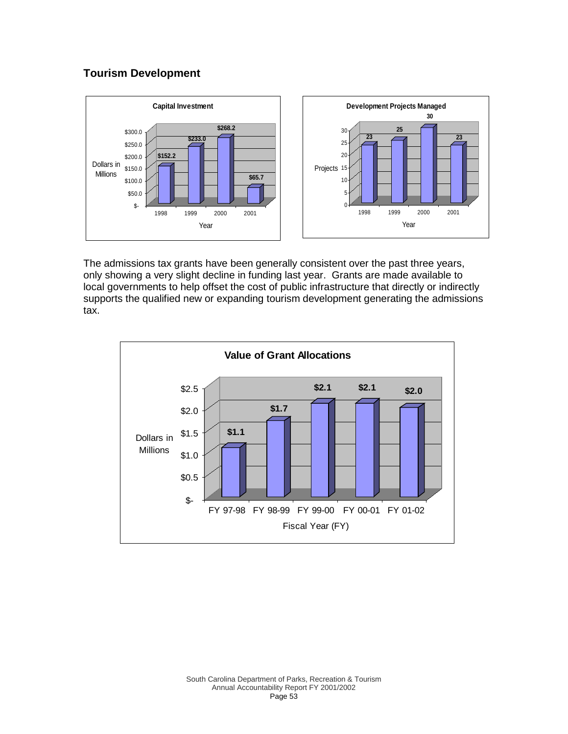## Tourism Development

**Capital Investment**

| Year | Dollars in Millions |
|---|---|
| 1998 | $152.2 |
| 1999 | $233.0 |
| 2000 | $268.2 |
| 2001 | $65.7 |

**Development Projects Managed**

| Year | Projects |
|---|---|
| 1998 | 23 |
| 1999 | 25 |
| 2000 | 30 |
| 2001 | 23 |

The admissions tax grants have been generally consistent over the past three years, only showing a very slight decline in funding last year. Grants are made available to local governments to help offset the cost of public infrastructure that directly or indirectly supports the qualified new or expanding tourism development generating the admissions tax.

**Value of Grant Allocations**

| Fiscal Year (FY) | Dollars in Millions |
|---|---|
| FY 97-98 | $1.1 |
| FY 98-99 | $1.7 |
| FY 99-00 | $2.1 |
| FY 00-01 | $2.1 |
| FY 01-02 | $2.0 |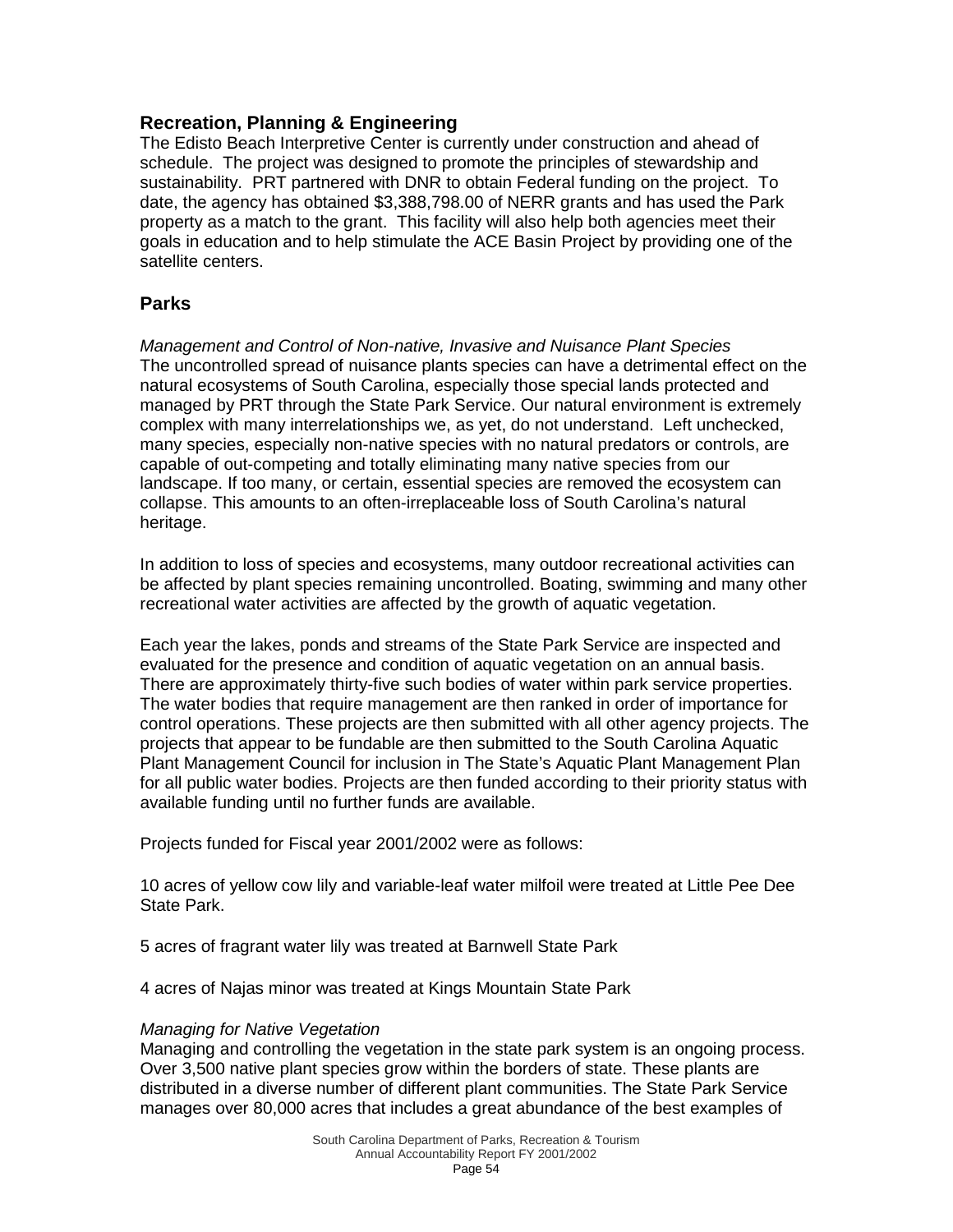## Recreation, Planning & Engineering

The Edisto Beach Interpretive Center is currently under construction and ahead of schedule. The project was designed to promote the principles of stewardship and sustainability. PRT partnered with DNR to obtain Federal funding on the project. To date, the agency has obtained $3,388,798.00 of NERR grants and has used the Park property as a match to the grant. This facility will also help both agencies meet their goals in education and to help stimulate the ACE Basin Project by providing one of the satellite centers.

## Parks

*Management and Control of Non-native, Invasive and Nuisance Plant Species*

The uncontrolled spread of nuisance plants species can have a detrimental effect on the natural ecosystems of South Carolina, especially those special lands protected and managed by PRT through the State Park Service. Our natural environment is extremely complex with many interrelationships we, as yet, do not understand. Left unchecked, many species, especially non-native species with no natural predators or controls, are capable of out-competing and totally eliminating many native species from our landscape. If too many, or certain, essential species are removed the ecosystem can collapse. This amounts to an often-irreplaceable loss of South Carolina's natural heritage.

In addition to loss of species and ecosystems, many outdoor recreational activities can be affected by plant species remaining uncontrolled. Boating, swimming and many other recreational water activities are affected by the growth of aquatic vegetation.

Each year the lakes, ponds and streams of the State Park Service are inspected and evaluated for the presence and condition of aquatic vegetation on an annual basis. There are approximately thirty-five such bodies of water within park service properties. The water bodies that require management are then ranked in order of importance for control operations. These projects are then submitted with all other agency projects. The projects that appear to be fundable are then submitted to the South Carolina Aquatic Plant Management Council for inclusion in The State's Aquatic Plant Management Plan for all public water bodies. Projects are then funded according to their priority status with available funding until no further funds are available.

Projects funded for Fiscal year 2001/2002 were as follows:

10 acres of yellow cow lily and variable-leaf water milfoil were treated at Little Pee Dee State Park.

5 acres of fragrant water lily was treated at Barnwell State Park

4 acres of Najas minor was treated at Kings Mountain State Park

*Managing for Native Vegetation*

Managing and controlling the vegetation in the state park system is an ongoing process. Over 3,500 native plant species grow within the borders of state. These plants are distributed in a diverse number of different plant communities. The State Park Service manages over 80,000 acres that includes a great abundance of the best examples of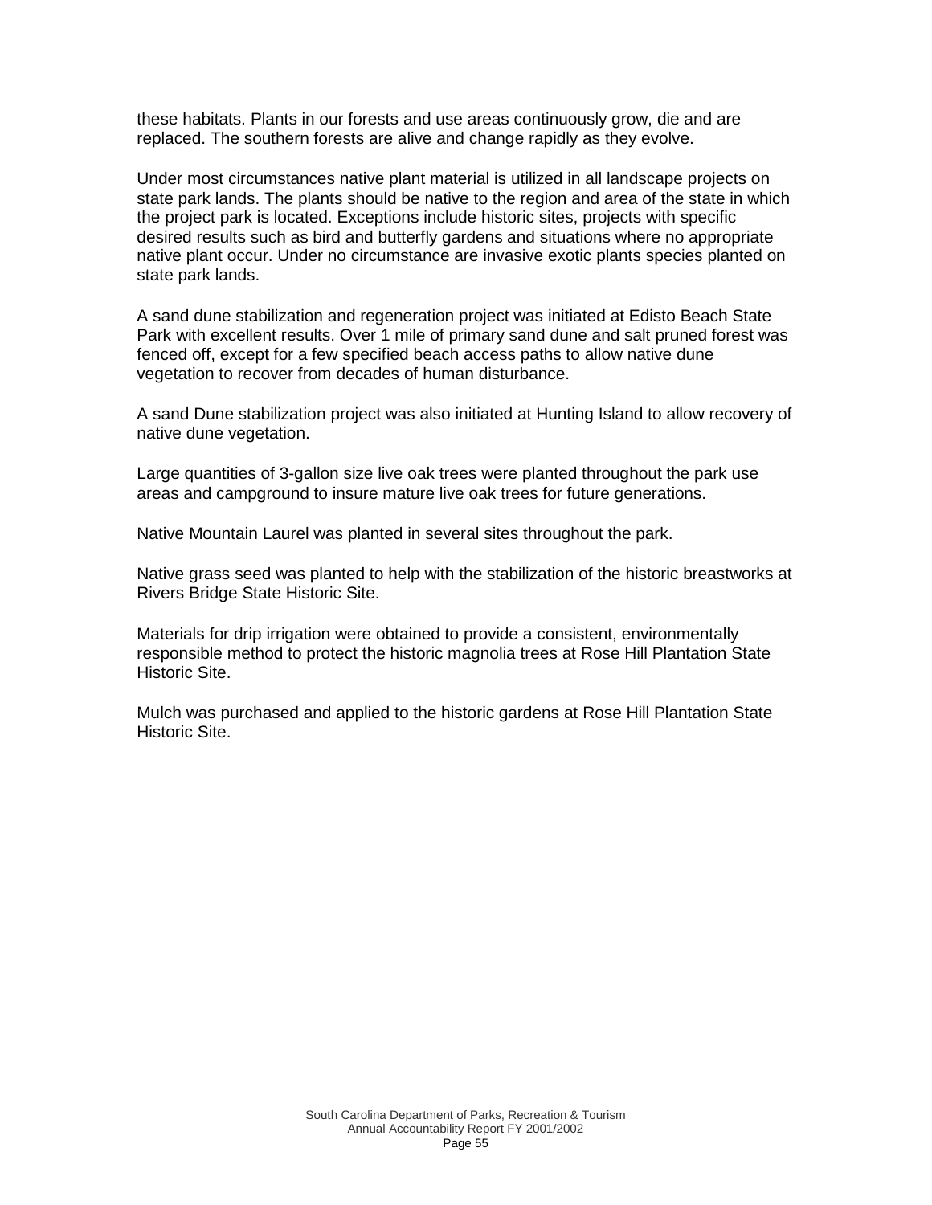these habitats. Plants in our forests and use areas continuously grow, die and are replaced. The southern forests are alive and change rapidly as they evolve.

Under most circumstances native plant material is utilized in all landscape projects on state park lands. The plants should be native to the region and area of the state in which the project park is located. Exceptions include historic sites, projects with specific desired results such as bird and butterfly gardens and situations where no appropriate native plant occur. Under no circumstance are invasive exotic plants species planted on state park lands.

A sand dune stabilization and regeneration project was initiated at Edisto Beach State Park with excellent results. Over 1 mile of primary sand dune and salt pruned forest was fenced off, except for a few specified beach access paths to allow native dune vegetation to recover from decades of human disturbance.

A sand Dune stabilization project was also initiated at Hunting Island to allow recovery of native dune vegetation.

Large quantities of 3-gallon size live oak trees were planted throughout the park use areas and campground to insure mature live oak trees for future generations.

Native Mountain Laurel was planted in several sites throughout the park.

Native grass seed was planted to help with the stabilization of the historic breastworks at Rivers Bridge State Historic Site.

Materials for drip irrigation were obtained to provide a consistent, environmentally responsible method to protect the historic magnolia trees at Rose Hill Plantation State Historic Site.

Mulch was purchased and applied to the historic gardens at Rose Hill Plantation State Historic Site.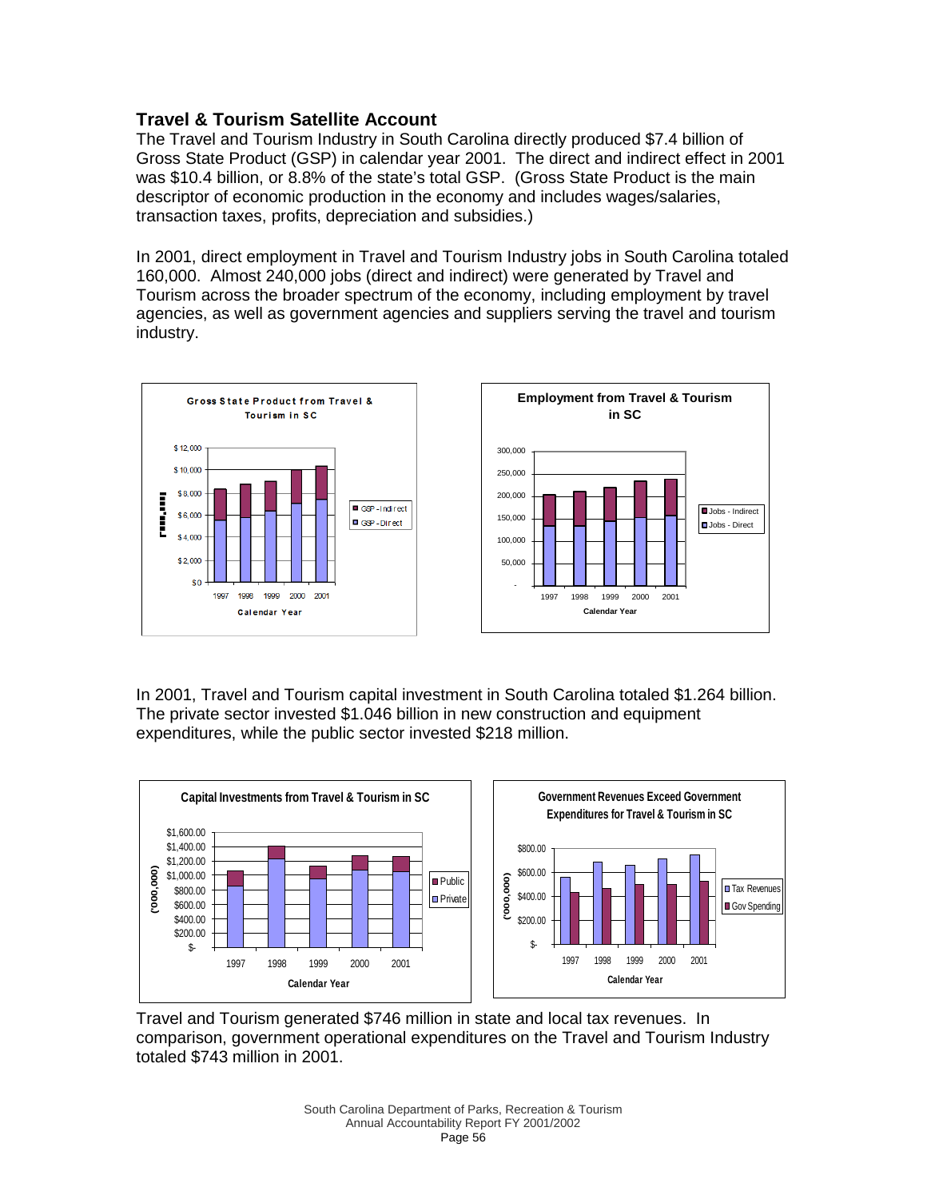## Travel & Tourism Satellite Account

The Travel and Tourism Industry in South Carolina directly produced $7.4 billion of Gross State Product (GSP) in calendar year 2001. The direct and indirect effect in 2001 was $10.4 billion, or 8.8% of the state's total GSP. (Gross State Product is the main descriptor of economic production in the economy and includes wages/salaries, transaction taxes, profits, depreciation and subsidies.)

In 2001, direct employment in Travel and Tourism Industry jobs in South Carolina totaled 160,000. Almost 240,000 jobs (direct and indirect) were generated by Travel and Tourism across the broader spectrum of the economy, including employment by travel agencies, as well as government agencies and suppliers serving the travel and tourism industry.

In 2001, Travel and Tourism capital investment in South Carolina totaled $1.264 billion. The private sector invested $1.046 billion in new construction and equipment expenditures, while the public sector invested $218 million.

Travel and Tourism generated $746 million in state and local tax revenues. In comparison, government operational expenditures on the Travel and Tourism Industry totaled $743 million in 2001.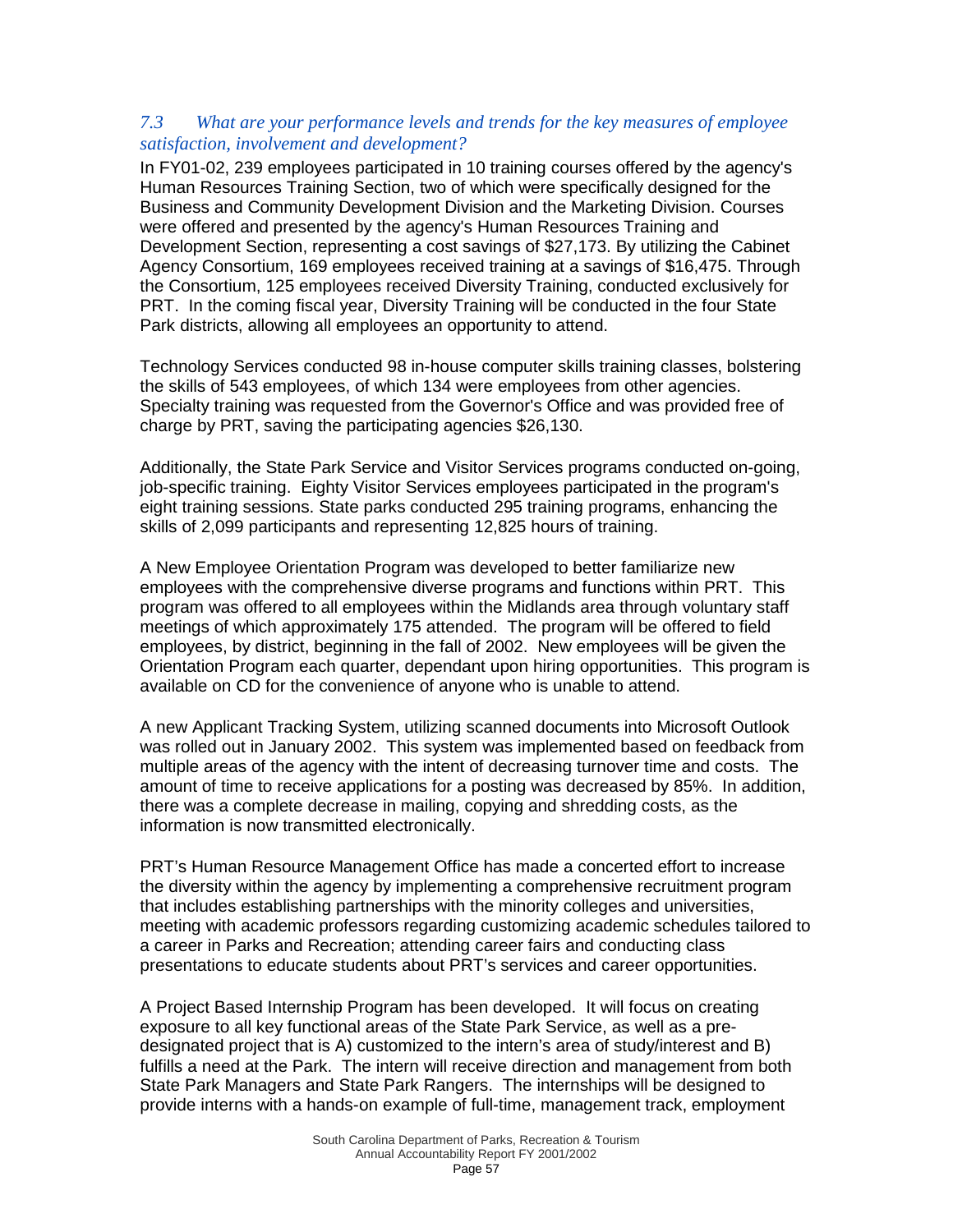### *7.3 What are your performance levels and trends for the key measures of employee satisfaction, involvement and development?*

In FY01-02, 239 employees participated in 10 training courses offered by the agency's Human Resources Training Section, two of which were specifically designed for the Business and Community Development Division and the Marketing Division. Courses were offered and presented by the agency's Human Resources Training and Development Section, representing a cost savings of $27,173. By utilizing the Cabinet Agency Consortium, 169 employees received training at a savings of $16,475. Through the Consortium, 125 employees received Diversity Training, conducted exclusively for PRT. In the coming fiscal year, Diversity Training will be conducted in the four State Park districts, allowing all employees an opportunity to attend.

Technology Services conducted 98 in-house computer skills training classes, bolstering the skills of 543 employees, of which 134 were employees from other agencies. Specialty training was requested from the Governor's Office and was provided free of charge by PRT, saving the participating agencies $26,130.

Additionally, the State Park Service and Visitor Services programs conducted on-going, job-specific training. Eighty Visitor Services employees participated in the program's eight training sessions. State parks conducted 295 training programs, enhancing the skills of 2,099 participants and representing 12,825 hours of training.

A New Employee Orientation Program was developed to better familiarize new employees with the comprehensive diverse programs and functions within PRT. This program was offered to all employees within the Midlands area through voluntary staff meetings of which approximately 175 attended. The program will be offered to field employees, by district, beginning in the fall of 2002. New employees will be given the Orientation Program each quarter, dependant upon hiring opportunities. This program is available on CD for the convenience of anyone who is unable to attend.

A new Applicant Tracking System, utilizing scanned documents into Microsoft Outlook was rolled out in January 2002. This system was implemented based on feedback from multiple areas of the agency with the intent of decreasing turnover time and costs. The amount of time to receive applications for a posting was decreased by 85%. In addition, there was a complete decrease in mailing, copying and shredding costs, as the information is now transmitted electronically.

PRT's Human Resource Management Office has made a concerted effort to increase the diversity within the agency by implementing a comprehensive recruitment program that includes establishing partnerships with the minority colleges and universities, meeting with academic professors regarding customizing academic schedules tailored to a career in Parks and Recreation; attending career fairs and conducting class presentations to educate students about PRT's services and career opportunities.

A Project Based Internship Program has been developed. It will focus on creating exposure to all key functional areas of the State Park Service, as well as a pre-designated project that is A) customized to the intern's area of study/interest and B) fulfills a need at the Park. The intern will receive direction and management from both State Park Managers and State Park Rangers. The internships will be designed to provide interns with a hands-on example of full-time, management track, employment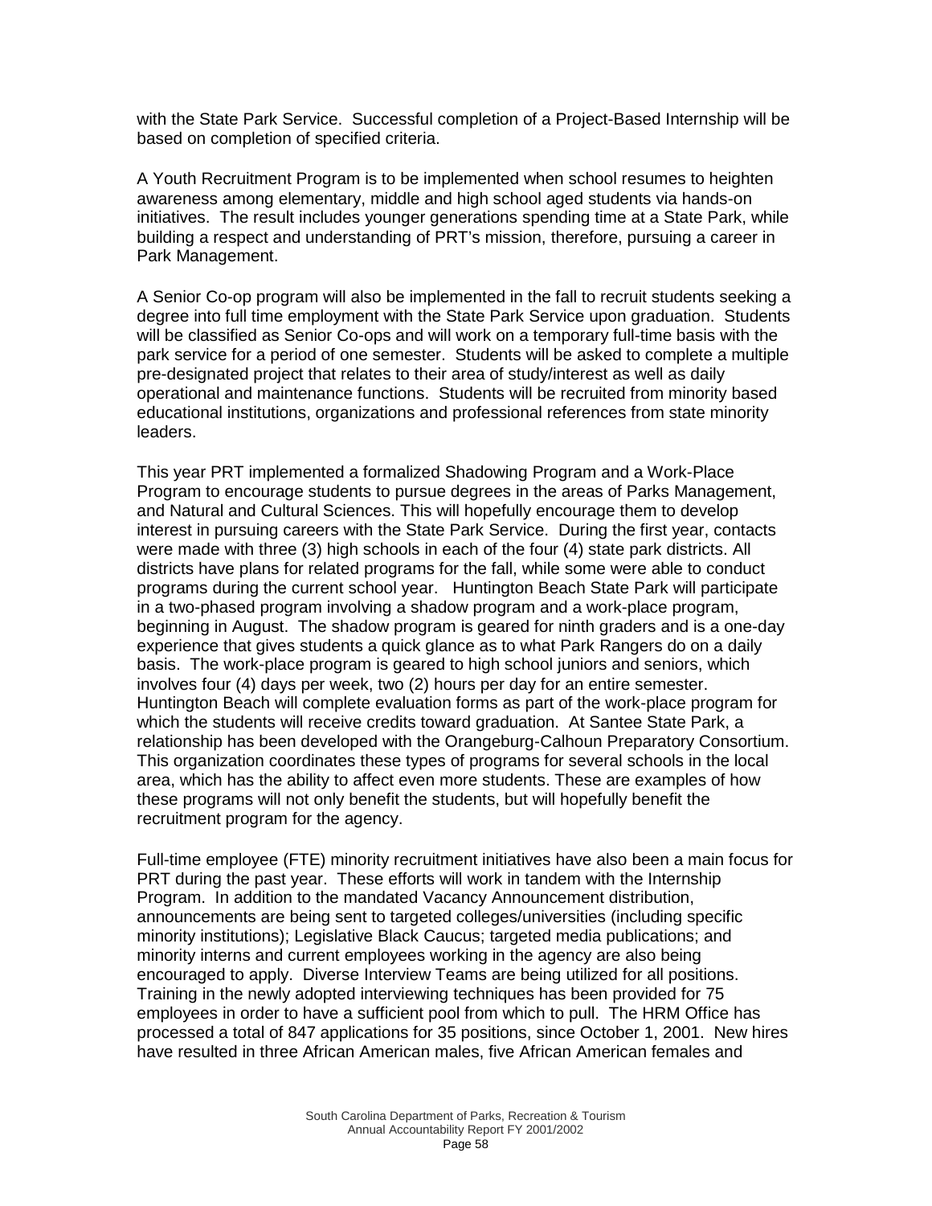with the State Park Service. Successful completion of a Project-Based Internship will be based on completion of specified criteria.

A Youth Recruitment Program is to be implemented when school resumes to heighten awareness among elementary, middle and high school aged students via hands-on initiatives. The result includes younger generations spending time at a State Park, while building a respect and understanding of PRT's mission, therefore, pursuing a career in Park Management.

A Senior Co-op program will also be implemented in the fall to recruit students seeking a degree into full time employment with the State Park Service upon graduation. Students will be classified as Senior Co-ops and will work on a temporary full-time basis with the park service for a period of one semester. Students will be asked to complete a multiple pre-designated project that relates to their area of study/interest as well as daily operational and maintenance functions. Students will be recruited from minority based educational institutions, organizations and professional references from state minority leaders.

This year PRT implemented a formalized Shadowing Program and a Work-Place Program to encourage students to pursue degrees in the areas of Parks Management, and Natural and Cultural Sciences. This will hopefully encourage them to develop interest in pursuing careers with the State Park Service. During the first year, contacts were made with three (3) high schools in each of the four (4) state park districts. All districts have plans for related programs for the fall, while some were able to conduct programs during the current school year. Huntington Beach State Park will participate in a two-phased program involving a shadow program and a work-place program, beginning in August. The shadow program is geared for ninth graders and is a one-day experience that gives students a quick glance as to what Park Rangers do on a daily basis. The work-place program is geared to high school juniors and seniors, which involves four (4) days per week, two (2) hours per day for an entire semester. Huntington Beach will complete evaluation forms as part of the work-place program for which the students will receive credits toward graduation. At Santee State Park, a relationship has been developed with the Orangeburg-Calhoun Preparatory Consortium. This organization coordinates these types of programs for several schools in the local area, which has the ability to affect even more students. These are examples of how these programs will not only benefit the students, but will hopefully benefit the recruitment program for the agency.

Full-time employee (FTE) minority recruitment initiatives have also been a main focus for PRT during the past year. These efforts will work in tandem with the Internship Program. In addition to the mandated Vacancy Announcement distribution, announcements are being sent to targeted colleges/universities (including specific minority institutions); Legislative Black Caucus; targeted media publications; and minority interns and current employees working in the agency are also being encouraged to apply. Diverse Interview Teams are being utilized for all positions. Training in the newly adopted interviewing techniques has been provided for 75 employees in order to have a sufficient pool from which to pull. The HRM Office has processed a total of 847 applications for 35 positions, since October 1, 2001. New hires have resulted in three African American males, five African American females and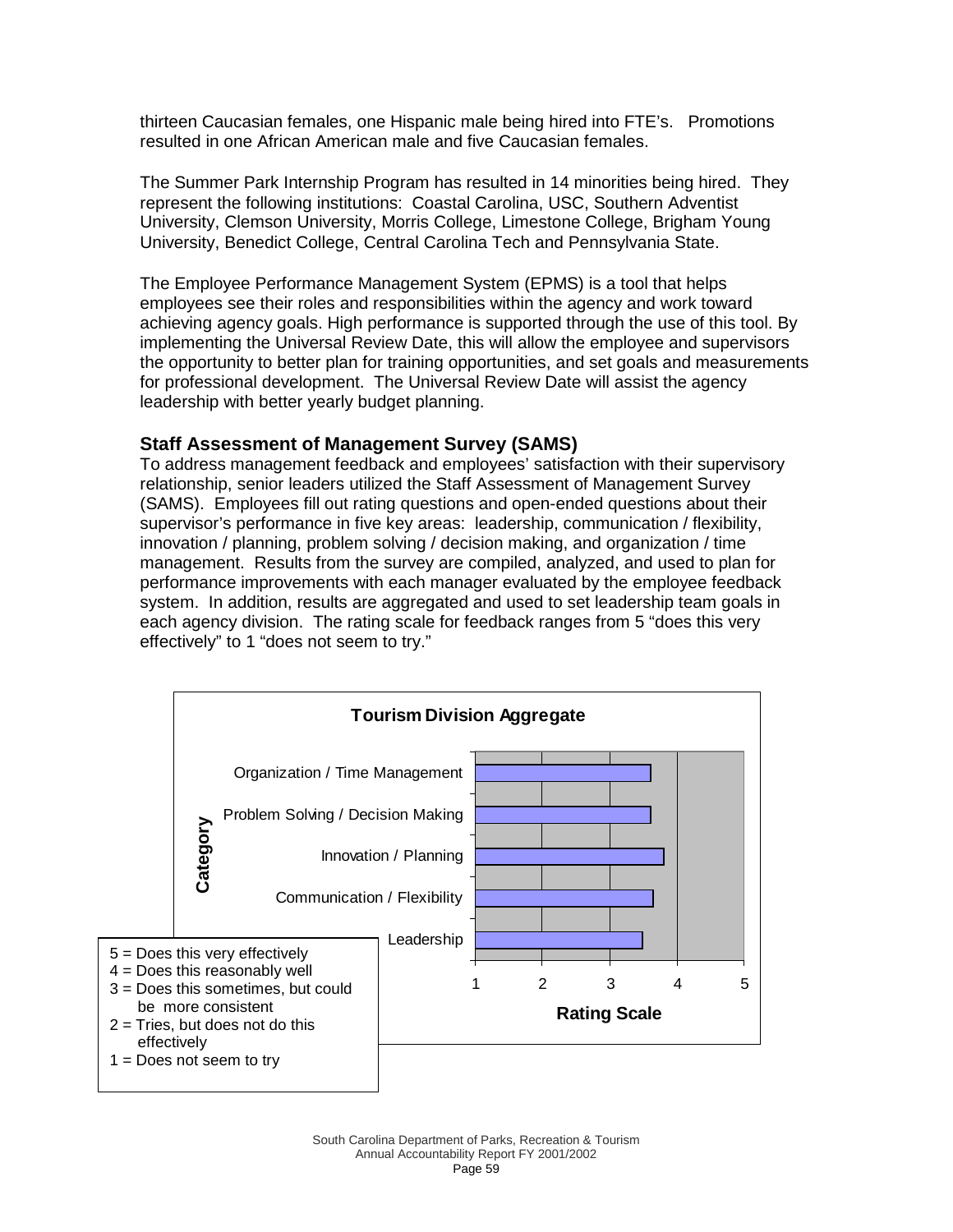thirteen Caucasian females, one Hispanic male being hired into FTE's. Promotions resulted in one African American male and five Caucasian females.

The Summer Park Internship Program has resulted in 14 minorities being hired. They represent the following institutions: Coastal Carolina, USC, Southern Adventist University, Clemson University, Morris College, Limestone College, Brigham Young University, Benedict College, Central Carolina Tech and Pennsylvania State.

The Employee Performance Management System (EPMS) is a tool that helps employees see their roles and responsibilities within the agency and work toward achieving agency goals. High performance is supported through the use of this tool. By implementing the Universal Review Date, this will allow the employee and supervisors the opportunity to better plan for training opportunities, and set goals and measurements for professional development. The Universal Review Date will assist the agency leadership with better yearly budget planning.

### Staff Assessment of Management Survey (SAMS)

To address management feedback and employees' satisfaction with their supervisory relationship, senior leaders utilized the Staff Assessment of Management Survey (SAMS). Employees fill out rating questions and open-ended questions about their supervisor's performance in five key areas: leadership, communication / flexibility, innovation / planning, problem solving / decision making, and organization / time management. Results from the survey are compiled, analyzed, and used to plan for performance improvements with each manager evaluated by the employee feedback system. In addition, results are aggregated and used to set leadership team goals in each agency division. The rating scale for feedback ranges from 5 "does this very effectively" to 1 "does not seem to try."

**Tourism Division Aggregate**

| Category | Rating Scale |
|---|---|
| Organization / Time Management | ~3.6 |
| Problem Solving / Decision Making | ~3.6 |
| Innovation / Planning | ~3.8 |
| Communication / Flexibility | ~3.65 |
| Leadership | ~3.5 |

- 5 = Does this very effectively
- 4 = Does this reasonably well
- 3 = Does this sometimes, but could be more consistent
- 2 = Tries, but does not do this effectively
- 1 = Does not seem to try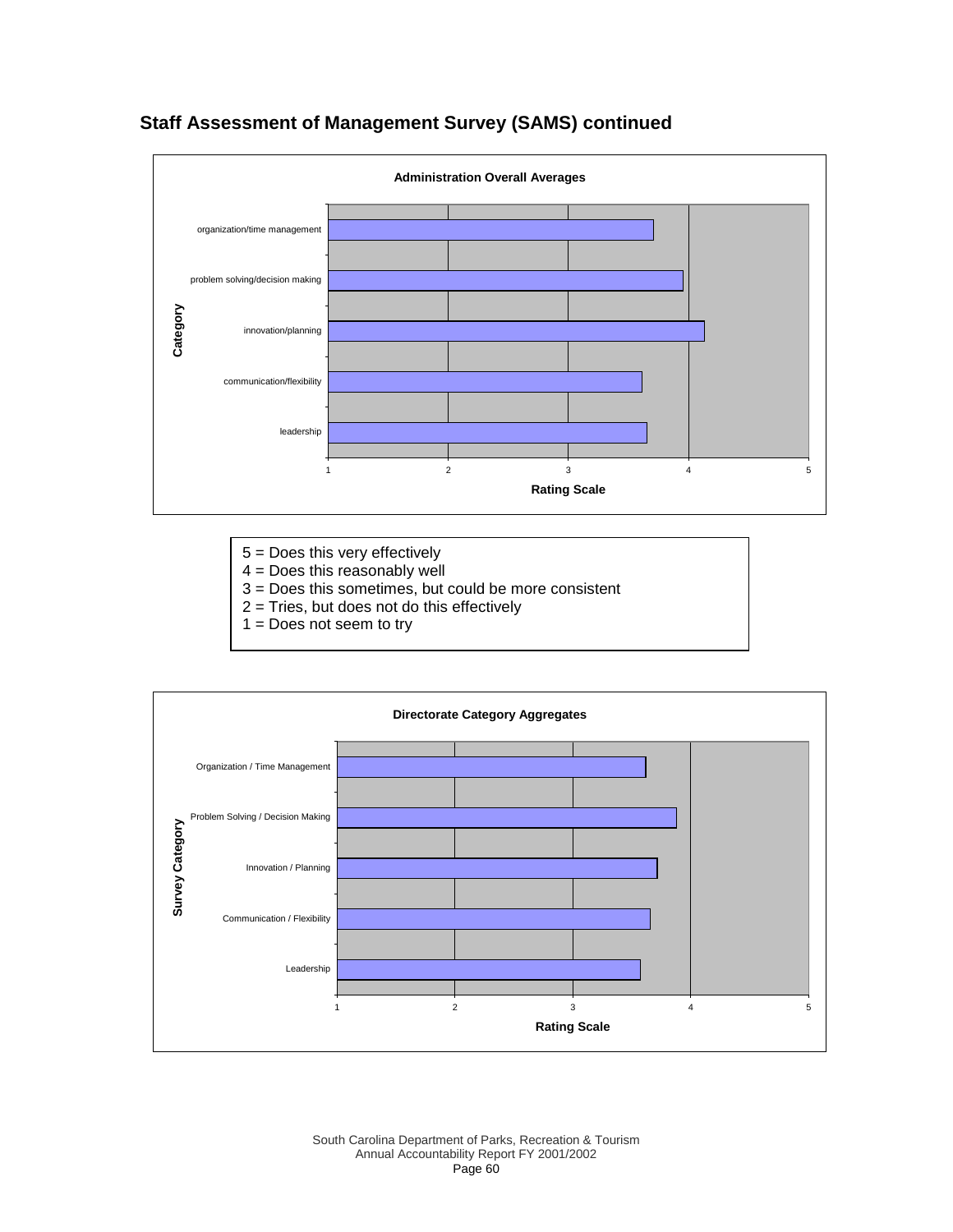## Staff Assessment of Management Survey (SAMS) continued

**Administration Overall Averages**

Category: organization/time management; problem solving/decision making; innovation/planning; communication/flexibility; leadership

Rating Scale: 1, 2, 3, 4, 5

5 = Does this very effectively
4 = Does this reasonably well
3 = Does this sometimes, but could be more consistent
2 = Tries, but does not do this effectively
1 = Does not seem to try

**Directorate Category Aggregates**

Survey Category: Organization / Time Management; Problem Solving / Decision Making; Innovation / Planning; Communication / Flexibility; Leadership

Rating Scale: 1, 2, 3, 4, 5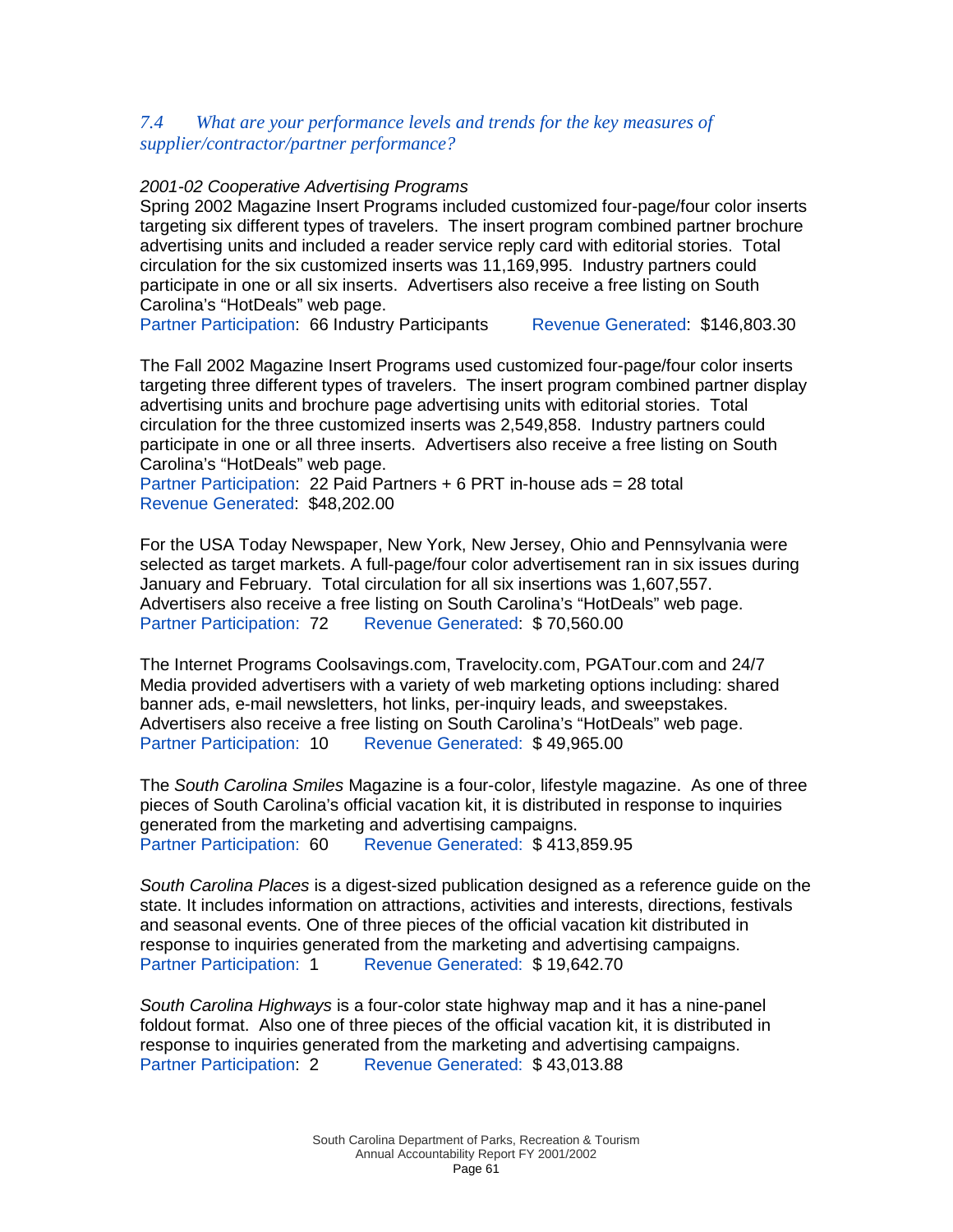### *7.4 What are your performance levels and trends for the key measures of supplier/contractor/partner performance?*

*2001-02 Cooperative Advertising Programs*

Spring 2002 Magazine Insert Programs included customized four-page/four color inserts targeting six different types of travelers. The insert program combined partner brochure advertising units and included a reader service reply card with editorial stories. Total circulation for the six customized inserts was 11,169,995. Industry partners could participate in one or all six inserts. Advertisers also receive a free listing on South Carolina's "HotDeals" web page.
Partner Participation: 66 Industry Participants Revenue Generated: $146,803.30

The Fall 2002 Magazine Insert Programs used customized four-page/four color inserts targeting three different types of travelers. The insert program combined partner display advertising units and brochure page advertising units with editorial stories. Total circulation for the three customized inserts was 2,549,858. Industry partners could participate in one or all three inserts. Advertisers also receive a free listing on South Carolina's "HotDeals" web page.
Partner Participation: 22 Paid Partners + 6 PRT in-house ads = 28 total
Revenue Generated: $48,202.00

For the USA Today Newspaper, New York, New Jersey, Ohio and Pennsylvania were selected as target markets. A full-page/four color advertisement ran in six issues during January and February. Total circulation for all six insertions was 1,607,557. Advertisers also receive a free listing on South Carolina's "HotDeals" web page.
Partner Participation: 72 Revenue Generated: $ 70,560.00

The Internet Programs Coolsavings.com, Travelocity.com, PGATour.com and 24/7 Media provided advertisers with a variety of web marketing options including: shared banner ads, e-mail newsletters, hot links, per-inquiry leads, and sweepstakes. Advertisers also receive a free listing on South Carolina's "HotDeals" web page.
Partner Participation: 10 Revenue Generated: $ 49,965.00

The *South Carolina Smiles* Magazine is a four-color, lifestyle magazine. As one of three pieces of South Carolina's official vacation kit, it is distributed in response to inquiries generated from the marketing and advertising campaigns.
Partner Participation: 60 Revenue Generated: $ 413,859.95

*South Carolina Places* is a digest-sized publication designed as a reference guide on the state. It includes information on attractions, activities and interests, directions, festivals and seasonal events. One of three pieces of the official vacation kit distributed in response to inquiries generated from the marketing and advertising campaigns.
Partner Participation: 1 Revenue Generated: $ 19,642.70

*South Carolina Highways* is a four-color state highway map and it has a nine-panel foldout format. Also one of three pieces of the official vacation kit, it is distributed in response to inquiries generated from the marketing and advertising campaigns.
Partner Participation: 2 Revenue Generated: $ 43,013.88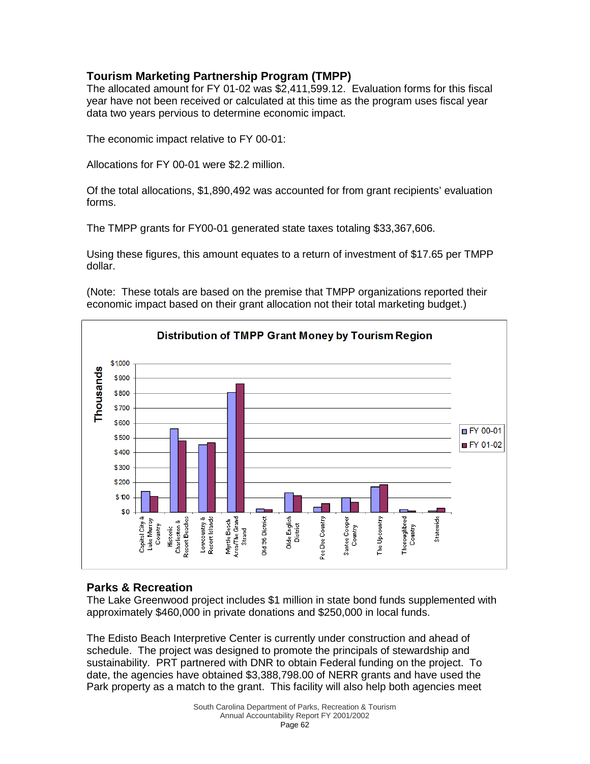## Tourism Marketing Partnership Program (TMPP)

The allocated amount for FY 01-02 was $2,411,599.12. Evaluation forms for this fiscal year have not been received or calculated at this time as the program uses fiscal year data two years pervious to determine economic impact.

The economic impact relative to FY 00-01:

Allocations for FY 00-01 were $2.2 million.

Of the total allocations, $1,890,492 was accounted for from grant recipients' evaluation forms.

The TMPP grants for FY00-01 generated state taxes totaling $33,367,606.

Using these figures, this amount equates to a return of investment of $17.65 per TMPP dollar.

(Note: These totals are based on the premise that TMPP organizations reported their economic impact based on their grant allocation not their total marketing budget.)

**Distribution of TMPP Grant Money by Tourism Region**

## Parks & Recreation

The Lake Greenwood project includes $1 million in state bond funds supplemented with approximately $460,000 in private donations and $250,000 in local funds.

The Edisto Beach Interpretive Center is currently under construction and ahead of schedule. The project was designed to promote the principals of stewardship and sustainability. PRT partnered with DNR to obtain Federal funding on the project. To date, the agencies have obtained $3,388,798.00 of NERR grants and have used the Park property as a match to the grant. This facility will also help both agencies meet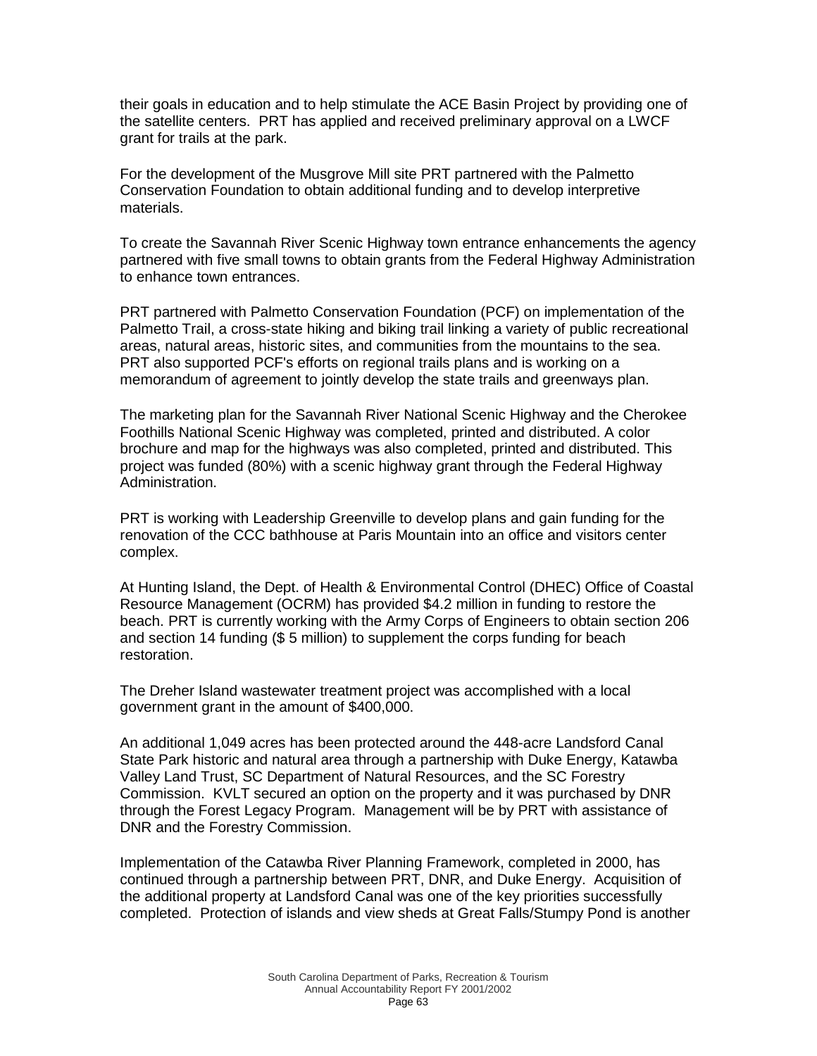their goals in education and to help stimulate the ACE Basin Project by providing one of the satellite centers. PRT has applied and received preliminary approval on a LWCF grant for trails at the park.

For the development of the Musgrove Mill site PRT partnered with the Palmetto Conservation Foundation to obtain additional funding and to develop interpretive materials.

To create the Savannah River Scenic Highway town entrance enhancements the agency partnered with five small towns to obtain grants from the Federal Highway Administration to enhance town entrances.

PRT partnered with Palmetto Conservation Foundation (PCF) on implementation of the Palmetto Trail, a cross-state hiking and biking trail linking a variety of public recreational areas, natural areas, historic sites, and communities from the mountains to the sea. PRT also supported PCF's efforts on regional trails plans and is working on a memorandum of agreement to jointly develop the state trails and greenways plan.

The marketing plan for the Savannah River National Scenic Highway and the Cherokee Foothills National Scenic Highway was completed, printed and distributed. A color brochure and map for the highways was also completed, printed and distributed. This project was funded (80%) with a scenic highway grant through the Federal Highway Administration.

PRT is working with Leadership Greenville to develop plans and gain funding for the renovation of the CCC bathhouse at Paris Mountain into an office and visitors center complex.

At Hunting Island, the Dept. of Health & Environmental Control (DHEC) Office of Coastal Resource Management (OCRM) has provided $4.2 million in funding to restore the beach. PRT is currently working with the Army Corps of Engineers to obtain section 206 and section 14 funding ($ 5 million) to supplement the corps funding for beach restoration.

The Dreher Island wastewater treatment project was accomplished with a local government grant in the amount of $400,000.

An additional 1,049 acres has been protected around the 448-acre Landsford Canal State Park historic and natural area through a partnership with Duke Energy, Katawba Valley Land Trust, SC Department of Natural Resources, and the SC Forestry Commission. KVLT secured an option on the property and it was purchased by DNR through the Forest Legacy Program. Management will be by PRT with assistance of DNR and the Forestry Commission.

Implementation of the Catawba River Planning Framework, completed in 2000, has continued through a partnership between PRT, DNR, and Duke Energy. Acquisition of the additional property at Landsford Canal was one of the key priorities successfully completed. Protection of islands and view sheds at Great Falls/Stumpy Pond is another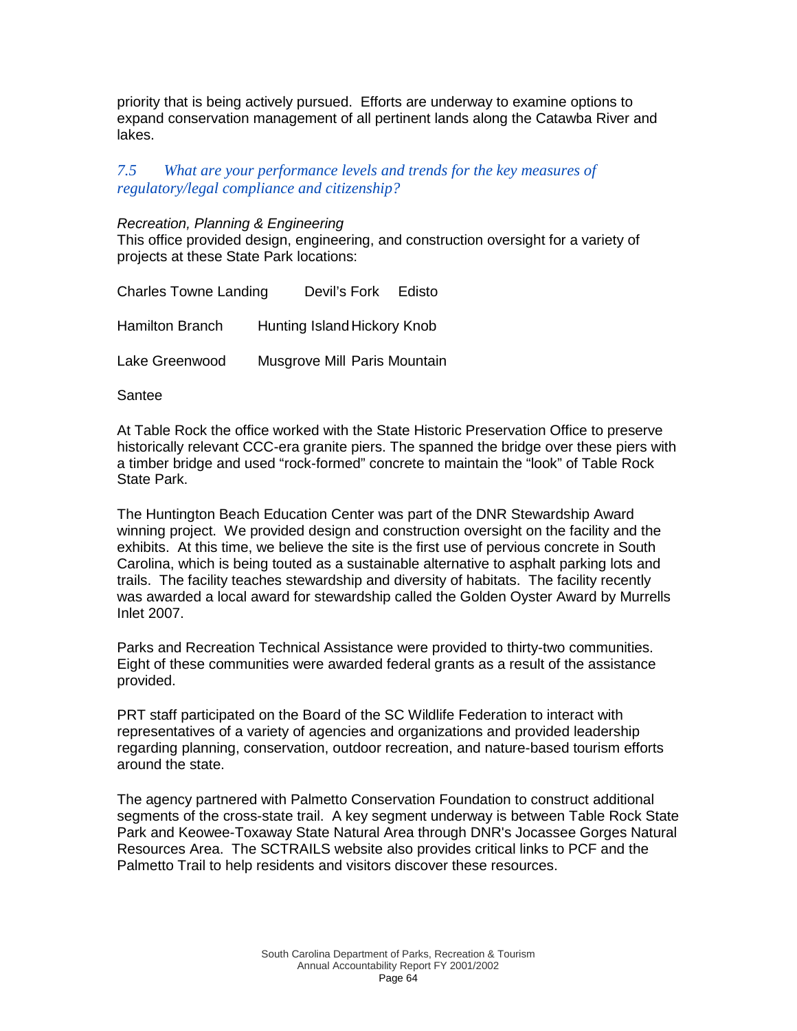priority that is being actively pursued. Efforts are underway to examine options to expand conservation management of all pertinent lands along the Catawba River and lakes.

### *7.5 What are your performance levels and trends for the key measures of regulatory/legal compliance and citizenship?*

*Recreation, Planning & Engineering*

This office provided design, engineering, and construction oversight for a variety of projects at these State Park locations:

| | | |
|---|---|---|
| Charles Towne Landing | Devil's Fork | Edisto |
| Hamilton Branch | Hunting Island | Hickory Knob |
| Lake Greenwood | Musgrove Mill | Paris Mountain |
| Santee | | |

At Table Rock the office worked with the State Historic Preservation Office to preserve historically relevant CCC-era granite piers. The spanned the bridge over these piers with a timber bridge and used "rock-formed" concrete to maintain the "look" of Table Rock State Park.

The Huntington Beach Education Center was part of the DNR Stewardship Award winning project. We provided design and construction oversight on the facility and the exhibits. At this time, we believe the site is the first use of pervious concrete in South Carolina, which is being touted as a sustainable alternative to asphalt parking lots and trails. The facility teaches stewardship and diversity of habitats. The facility recently was awarded a local award for stewardship called the Golden Oyster Award by Murrells Inlet 2007.

Parks and Recreation Technical Assistance were provided to thirty-two communities. Eight of these communities were awarded federal grants as a result of the assistance provided.

PRT staff participated on the Board of the SC Wildlife Federation to interact with representatives of a variety of agencies and organizations and provided leadership regarding planning, conservation, outdoor recreation, and nature-based tourism efforts around the state.

The agency partnered with Palmetto Conservation Foundation to construct additional segments of the cross-state trail. A key segment underway is between Table Rock State Park and Keowee-Toxaway State Natural Area through DNR's Jocassee Gorges Natural Resources Area. The SCTRAILS website also provides critical links to PCF and the Palmetto Trail to help residents and visitors discover these resources.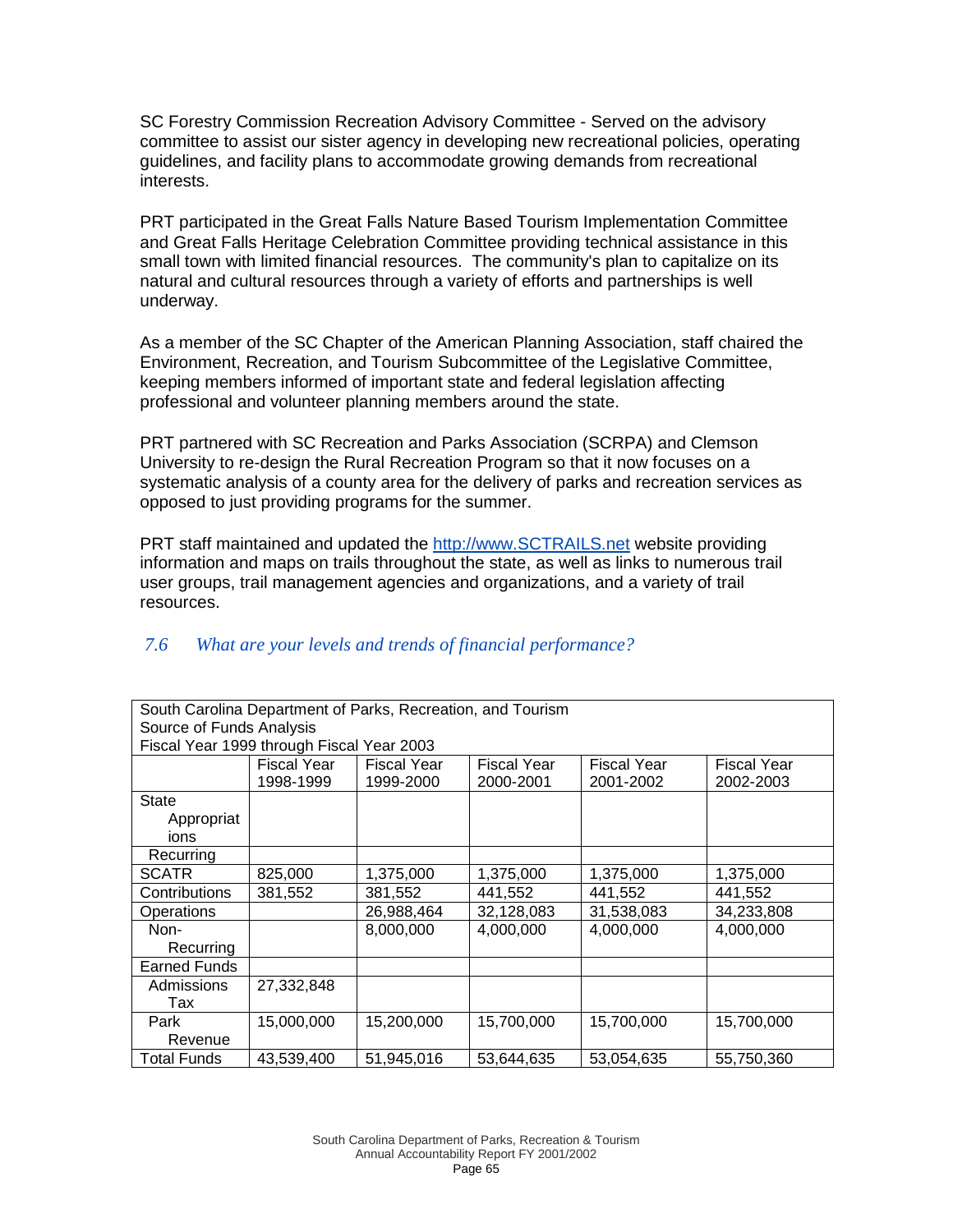SC Forestry Commission Recreation Advisory Committee - Served on the advisory committee to assist our sister agency in developing new recreational policies, operating guidelines, and facility plans to accommodate growing demands from recreational interests.

PRT participated in the Great Falls Nature Based Tourism Implementation Committee and Great Falls Heritage Celebration Committee providing technical assistance in this small town with limited financial resources. The community's plan to capitalize on its natural and cultural resources through a variety of efforts and partnerships is well underway.

As a member of the SC Chapter of the American Planning Association, staff chaired the Environment, Recreation, and Tourism Subcommittee of the Legislative Committee, keeping members informed of important state and federal legislation affecting professional and volunteer planning members around the state.

PRT partnered with SC Recreation and Parks Association (SCRPA) and Clemson University to re-design the Rural Recreation Program so that it now focuses on a systematic analysis of a county area for the delivery of parks and recreation services as opposed to just providing programs for the summer.

PRT staff maintained and updated the http://www.SCTRAILS.net website providing information and maps on trails throughout the state, as well as links to numerous trail user groups, trail management agencies and organizations, and a variety of trail resources.

### *7.6 What are your levels and trends of financial performance?*

South Carolina Department of Parks, Recreation, and Tourism
Source of Funds Analysis
Fiscal Year 1999 through Fiscal Year 2003

| | Fiscal Year 1998-1999 | Fiscal Year 1999-2000 | Fiscal Year 2000-2001 | Fiscal Year 2001-2002 | Fiscal Year 2002-2003 |
|---|---|---|---|---|---|
| State Appropriations | | | | | |
| Recurring | | | | | |
| SCATR | 825,000 | 1,375,000 | 1,375,000 | 1,375,000 | 1,375,000 |
| Contributions | 381,552 | 381,552 | 441,552 | 441,552 | 441,552 |
| Operations | | 26,988,464 | 32,128,083 | 31,538,083 | 34,233,808 |
| Non-Recurring | | 8,000,000 | 4,000,000 | 4,000,000 | 4,000,000 |
| Earned Funds | | | | | |
| Admissions Tax | 27,332,848 | | | | |
| Park Revenue | 15,000,000 | 15,200,000 | 15,700,000 | 15,700,000 | 15,700,000 |
| Total Funds | 43,539,400 | 51,945,016 | 53,644,635 | 53,054,635 | 55,750,360 |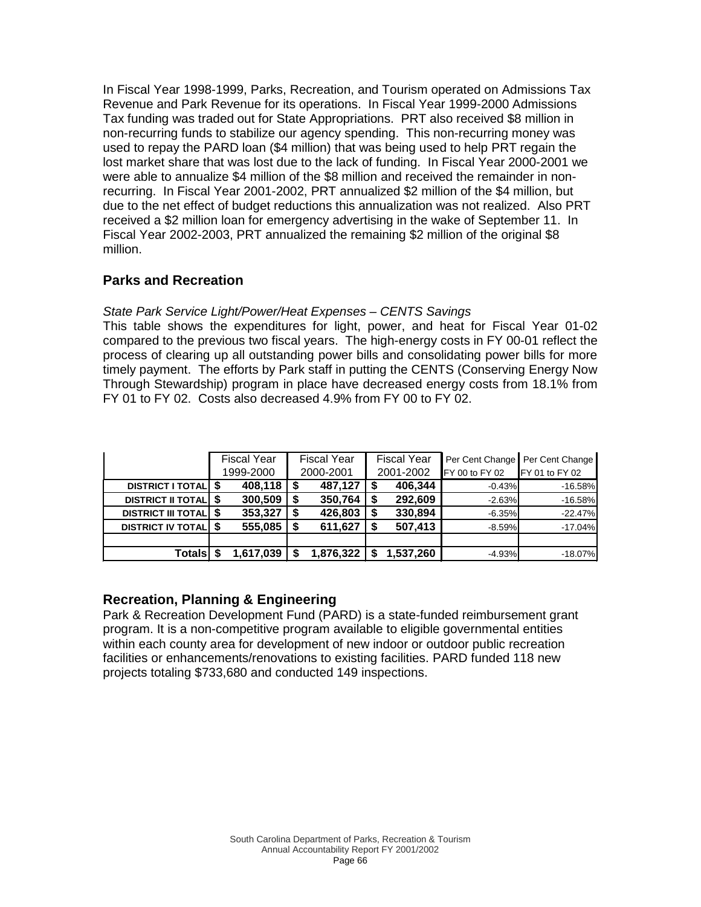In Fiscal Year 1998-1999, Parks, Recreation, and Tourism operated on Admissions Tax Revenue and Park Revenue for its operations. In Fiscal Year 1999-2000 Admissions Tax funding was traded out for State Appropriations. PRT also received $8 million in non-recurring funds to stabilize our agency spending. This non-recurring money was used to repay the PARD loan ($4 million) that was being used to help PRT regain the lost market share that was lost due to the lack of funding. In Fiscal Year 2000-2001 we were able to annualize $4 million of the $8 million and received the remainder in non-recurring. In Fiscal Year 2001-2002, PRT annualized $2 million of the $4 million, but due to the net effect of budget reductions this annualization was not realized. Also PRT received a $2 million loan for emergency advertising in the wake of September 11. In Fiscal Year 2002-2003, PRT annualized the remaining $2 million of the original $8 million.

## Parks and Recreation

*State Park Service Light/Power/Heat Expenses – CENTS Savings*

This table shows the expenditures for light, power, and heat for Fiscal Year 01-02 compared to the previous two fiscal years. The high-energy costs in FY 00-01 reflect the process of clearing up all outstanding power bills and consolidating power bills for more timely payment. The efforts by Park staff in putting the CENTS (Conserving Energy Now Through Stewardship) program in place have decreased energy costs from 18.1% from FY 01 to FY 02. Costs also decreased 4.9% from FY 00 to FY 02.

| | Fiscal Year 1999-2000 | Fiscal Year 2000-2001 | Fiscal Year 2001-2002 | Per Cent Change FY 00 to FY 02 | Per Cent Change FY 01 to FY 02 |
|---|---|---|---|---|---|
| **DISTRICT I TOTAL** | **$ 408,118** | **$ 487,127** | **$ 406,344** | -0.43% | -16.58% |
| **DISTRICT II TOTAL** | **$ 300,509** | **$ 350,764** | **$ 292,609** | -2.63% | -16.58% |
| **DISTRICT III TOTAL** | **$ 353,327** | **$ 426,803** | **$ 330,894** | -6.35% | -22.47% |
| **DISTRICT IV TOTAL** | **$ 555,085** | **$ 611,627** | **$ 507,413** | -8.59% | -17.04% |
| | | | | | |
| **Totals** | **$ 1,617,039** | **$ 1,876,322** | **$ 1,537,260** | -4.93% | -18.07% |

## Recreation, Planning & Engineering

Park & Recreation Development Fund (PARD) is a state-funded reimbursement grant program. It is a non-competitive program available to eligible governmental entities within each county area for development of new indoor or outdoor public recreation facilities or enhancements/renovations to existing facilities. PARD funded 118 new projects totaling $733,680 and conducted 149 inspections.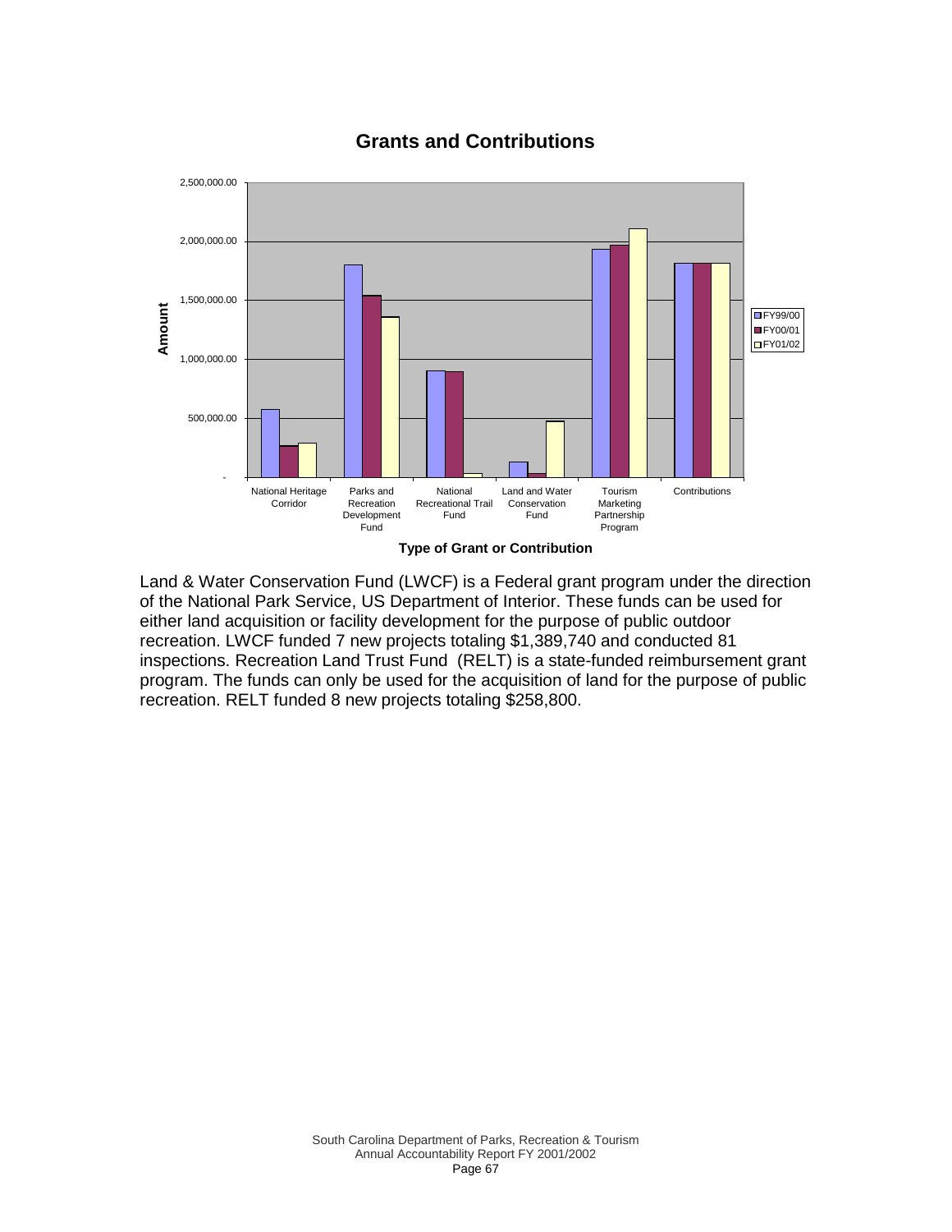## Grants and Contributions

Land & Water Conservation Fund (LWCF) is a Federal grant program under the direction of the National Park Service, US Department of Interior. These funds can be used for either land acquisition or facility development for the purpose of public outdoor recreation. LWCF funded 7 new projects totaling $1,389,740 and conducted 81 inspections. Recreation Land Trust Fund (RELT) is a state-funded reimbursement grant program. The funds can only be used for the acquisition of land for the purpose of public recreation. RELT funded 8 new projects totaling $258,800.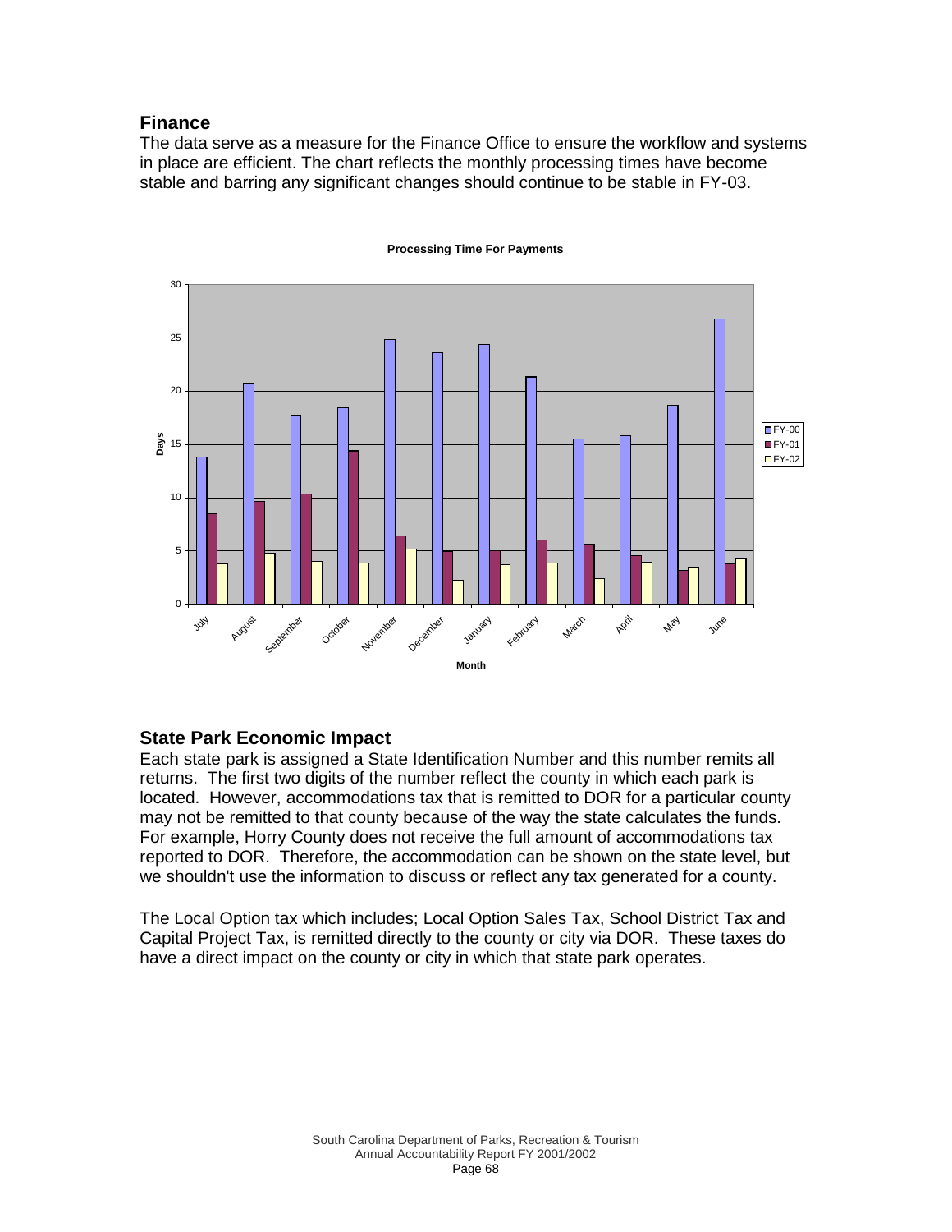## Finance

The data serve as a measure for the Finance Office to ensure the workflow and systems in place are efficient. The chart reflects the monthly processing times have become stable and barring any significant changes should continue to be stable in FY-03.

**Processing Time For Payments**

## State Park Economic Impact

Each state park is assigned a State Identification Number and this number remits all returns. The first two digits of the number reflect the county in which each park is located. However, accommodations tax that is remitted to DOR for a particular county may not be remitted to that county because of the way the state calculates the funds. For example, Horry County does not receive the full amount of accommodations tax reported to DOR. Therefore, the accommodation can be shown on the state level, but we shouldn't use the information to discuss or reflect any tax generated for a county.

The Local Option tax which includes; Local Option Sales Tax, School District Tax and Capital Project Tax, is remitted directly to the county or city via DOR. These taxes do have a direct impact on the county or city in which that state park operates.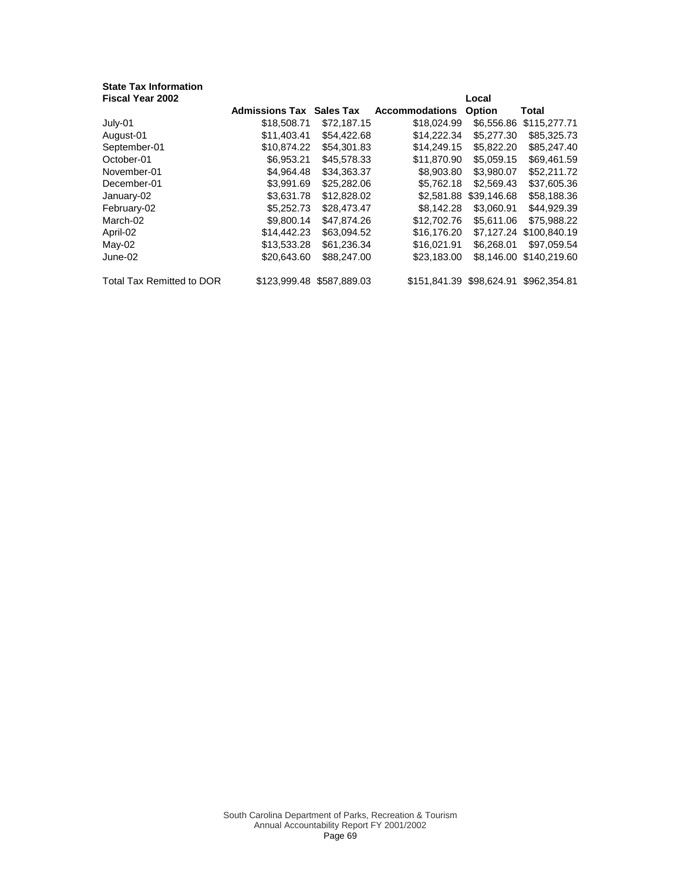**State Tax Information**
**Fiscal Year 2002**

| | Admissions Tax | Sales Tax | Accommodations | Local Option | Total |
|---|---|---|---|---|---|
| July-01 | $18,508.71 | $72,187.15 | $18,024.99 | $6,556.86 | $115,277.71 |
| August-01 | $11,403.41 | $54,422.68 | $14,222.34 | $5,277.30 | $85,325.73 |
| September-01 | $10,874.22 | $54,301.83 | $14,249.15 | $5,822.20 | $85,247.40 |
| October-01 | $6,953.21 | $45,578.33 | $11,870.90 | $5,059.15 | $69,461.59 |
| November-01 | $4,964.48 | $34,363.37 | $8,903.80 | $3,980.07 | $52,211.72 |
| December-01 | $3,991.69 | $25,282.06 | $5,762.18 | $2,569.43 | $37,605.36 |
| January-02 | $3,631.78 | $12,828.02 | $2,581.88 | $39,146.68 | $58,188.36 |
| February-02 | $5,252.73 | $28,473.47 | $8,142.28 | $3,060.91 | $44,929.39 |
| March-02 | $9,800.14 | $47,874.26 | $12,702.76 | $5,611.06 | $75,988.22 |
| April-02 | $14,442.23 | $63,094.52 | $16,176.20 | $7,127.24 | $100,840.19 |
| May-02 | $13,533.28 | $61,236.34 | $16,021.91 | $6,268.01 | $97,059.54 |
| June-02 | $20,643.60 | $88,247.00 | $23,183.00 | $8,146.00 | $140,219.60 |
| Total Tax Remitted to DOR | $123,999.48 | $587,889.03 | $151,841.39 | $98,624.91 | $962,354.81 |